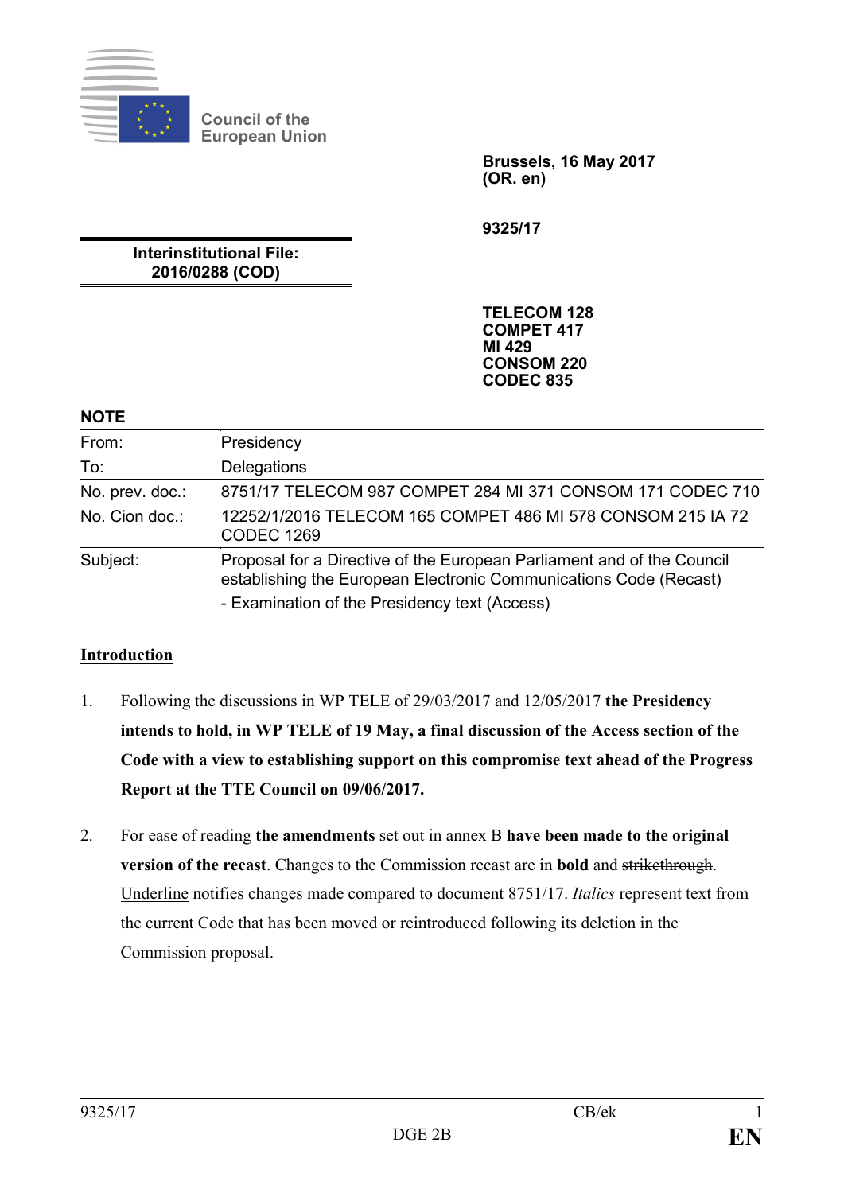Council of the European Union

**Brussels, 16 May 2017**
**(OR. en)**

**9325/17**

**Interinstitutional File:**
**2016/0288 (COD)**

**TELECOM 128**
**COMPET 417**
**MI 429**
**CONSOM 220**
**CODEC 835**

**NOTE**

| | |
|---|---|
| From: | Presidency |
| To: | Delegations |
| No. prev. doc.: | 8751/17 TELECOM 987 COMPET 284 MI 371 CONSOM 171 CODEC 710 |
| No. Cion doc.: | 12252/1/2016 TELECOM 165 COMPET 486 MI 578 CONSOM 215 IA 72 CODEC 1269 |
| Subject: | Proposal for a Directive of the European Parliament and of the Council establishing the European Electronic Communications Code (Recast)<br>- Examination of the Presidency text (Access) |

## Introduction

1. Following the discussions in WP TELE of 29/03/2017 and 12/05/2017 **the Presidency intends to hold, in WP TELE of 19 May, a final discussion of the Access section of the Code with a view to establishing support on this compromise text ahead of the Progress Report at the TTE Council on 09/06/2017.**

2. For ease of reading **the amendments** set out in annex B **have been made to the original version of the recast**. Changes to the Commission recast are in **bold** and ~~strikethrough~~. <u>Underline</u> notifies changes made compared to document 8751/17. *Italics* represent text from the current Code that has been moved or reintroduced following its deletion in the Commission proposal.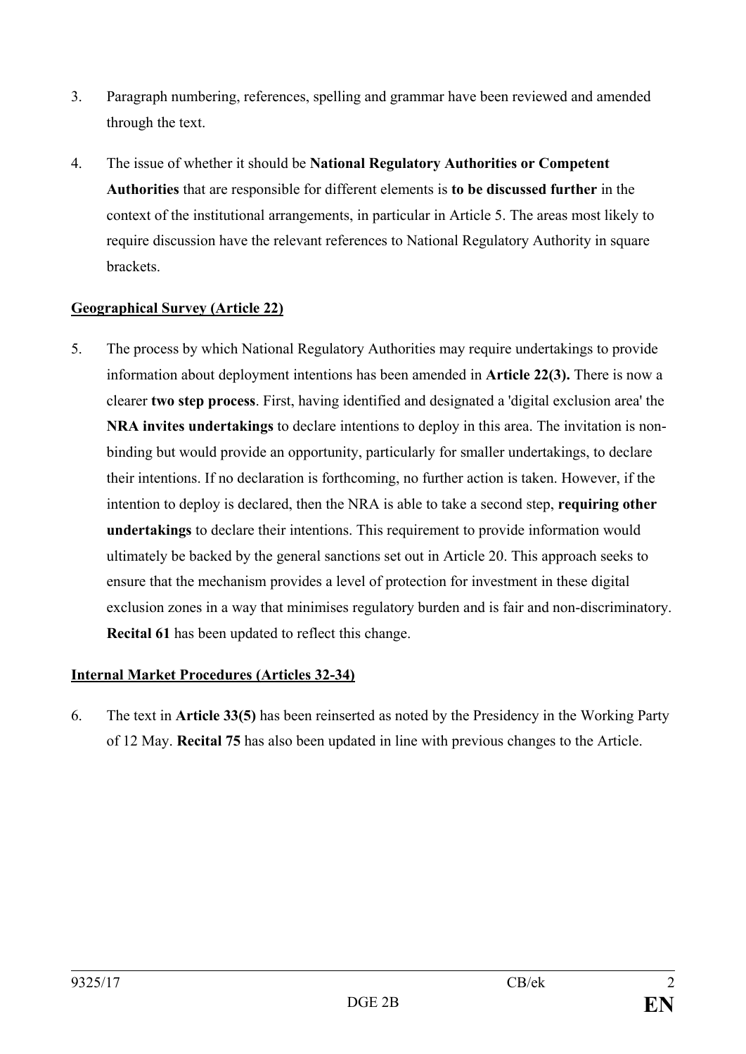3. Paragraph numbering, references, spelling and grammar have been reviewed and amended through the text.

4. The issue of whether it should be **National Regulatory Authorities or Competent Authorities** that are responsible for different elements is **to be discussed further** in the context of the institutional arrangements, in particular in Article 5. The areas most likely to require discussion have the relevant references to National Regulatory Authority in square brackets.

**<u>Geographical Survey (Article 22)</u>**

5. The process by which National Regulatory Authorities may require undertakings to provide information about deployment intentions has been amended in **Article 22(3).** There is now a clearer **two step process**. First, having identified and designated a 'digital exclusion area' the **NRA invites undertakings** to declare intentions to deploy in this area. The invitation is non-binding but would provide an opportunity, particularly for smaller undertakings, to declare their intentions. If no declaration is forthcoming, no further action is taken. However, if the intention to deploy is declared, then the NRA is able to take a second step, **requiring other undertakings** to declare their intentions. This requirement to provide information would ultimately be backed by the general sanctions set out in Article 20. This approach seeks to ensure that the mechanism provides a level of protection for investment in these digital exclusion zones in a way that minimises regulatory burden and is fair and non-discriminatory. **Recital 61** has been updated to reflect this change.

**<u>Internal Market Procedures (Articles 32-34)</u>**

6. The text in **Article 33(5)** has been reinserted as noted by the Presidency in the Working Party of 12 May. **Recital 75** has also been updated in line with previous changes to the Article.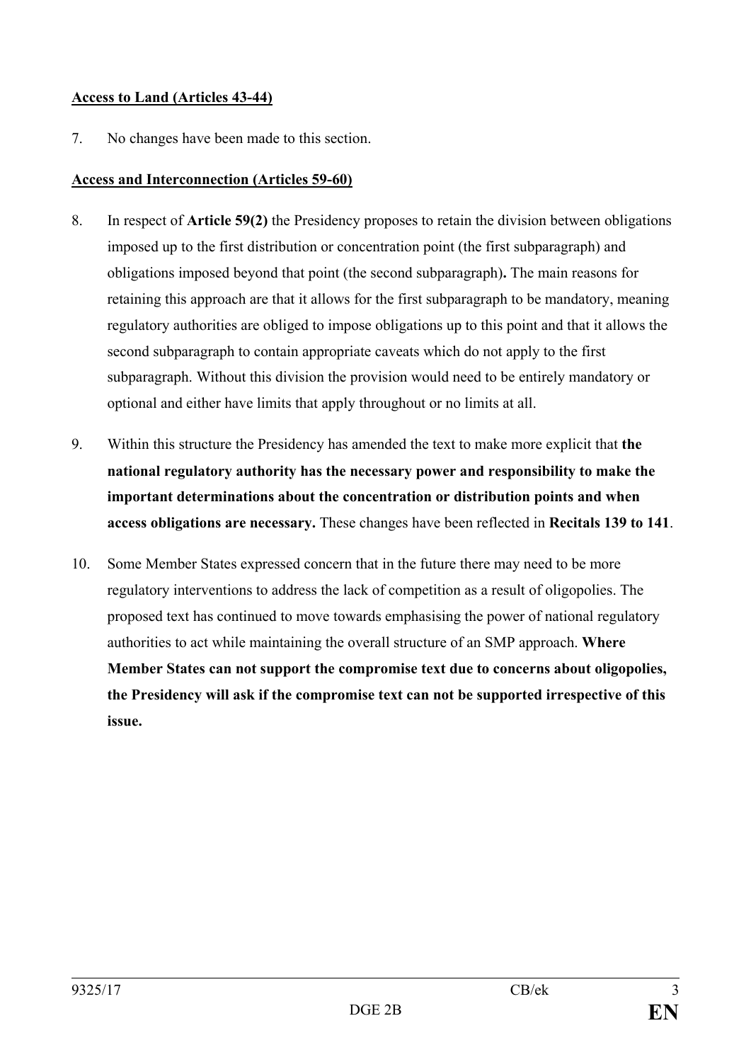**Access to Land (Articles 43-44)**

7. No changes have been made to this section.

**Access and Interconnection (Articles 59-60)**

8. In respect of **Article 59(2)** the Presidency proposes to retain the division between obligations imposed up to the first distribution or concentration point (the first subparagraph) and obligations imposed beyond that point (the second subparagraph)**.** The main reasons for retaining this approach are that it allows for the first subparagraph to be mandatory, meaning regulatory authorities are obliged to impose obligations up to this point and that it allows the second subparagraph to contain appropriate caveats which do not apply to the first subparagraph. Without this division the provision would need to be entirely mandatory or optional and either have limits that apply throughout or no limits at all.

9. Within this structure the Presidency has amended the text to make more explicit that **the national regulatory authority has the necessary power and responsibility to make the important determinations about the concentration or distribution points and when access obligations are necessary.** These changes have been reflected in **Recitals 139 to 141**.

10. Some Member States expressed concern that in the future there may need to be more regulatory interventions to address the lack of competition as a result of oligopolies. The proposed text has continued to move towards emphasising the power of national regulatory authorities to act while maintaining the overall structure of an SMP approach. **Where Member States can not support the compromise text due to concerns about oligopolies, the Presidency will ask if the compromise text can not be supported irrespective of this issue.**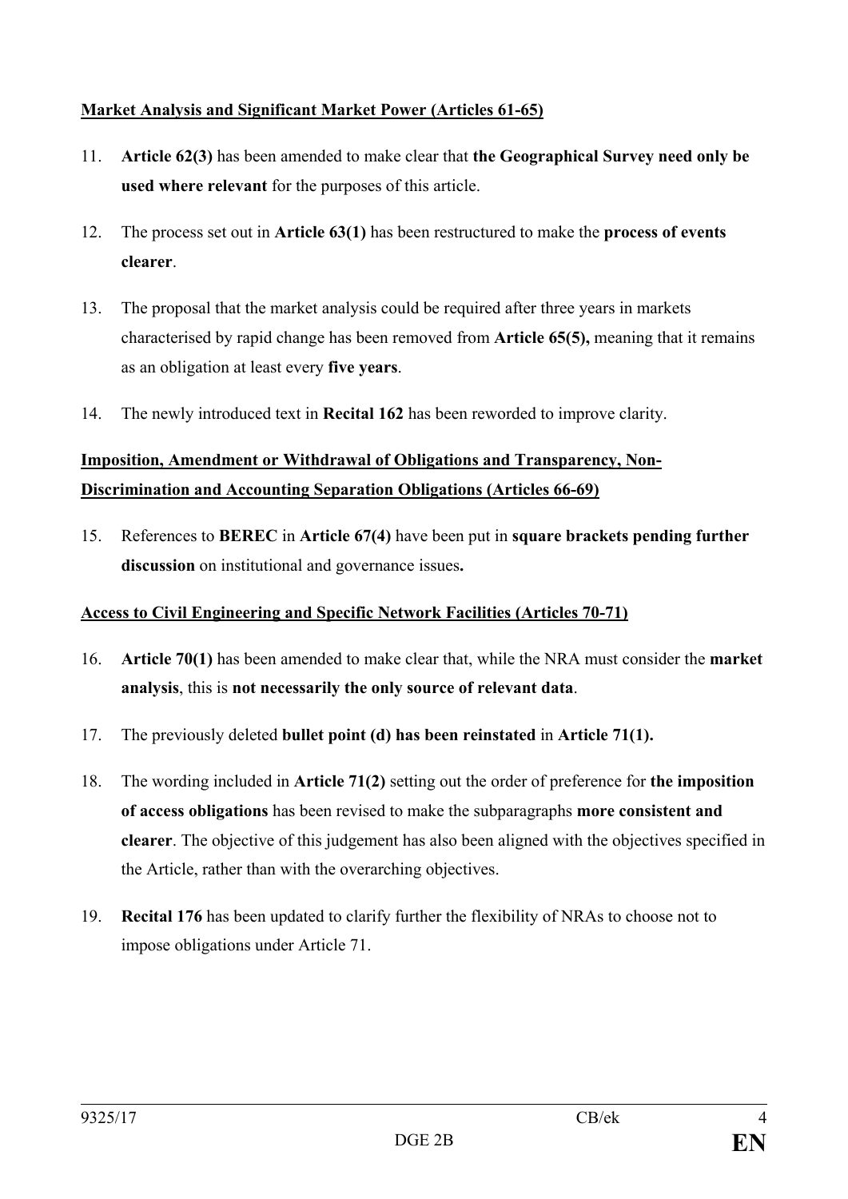**Market Analysis and Significant Market Power (Articles 61-65)**

11. **Article 62(3)** has been amended to make clear that **the Geographical Survey need only be used where relevant** for the purposes of this article.

12. The process set out in **Article 63(1)** has been restructured to make the **process of events clearer**.

13. The proposal that the market analysis could be required after three years in markets characterised by rapid change has been removed from **Article 65(5),** meaning that it remains as an obligation at least every **five years**.

14. The newly introduced text in **Recital 162** has been reworded to improve clarity.

**Imposition, Amendment or Withdrawal of Obligations and Transparency, Non-Discrimination and Accounting Separation Obligations (Articles 66-69)**

15. References to **BEREC** in **Article 67(4)** have been put in **square brackets pending further discussion** on institutional and governance issues**.**

**Access to Civil Engineering and Specific Network Facilities (Articles 70-71)**

16. **Article 70(1)** has been amended to make clear that, while the NRA must consider the **market analysis**, this is **not necessarily the only source of relevant data**.

17. The previously deleted **bullet point (d) has been reinstated** in **Article 71(1).**

18. The wording included in **Article 71(2)** setting out the order of preference for **the imposition of access obligations** has been revised to make the subparagraphs **more consistent and clearer**. The objective of this judgement has also been aligned with the objectives specified in the Article, rather than with the overarching objectives.

19. **Recital 176** has been updated to clarify further the flexibility of NRAs to choose not to impose obligations under Article 71.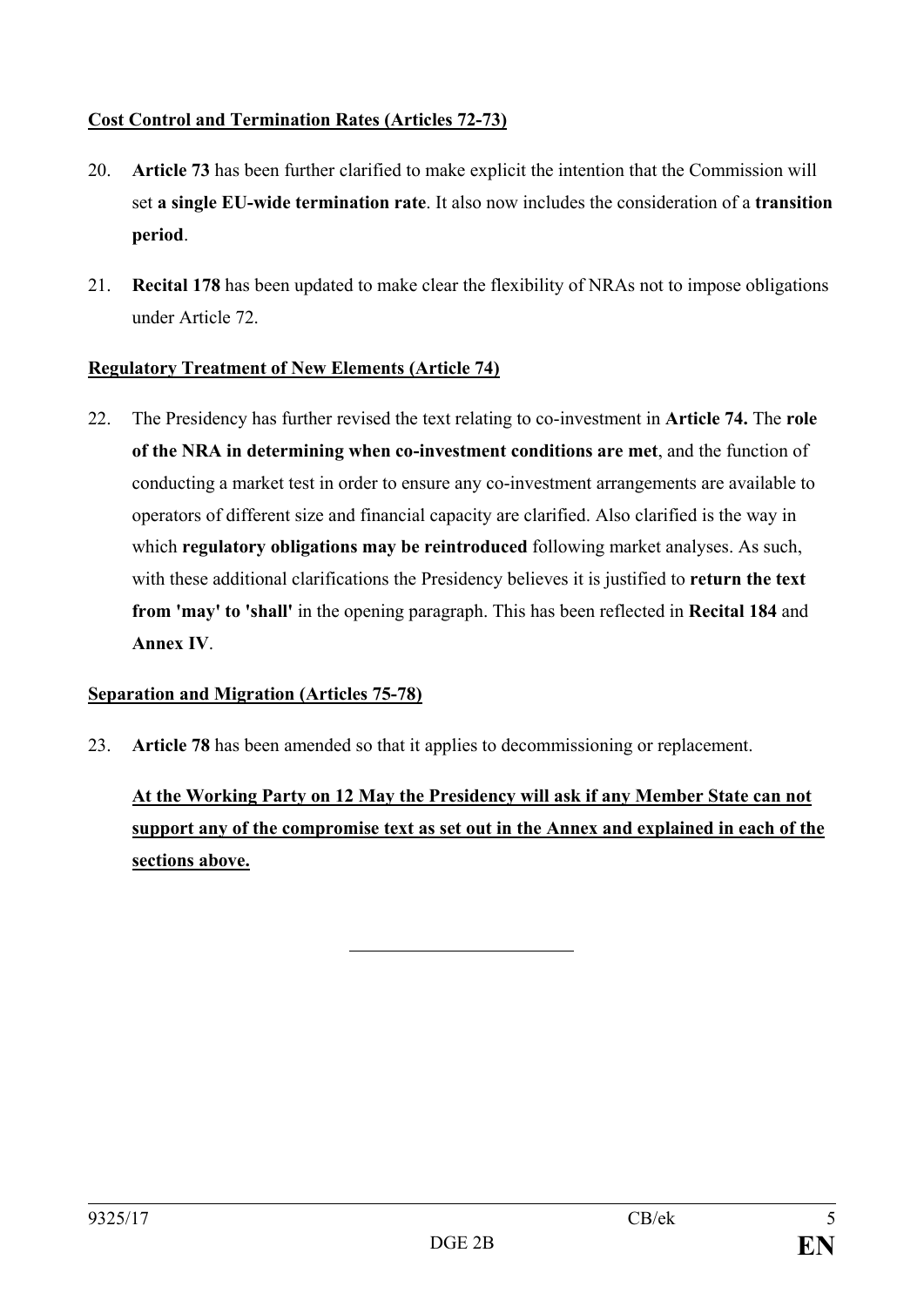**Cost Control and Termination Rates (Articles 72-73)**

20. **Article 73** has been further clarified to make explicit the intention that the Commission will set **a single EU-wide termination rate**. It also now includes the consideration of a **transition period**.

21. **Recital 178** has been updated to make clear the flexibility of NRAs not to impose obligations under Article 72.

**Regulatory Treatment of New Elements (Article 74)**

22. The Presidency has further revised the text relating to co-investment in **Article 74.** The **role of the NRA in determining when co-investment conditions are met**, and the function of conducting a market test in order to ensure any co-investment arrangements are available to operators of different size and financial capacity are clarified. Also clarified is the way in which **regulatory obligations may be reintroduced** following market analyses. As such, with these additional clarifications the Presidency believes it is justified to **return the text from 'may' to 'shall'** in the opening paragraph. This has been reflected in **Recital 184** and **Annex IV**.

**Separation and Migration (Articles 75-78)**

23. **Article 78** has been amended so that it applies to decommissioning or replacement.

**At the Working Party on 12 May the Presidency will ask if any Member State can not support any of the compromise text as set out in the Annex and explained in each of the sections above.**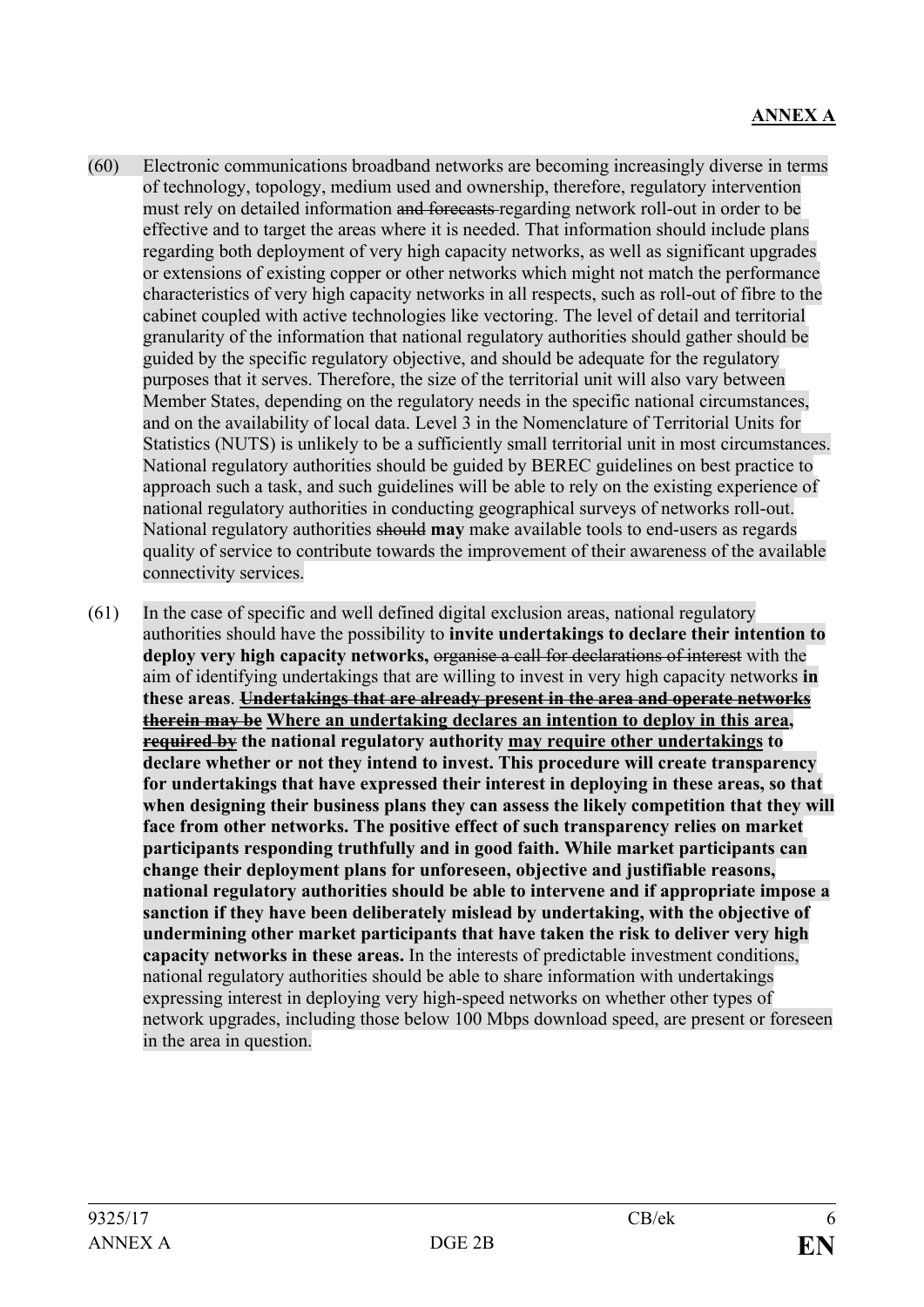(60) Electronic communications broadband networks are becoming increasingly diverse in terms of technology, topology, medium used and ownership, therefore, regulatory intervention must rely on detailed information ~~and forecasts~~ regarding network roll-out in order to be effective and to target the areas where it is needed. That information should include plans regarding both deployment of very high capacity networks, as well as significant upgrades or extensions of existing copper or other networks which might not match the performance characteristics of very high capacity networks in all respects, such as roll-out of fibre to the cabinet coupled with active technologies like vectoring. The level of detail and territorial granularity of the information that national regulatory authorities should gather should be guided by the specific regulatory objective, and should be adequate for the regulatory purposes that it serves. Therefore, the size of the territorial unit will also vary between Member States, depending on the regulatory needs in the specific national circumstances, and on the availability of local data. Level 3 in the Nomenclature of Territorial Units for Statistics (NUTS) is unlikely to be a sufficiently small territorial unit in most circumstances. National regulatory authorities should be guided by BEREC guidelines on best practice to approach such a task, and such guidelines will be able to rely on the existing experience of national regulatory authorities in conducting geographical surveys of networks roll-out. National regulatory authorities ~~should~~ **may** make available tools to end-users as regards quality of service to contribute towards the improvement of their awareness of the available connectivity services.

(61) In the case of specific and well defined digital exclusion areas, national regulatory authorities should have the possibility to **invite undertakings to declare their intention to deploy very high capacity networks,** ~~organise a call for declarations of interest~~ with the aim of identifying undertakings that are willing to invest in very high capacity networks **in these areas**. **~~Undertakings that are already present in the area and operate networks therein may be~~ Where an undertaking declares an intention to deploy in this area, ~~required by~~ the national regulatory authority may require other undertakings to declare whether or not they intend to invest. This procedure will create transparency for undertakings that have expressed their interest in deploying in these areas, so that when designing their business plans they can assess the likely competition that they will face from other networks. The positive effect of such transparency relies on market participants responding truthfully and in good faith. While market participants can change their deployment plans for unforeseen, objective and justifiable reasons, national regulatory authorities should be able to intervene and if appropriate impose a sanction if they have been deliberately mislead by undertaking, with the objective of undermining other market participants that have taken the risk to deliver very high capacity networks in these areas.** In the interests of predictable investment conditions, national regulatory authorities should be able to share information with undertakings expressing interest in deploying very high-speed networks on whether other types of network upgrades, including those below 100 Mbps download speed, are present or foreseen in the area in question.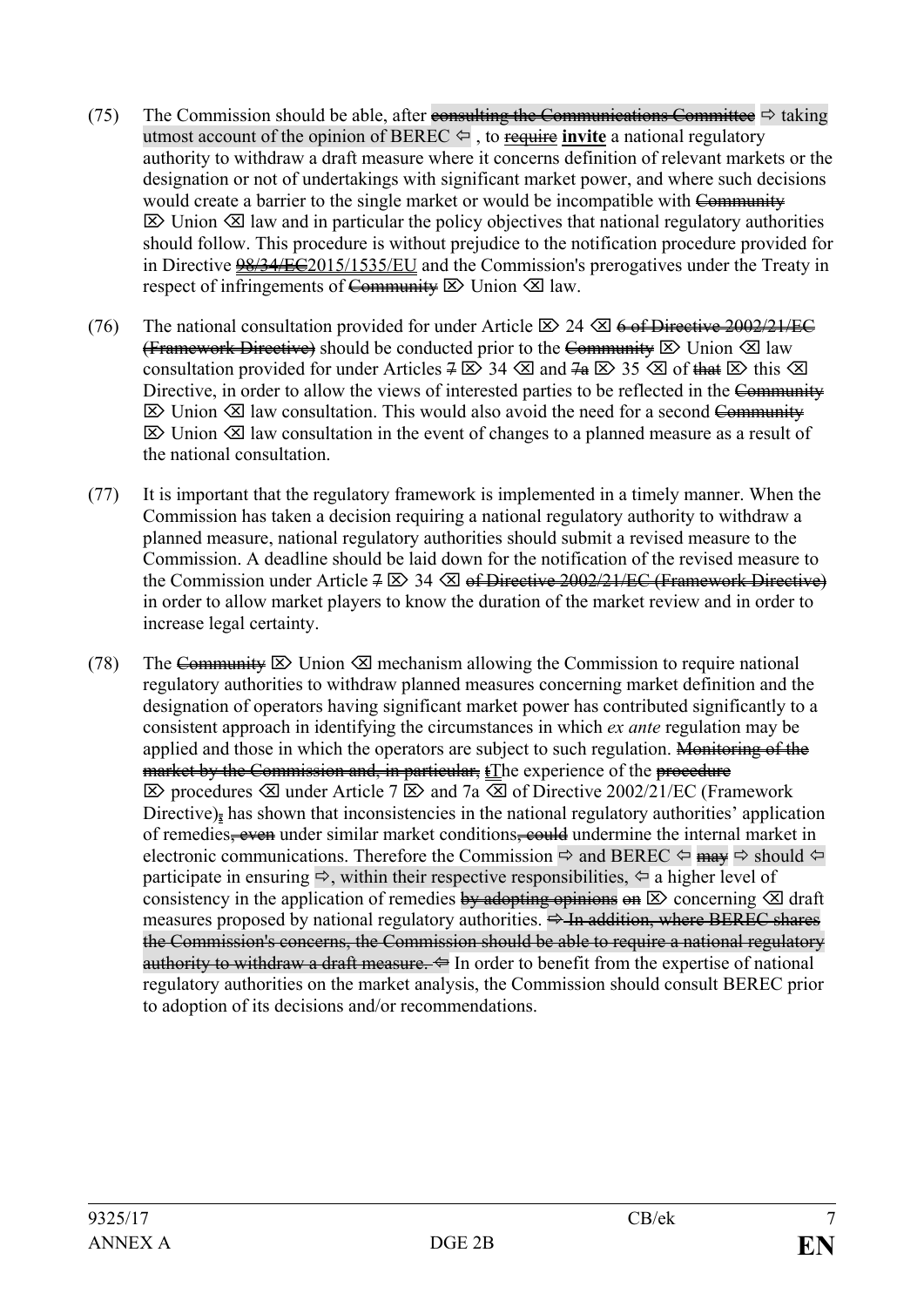(75) The Commission should be able, after ~~consulting the Communications Committee~~ ⇨ taking utmost account of the opinion of BEREC ⇦ , to ~~require~~ **invite** a national regulatory authority to withdraw a draft measure where it concerns definition of relevant markets or the designation or not of undertakings with significant market power, and where such decisions would create a barrier to the single market or would be incompatible with ~~Community~~ ⌦ Union ⌫ law and in particular the policy objectives that national regulatory authorities should follow. This procedure is without prejudice to the notification procedure provided for in Directive ~~98/34/EC~~2015/1535/EU and the Commission's prerogatives under the Treaty in respect of infringements of ~~Community~~ ⌦ Union ⌫ law.

(76) The national consultation provided for under Article ⌦ 24 ⌫ ~~6 of Directive 2002/21/EC (Framework Directive)~~ should be conducted prior to the ~~Community~~ ⌦ Union ⌫ law consultation provided for under Articles ~~7~~ ⌦ 34 ⌫ and ~~7a~~ ⌦ 35 ⌫ of ~~that~~ ⌦ this ⌫ Directive, in order to allow the views of interested parties to be reflected in the ~~Community~~ ⌦ Union ⌫ law consultation. This would also avoid the need for a second ~~Community~~ ⌦ Union ⌫ law consultation in the event of changes to a planned measure as a result of the national consultation.

(77) It is important that the regulatory framework is implemented in a timely manner. When the Commission has taken a decision requiring a national regulatory authority to withdraw a planned measure, national regulatory authorities should submit a revised measure to the Commission. A deadline should be laid down for the notification of the revised measure to the Commission under Article ~~7~~ ⌦ 34 ⌫ ~~of Directive 2002/21/EC (Framework Directive)~~ in order to allow market players to know the duration of the market review and in order to increase legal certainty.

(78) The ~~Community~~ ⌦ Union ⌫ mechanism allowing the Commission to require national regulatory authorities to withdraw planned measures concerning market definition and the designation of operators having significant market power has contributed significantly to a consistent approach in identifying the circumstances in which *ex ante* regulation may be applied and those in which the operators are subject to such regulation. ~~Monitoring of the market by the Commission and, in particular,~~ ~~t~~The experience of the ~~procedure~~ ⌦ procedures ⌫ under Article 7 ⌦ and 7a ⌫ of Directive 2002/21/EC (Framework Directive)~~,~~ has shown that inconsistencies in the national regulatory authorities' application of remedies~~, even~~ under similar market conditions~~, could~~ undermine the internal market in electronic communications. Therefore the Commission ⇨ and BEREC ⇦ ~~may~~ ⇨ should ⇦ participate in ensuring ⇨, within their respective responsibilities, ⇦ a higher level of consistency in the application of remedies ~~by adopting opinions~~ ~~on~~ ⌦ concerning ⌫ draft measures proposed by national regulatory authorities. ⇨ ~~In addition, where BEREC shares the Commission's concerns, the Commission should be able to require a national regulatory authority to withdraw a draft measure.~~ ⇦ In order to benefit from the expertise of national regulatory authorities on the market analysis, the Commission should consult BEREC prior to adoption of its decisions and/or recommendations.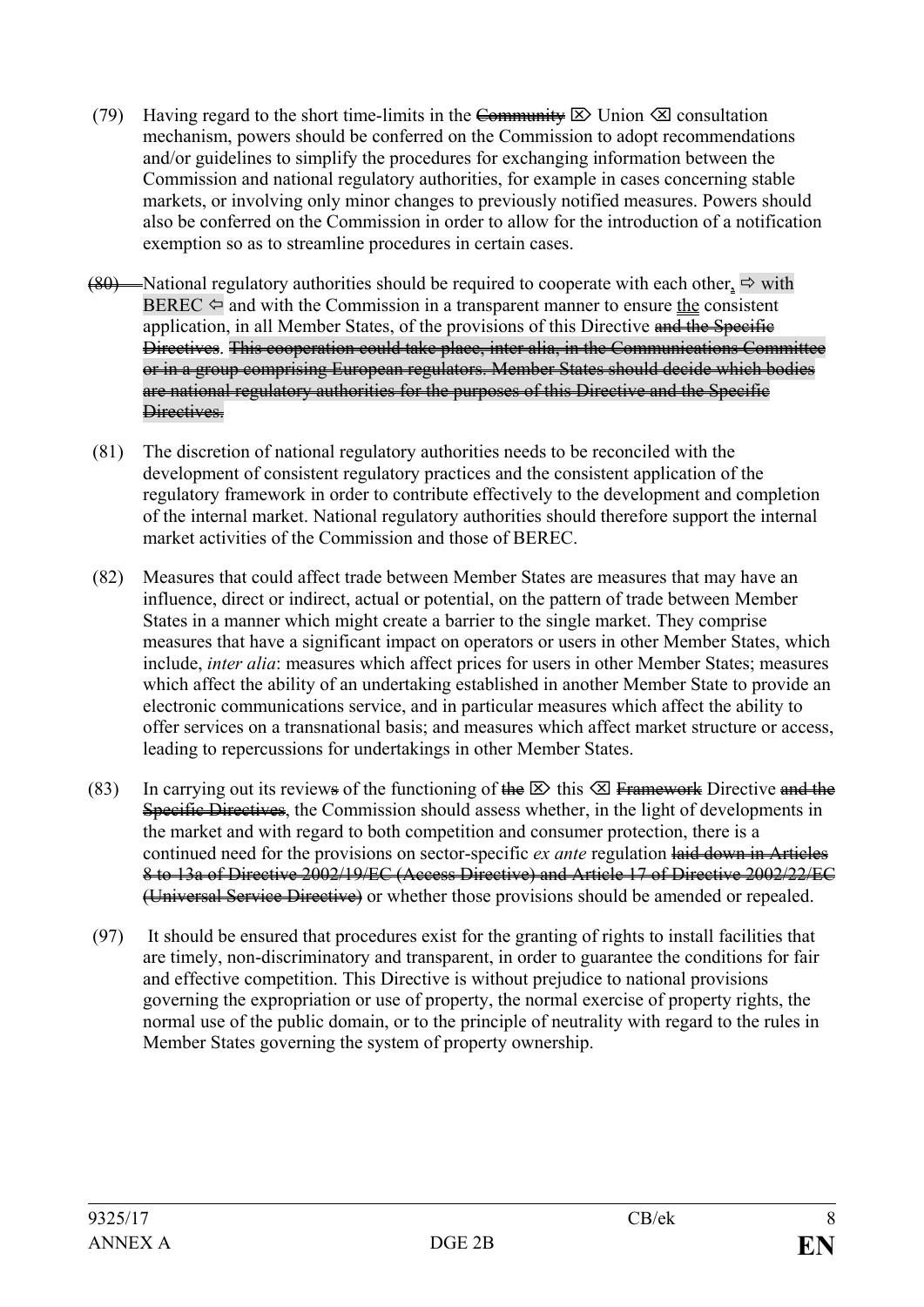(79) Having regard to the short time-limits in the ~~Community~~ ⌦ Union ⌫ consultation mechanism, powers should be conferred on the Commission to adopt recommendations and/or guidelines to simplify the procedures for exchanging information between the Commission and national regulatory authorities, for example in cases concerning stable markets, or involving only minor changes to previously notified measures. Powers should also be conferred on the Commission in order to allow for the introduction of a notification exemption so as to streamline procedures in certain cases.

~~(80)~~ National regulatory authorities should be required to cooperate with each other, ⇨ with BEREC ⇦ and with the Commission in a transparent manner to ensure the consistent application, in all Member States, of the provisions of this Directive ~~and the Specific Directives~~. ~~This cooperation could take place, inter alia, in the Communications Committee or in a group comprising European regulators. Member States should decide which bodies are national regulatory authorities for the purposes of this Directive and the Specific Directives.~~

(81) The discretion of national regulatory authorities needs to be reconciled with the development of consistent regulatory practices and the consistent application of the regulatory framework in order to contribute effectively to the development and completion of the internal market. National regulatory authorities should therefore support the internal market activities of the Commission and those of BEREC.

(82) Measures that could affect trade between Member States are measures that may have an influence, direct or indirect, actual or potential, on the pattern of trade between Member States in a manner which might create a barrier to the single market. They comprise measures that have a significant impact on operators or users in other Member States, which include, *inter alia*: measures which affect prices for users in other Member States; measures which affect the ability of an undertaking established in another Member State to provide an electronic communications service, and in particular measures which affect the ability to offer services on a transnational basis; and measures which affect market structure or access, leading to repercussions for undertakings in other Member States.

(83) In carrying out its review~~s~~ of the functioning of ~~the~~ ⌦ this ⌫ ~~Framework~~ Directive ~~and the Specific Directives~~, the Commission should assess whether, in the light of developments in the market and with regard to both competition and consumer protection, there is a continued need for the provisions on sector-specific *ex ante* regulation ~~laid down in Articles 8 to 13a of Directive 2002/19/EC (Access Directive) and Article 17 of Directive 2002/22/EC (Universal Service Directive)~~ or whether those provisions should be amended or repealed.

(97) It should be ensured that procedures exist for the granting of rights to install facilities that are timely, non-discriminatory and transparent, in order to guarantee the conditions for fair and effective competition. This Directive is without prejudice to national provisions governing the expropriation or use of property, the normal exercise of property rights, the normal use of the public domain, or to the principle of neutrality with regard to the rules in Member States governing the system of property ownership.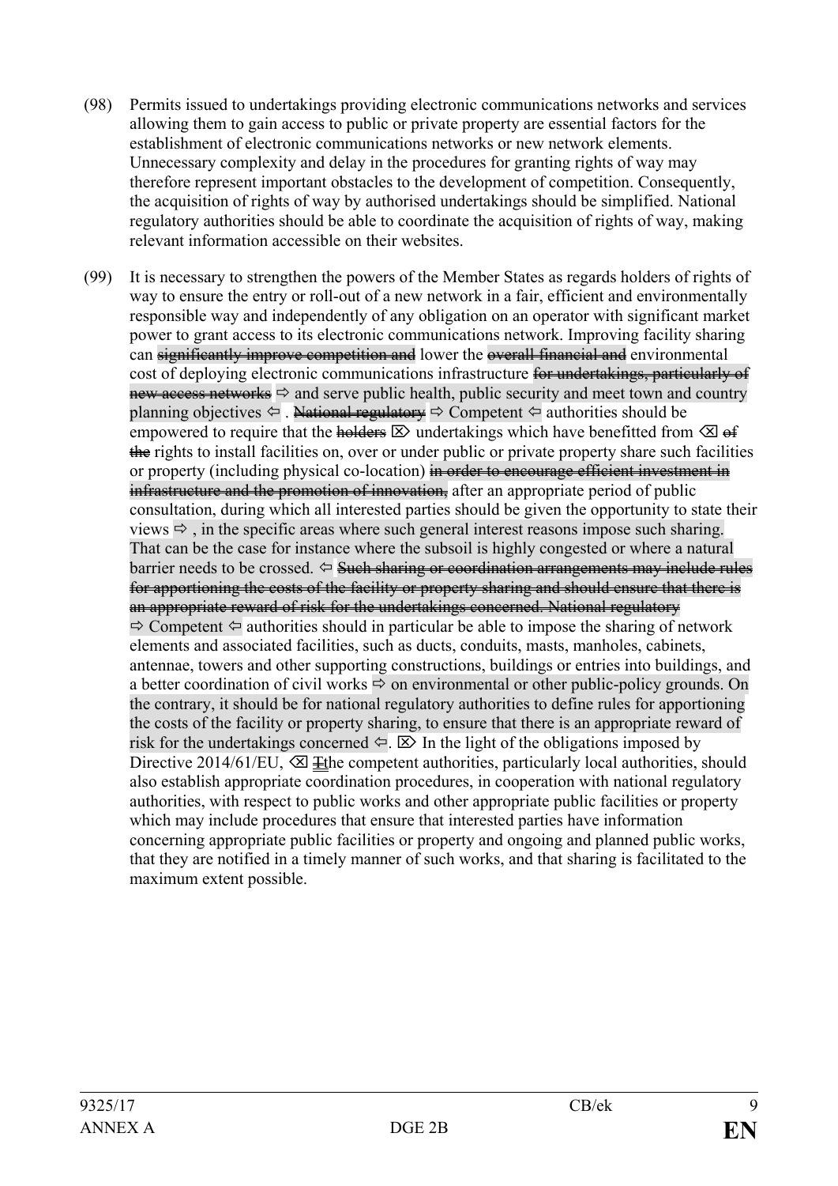(98) Permits issued to undertakings providing electronic communications networks and services allowing them to gain access to public or private property are essential factors for the establishment of electronic communications networks or new network elements. Unnecessary complexity and delay in the procedures for granting rights of way may therefore represent important obstacles to the development of competition. Consequently, the acquisition of rights of way by authorised undertakings should be simplified. National regulatory authorities should be able to coordinate the acquisition of rights of way, making relevant information accessible on their websites.

(99) It is necessary to strengthen the powers of the Member States as regards holders of rights of way to ensure the entry or roll-out of a new network in a fair, efficient and environmentally responsible way and independently of any obligation on an operator with significant market power to grant access to its electronic communications network. Improving facility sharing can ~~significantly improve competition and~~ lower the ~~overall financial and~~ environmental cost of deploying electronic communications infrastructure ~~for undertakings, particularly of new access networks~~ ⇨ and serve public health, public security and meet town and country planning objectives ⇦ . ~~National regulatory~~ ⇨ Competent ⇦ authorities should be empowered to require that the ~~holders~~ ⌦ undertakings which have benefitted from ⌫ ~~of the~~ rights to install facilities on, over or under public or private property share such facilities or property (including physical co-location) ~~in order to encourage efficient investment in infrastructure and the promotion of innovation,~~ after an appropriate period of public consultation, during which all interested parties should be given the opportunity to state their views ⇨ , in the specific areas where such general interest reasons impose such sharing. That can be the case for instance where the subsoil is highly congested or where a natural barrier needs to be crossed. ⇦ ~~Such sharing or coordination arrangements may include rules for apportioning the costs of the facility or property sharing and should ensure that there is an appropriate reward of risk for the undertakings concerned. National regulatory~~ ⇨ Competent ⇦ authorities should in particular be able to impose the sharing of network elements and associated facilities, such as ducts, conduits, masts, manholes, cabinets, antennae, towers and other supporting constructions, buildings or entries into buildings, and a better coordination of civil works ⇨ on environmental or other public-policy grounds. On the contrary, it should be for national regulatory authorities to define rules for apportioning the costs of the facility or property sharing, to ensure that there is an appropriate reward of risk for the undertakings concerned ⇦. ⌦ In the light of the obligations imposed by Directive 2014/61/EU, ⌫ ~~T~~the competent authorities, particularly local authorities, should also establish appropriate coordination procedures, in cooperation with national regulatory authorities, with respect to public works and other appropriate public facilities or property which may include procedures that ensure that interested parties have information concerning appropriate public facilities or property and ongoing and planned public works, that they are notified in a timely manner of such works, and that sharing is facilitated to the maximum extent possible.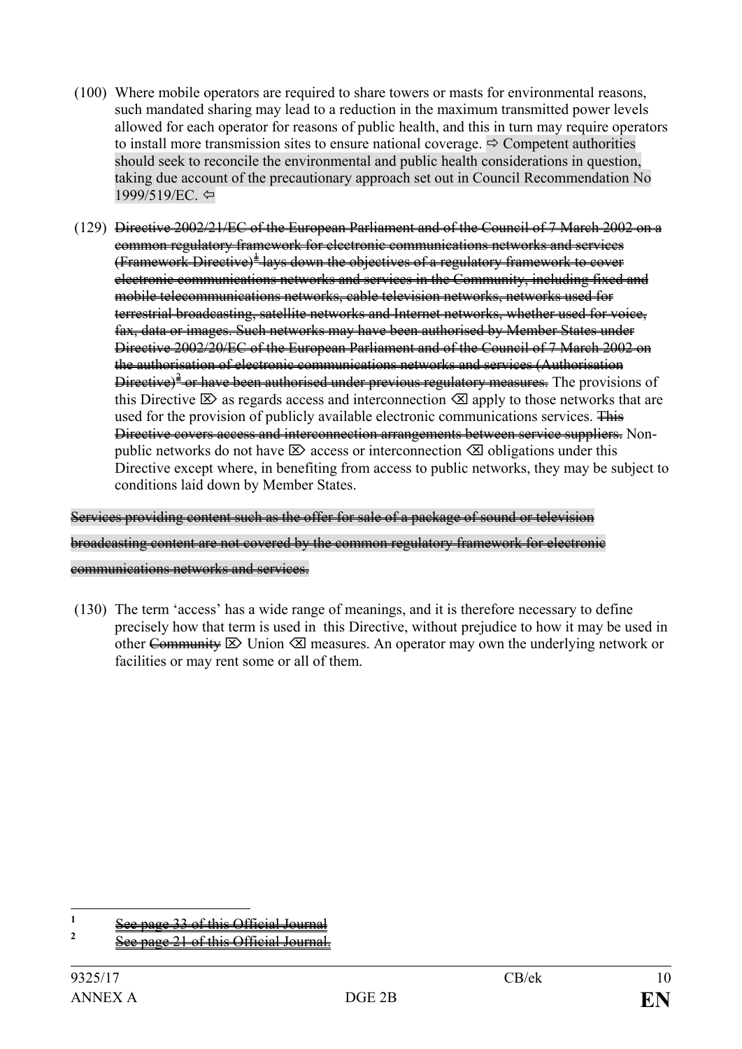(100) Where mobile operators are required to share towers or masts for environmental reasons, such mandated sharing may lead to a reduction in the maximum transmitted power levels allowed for each operator for reasons of public health, and this in turn may require operators to install more transmission sites to ensure national coverage. ⇨ Competent authorities should seek to reconcile the environmental and public health considerations in question, taking due account of the precautionary approach set out in Council Recommendation No 1999/519/EC. ⇦

(129) ~~Directive 2002/21/EC of the European Parliament and of the Council of 7 March 2002 on a common regulatory framework for electronic communications networks and services (Framework Directive)[1] lays down the objectives of a regulatory framework to cover electronic communications networks and services in the Community, including fixed and mobile telecommunications networks, cable television networks, networks used for terrestrial broadcasting, satellite networks and Internet networks, whether used for voice, fax, data or images. Such networks may have been authorised by Member States under Directive 2002/20/EC of the European Parliament and of the Council of 7 March 2002 on the authorisation of electronic communications networks and services (Authorisation Directive)[2] or have been authorised under previous regulatory measures.~~ The provisions of this Directive ⌦ as regards access and interconnection ⌫ apply to those networks that are used for the provision of publicly available electronic communications services. ~~This Directive covers access and interconnection arrangements between service suppliers.~~ Non-public networks do not have ⌦ access or interconnection ⌫ obligations under this Directive except where, in benefiting from access to public networks, they may be subject to conditions laid down by Member States.

~~Services providing content such as the offer for sale of a package of sound or television broadcasting content are not covered by the common regulatory framework for electronic communications networks and services.~~

(130) The term 'access' has a wide range of meanings, and it is therefore necessary to define precisely how that term is used in this Directive, without prejudice to how it may be used in other ~~Community~~ ⌦ Union ⌫ measures. An operator may own the underlying network or facilities or may rent some or all of them.

---

[1] ~~See page 33 of this Official Journal~~

[2] ~~See page 21 of this Official Journal.~~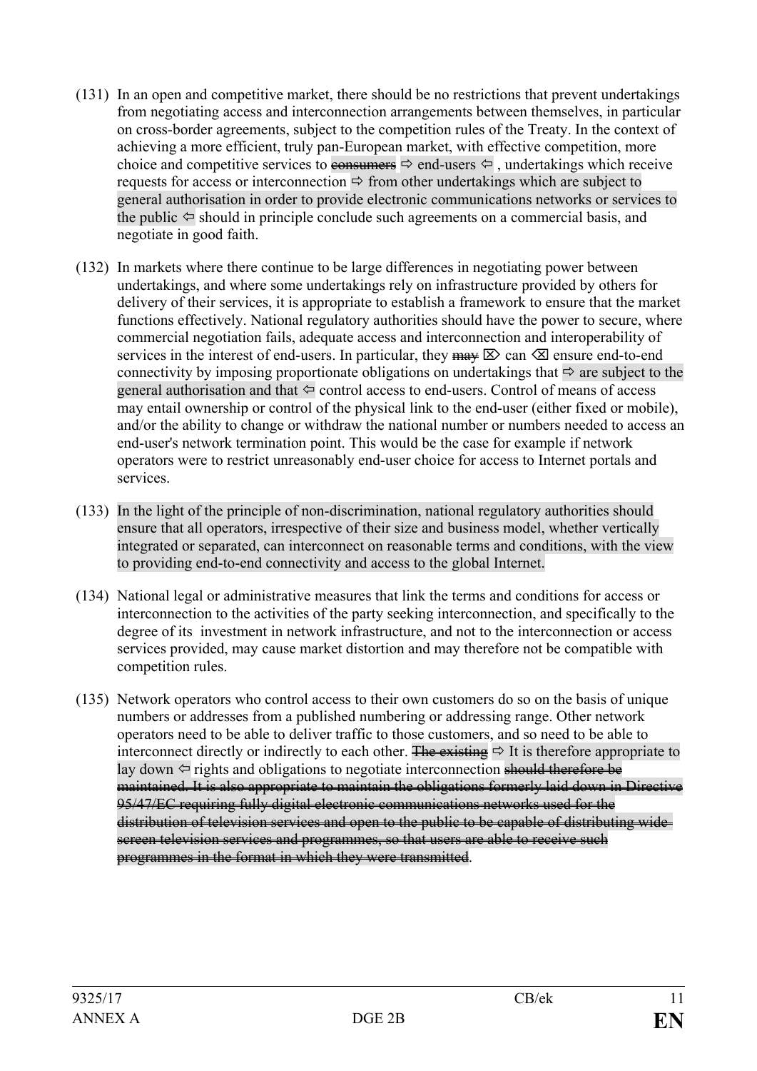(131) In an open and competitive market, there should be no restrictions that prevent undertakings from negotiating access and interconnection arrangements between themselves, in particular on cross-border agreements, subject to the competition rules of the Treaty. In the context of achieving a more efficient, truly pan-European market, with effective competition, more choice and competitive services to ~~consumers~~ ⇨ end-users ⇦ , undertakings which receive requests for access or interconnection ⇨ from other undertakings which are subject to general authorisation in order to provide electronic communications networks or services to the public ⇦ should in principle conclude such agreements on a commercial basis, and negotiate in good faith.

(132) In markets where there continue to be large differences in negotiating power between undertakings, and where some undertakings rely on infrastructure provided by others for delivery of their services, it is appropriate to establish a framework to ensure that the market functions effectively. National regulatory authorities should have the power to secure, where commercial negotiation fails, adequate access and interconnection and interoperability of services in the interest of end-users. In particular, they ~~may~~ ⌦ can ⌫ ensure end-to-end connectivity by imposing proportionate obligations on undertakings that ⇨ are subject to the general authorisation and that ⇦ control access to end-users. Control of means of access may entail ownership or control of the physical link to the end-user (either fixed or mobile), and/or the ability to change or withdraw the national number or numbers needed to access an end-user's network termination point. This would be the case for example if network operators were to restrict unreasonably end-user choice for access to Internet portals and services.

(133) In the light of the principle of non-discrimination, national regulatory authorities should ensure that all operators, irrespective of their size and business model, whether vertically integrated or separated, can interconnect on reasonable terms and conditions, with the view to providing end-to-end connectivity and access to the global Internet.

(134) National legal or administrative measures that link the terms and conditions for access or interconnection to the activities of the party seeking interconnection, and specifically to the degree of its investment in network infrastructure, and not to the interconnection or access services provided, may cause market distortion and may therefore not be compatible with competition rules.

(135) Network operators who control access to their own customers do so on the basis of unique numbers or addresses from a published numbering or addressing range. Other network operators need to be able to deliver traffic to those customers, and so need to be able to interconnect directly or indirectly to each other. ~~The existing~~ ⇨ It is therefore appropriate to lay down ⇦ rights and obligations to negotiate interconnection ~~should therefore be maintained. It is also appropriate to maintain the obligations formerly laid down in Directive 95/47/EC requiring fully digital electronic communications networks used for the distribution of television services and open to the public to be capable of distributing wide-screen television services and programmes, so that users are able to receive such programmes in the format in which they were transmitted~~.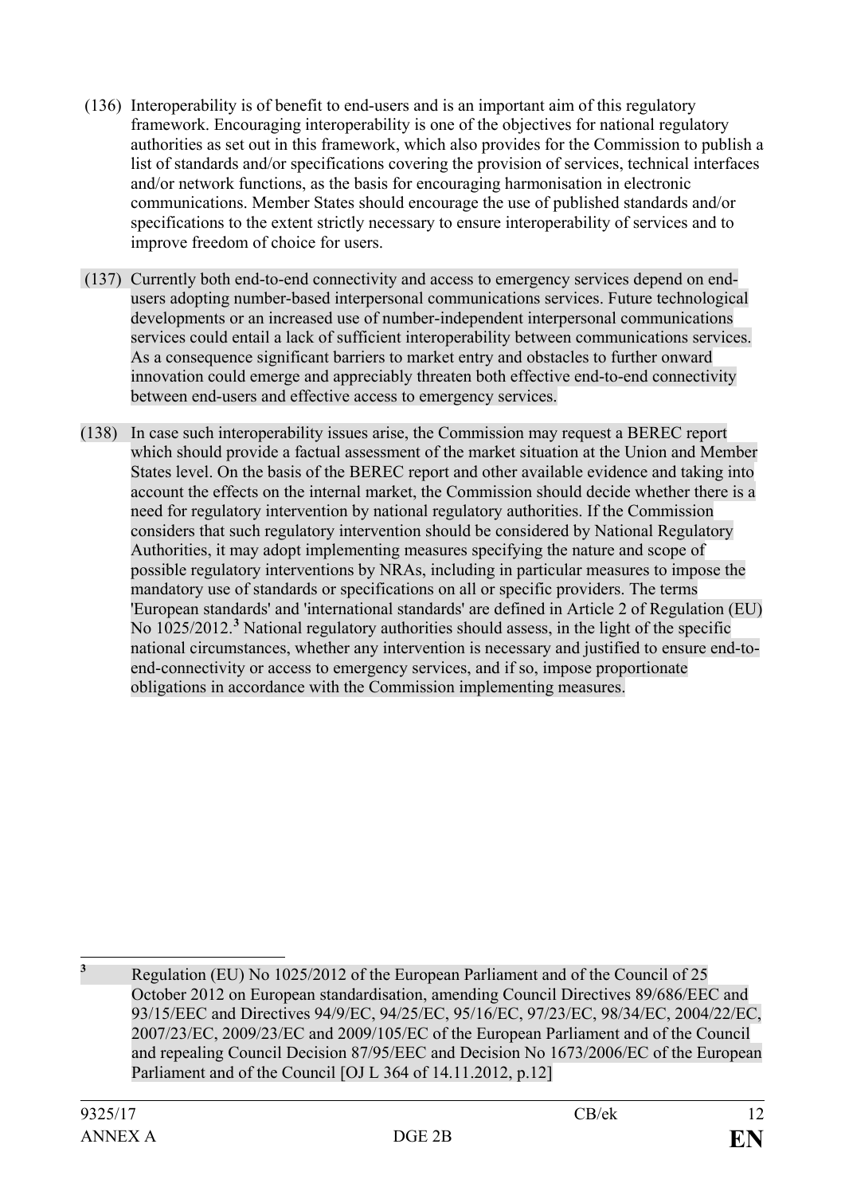(136) Interoperability is of benefit to end-users and is an important aim of this regulatory framework. Encouraging interoperability is one of the objectives for national regulatory authorities as set out in this framework, which also provides for the Commission to publish a list of standards and/or specifications covering the provision of services, technical interfaces and/or network functions, as the basis for encouraging harmonisation in electronic communications. Member States should encourage the use of published standards and/or specifications to the extent strictly necessary to ensure interoperability of services and to improve freedom of choice for users.

(137) Currently both end-to-end connectivity and access to emergency services depend on end-users adopting number-based interpersonal communications services. Future technological developments or an increased use of number-independent interpersonal communications services could entail a lack of sufficient interoperability between communications services. As a consequence significant barriers to market entry and obstacles to further onward innovation could emerge and appreciably threaten both effective end-to-end connectivity between end-users and effective access to emergency services.

(138) In case such interoperability issues arise, the Commission may request a BEREC report which should provide a factual assessment of the market situation at the Union and Member States level. On the basis of the BEREC report and other available evidence and taking into account the effects on the internal market, the Commission should decide whether there is a need for regulatory intervention by national regulatory authorities. If the Commission considers that such regulatory intervention should be considered by National Regulatory Authorities, it may adopt implementing measures specifying the nature and scope of possible regulatory interventions by NRAs, including in particular measures to impose the mandatory use of standards or specifications on all or specific providers. The terms 'European standards' and 'international standards' are defined in Article 2 of Regulation (EU) No 1025/2012.[3] National regulatory authorities should assess, in the light of the specific national circumstances, whether any intervention is necessary and justified to ensure end-to-end-connectivity or access to emergency services, and if so, impose proportionate obligations in accordance with the Commission implementing measures.

---

[3] Regulation (EU) No 1025/2012 of the European Parliament and of the Council of 25 October 2012 on European standardisation, amending Council Directives 89/686/EEC and 93/15/EEC and Directives 94/9/EC, 94/25/EC, 95/16/EC, 97/23/EC, 98/34/EC, 2004/22/EC, 2007/23/EC, 2009/23/EC and 2009/105/EC of the European Parliament and of the Council and repealing Council Decision 87/95/EEC and Decision No 1673/2006/EC of the European Parliament and of the Council [OJ L 364 of 14.11.2012, p.12]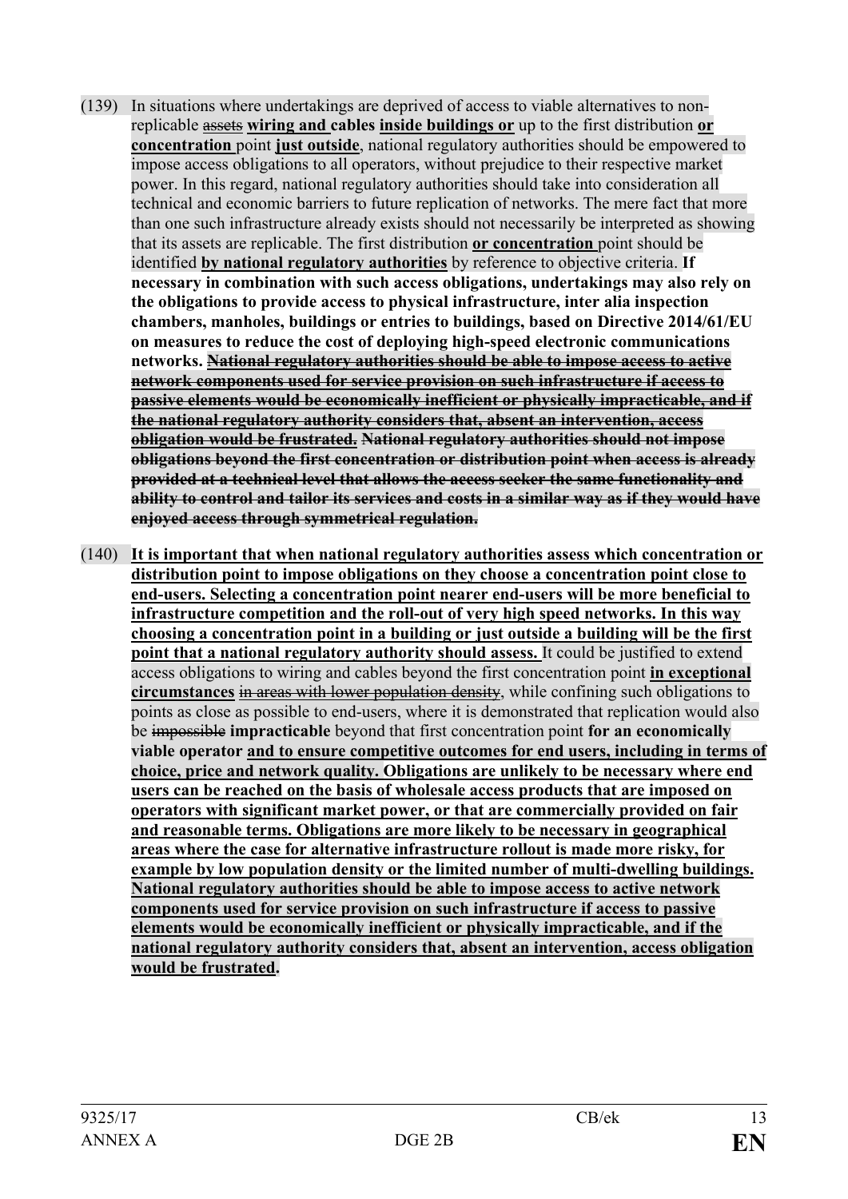(139) In situations where undertakings are deprived of access to viable alternatives to non-replicable ~~assets~~ **wiring and cables inside buildings or** up to the first distribution **or concentration** point **just outside**, national regulatory authorities should be empowered to impose access obligations to all operators, without prejudice to their respective market power. In this regard, national regulatory authorities should take into consideration all technical and economic barriers to future replication of networks. The mere fact that more than one such infrastructure already exists should not necessarily be interpreted as showing that its assets are replicable. The first distribution **or concentration** point should be identified **by national regulatory authorities** by reference to objective criteria. **If necessary in combination with such access obligations, undertakings may also rely on the obligations to provide access to physical infrastructure, inter alia inspection chambers, manholes, buildings or entries to buildings, based on Directive 2014/61/EU on measures to reduce the cost of deploying high-speed electronic communications networks.** ~~**National regulatory authorities should be able to impose access to active network components used for service provision on such infrastructure if access to passive elements would be economically inefficient or physically impracticable, and if the national regulatory authority considers that, absent an intervention, access obligation would be frustrated.**~~ ~~**National regulatory authorities should not impose obligations beyond the first concentration or distribution point when access is already provided at a technical level that allows the access seeker the same functionality and ability to control and tailor its services and costs in a similar way as if they would have enjoyed access through symmetrical regulation.**~~

(140) **It is important that when national regulatory authorities assess which concentration or distribution point to impose obligations on they choose a concentration point close to end-users. Selecting a concentration point nearer end-users will be more beneficial to infrastructure competition and the roll-out of very high speed networks. In this way choosing a concentration point in a building or just outside a building will be the first point that a national regulatory authority should assess.** It could be justified to extend access obligations to wiring and cables beyond the first concentration point **in exceptional circumstances** ~~in areas with lower population density~~, while confining such obligations to points as close as possible to end-users, where it is demonstrated that replication would also be ~~impossible~~ **impracticable** beyond that first concentration point **for an economically viable operator and to ensure competitive outcomes for end users, including in terms of choice, price and network quality. Obligations are unlikely to be necessary where end users can be reached on the basis of wholesale access products that are imposed on operators with significant market power, or that are commercially provided on fair and reasonable terms. Obligations are more likely to be necessary in geographical areas where the case for alternative infrastructure rollout is made more risky, for example by low population density or the limited number of multi-dwelling buildings. National regulatory authorities should be able to impose access to active network components used for service provision on such infrastructure if access to passive elements would be economically inefficient or physically impracticable, and if the national regulatory authority considers that, absent an intervention, access obligation would be frustrated.**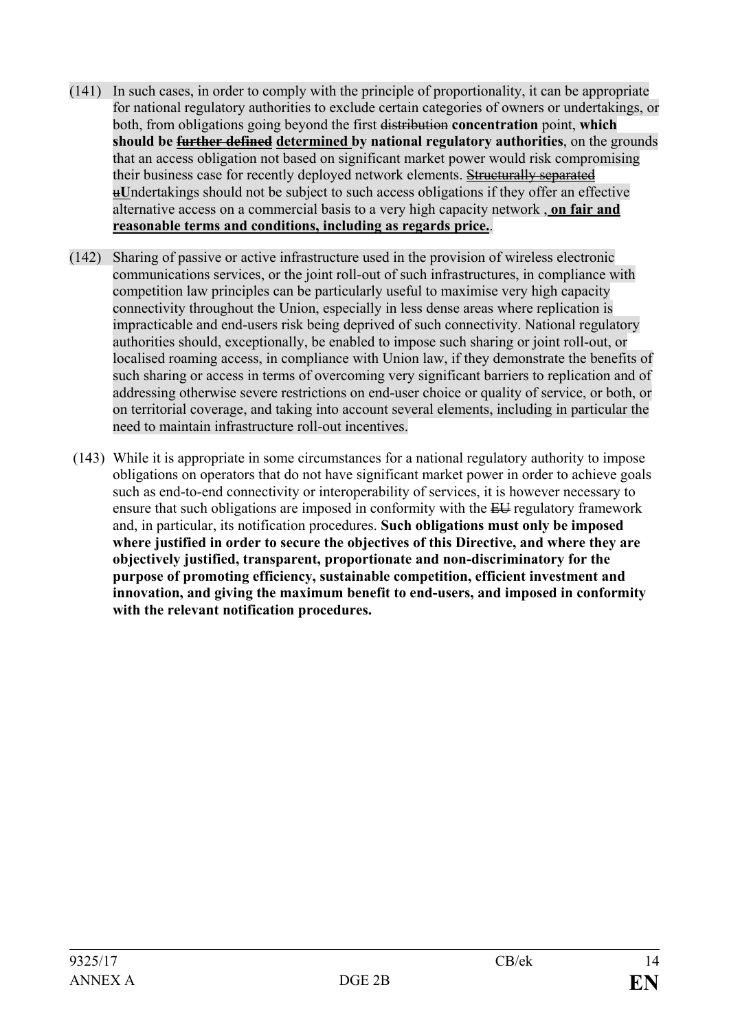(141) In such cases, in order to comply with the principle of proportionality, it can be appropriate for national regulatory authorities to exclude certain categories of owners or undertakings, or both, from obligations going beyond the first ~~distribution~~ **concentration** point, **which should be ~~further defined~~ determined by national regulatory authorities**, on the grounds that an access obligation not based on significant market power would risk compromising their business case for recently deployed network elements. ~~Structurally separated u~~**U**ndertakings should not be subject to such access obligations if they offer an effective alternative access on a commercial basis to a very high capacity network **, on fair and reasonable terms and conditions, including as regards price.**.

(142) Sharing of passive or active infrastructure used in the provision of wireless electronic communications services, or the joint roll-out of such infrastructures, in compliance with competition law principles can be particularly useful to maximise very high capacity connectivity throughout the Union, especially in less dense areas where replication is impracticable and end-users risk being deprived of such connectivity. National regulatory authorities should, exceptionally, be enabled to impose such sharing or joint roll-out, or localised roaming access, in compliance with Union law, if they demonstrate the benefits of such sharing or access in terms of overcoming very significant barriers to replication and of addressing otherwise severe restrictions on end-user choice or quality of service, or both, or on territorial coverage, and taking into account several elements, including in particular the need to maintain infrastructure roll-out incentives.

(143) While it is appropriate in some circumstances for a national regulatory authority to impose obligations on operators that do not have significant market power in order to achieve goals such as end-to-end connectivity or interoperability of services, it is however necessary to ensure that such obligations are imposed in conformity with the ~~EU~~ regulatory framework and, in particular, its notification procedures. **Such obligations must only be imposed where justified in order to secure the objectives of this Directive, and where they are objectively justified, transparent, proportionate and non-discriminatory for the purpose of promoting efficiency, sustainable competition, efficient investment and innovation, and giving the maximum benefit to end-users, and imposed in conformity with the relevant notification procedures.**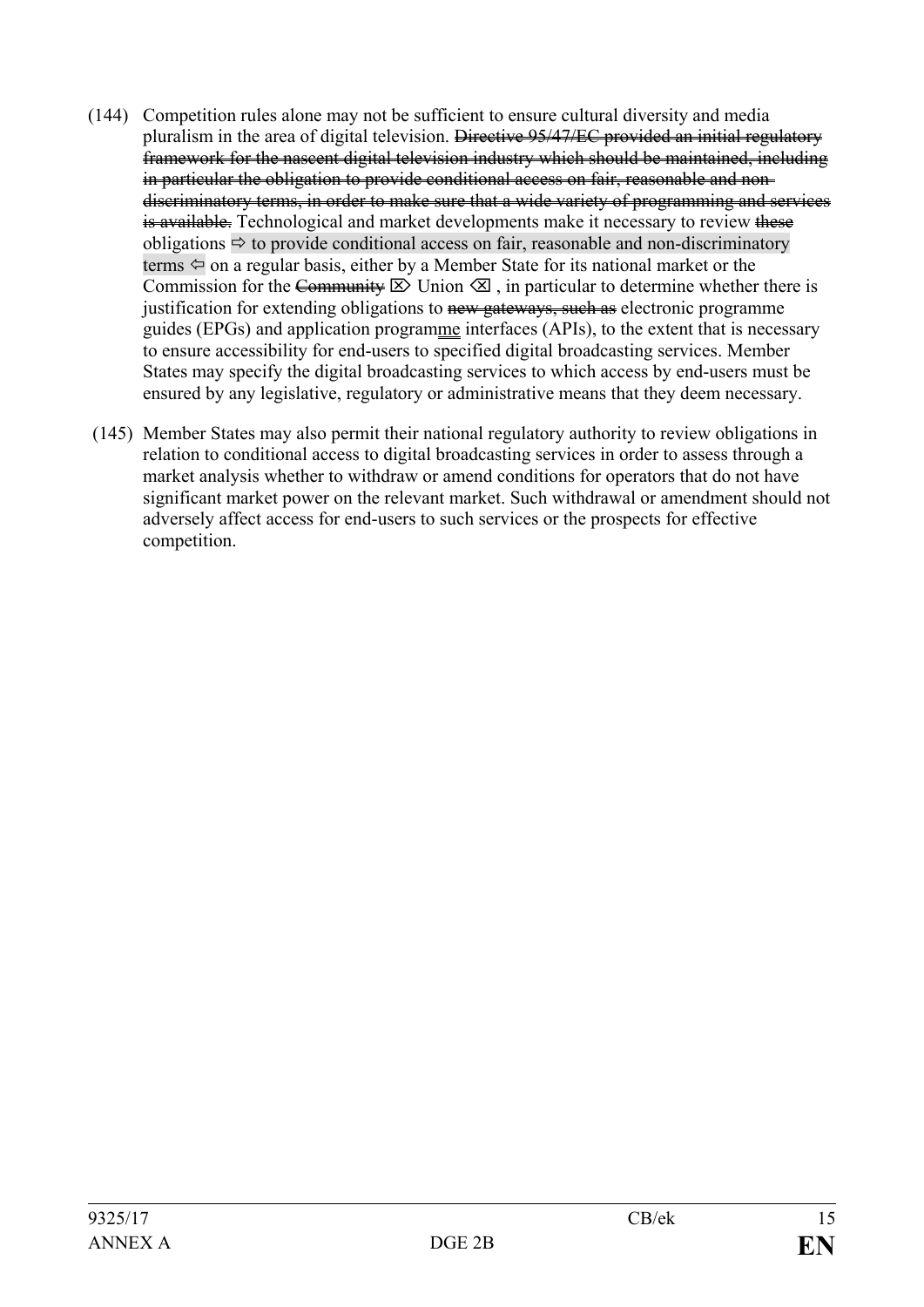(144) Competition rules alone may not be sufficient to ensure cultural diversity and media pluralism in the area of digital television. ~~Directive 95/47/EC provided an initial regulatory framework for the nascent digital television industry which should be maintained, including in particular the obligation to provide conditional access on fair, reasonable and non-discriminatory terms, in order to make sure that a wide variety of programming and services is available.~~ Technological and market developments make it necessary to review ~~these~~ obligations ⇨ to provide conditional access on fair, reasonable and non-discriminatory terms ⇦ on a regular basis, either by a Member State for its national market or the Commission for the ~~Community~~ ⌦ Union ⌫ , in particular to determine whether there is justification for extending obligations to ~~new gateways, such as~~ electronic programme guides (EPGs) and application programme interfaces (APIs), to the extent that is necessary to ensure accessibility for end-users to specified digital broadcasting services. Member States may specify the digital broadcasting services to which access by end-users must be ensured by any legislative, regulatory or administrative means that they deem necessary.

(145) Member States may also permit their national regulatory authority to review obligations in relation to conditional access to digital broadcasting services in order to assess through a market analysis whether to withdraw or amend conditions for operators that do not have significant market power on the relevant market. Such withdrawal or amendment should not adversely affect access for end-users to such services or the prospects for effective competition.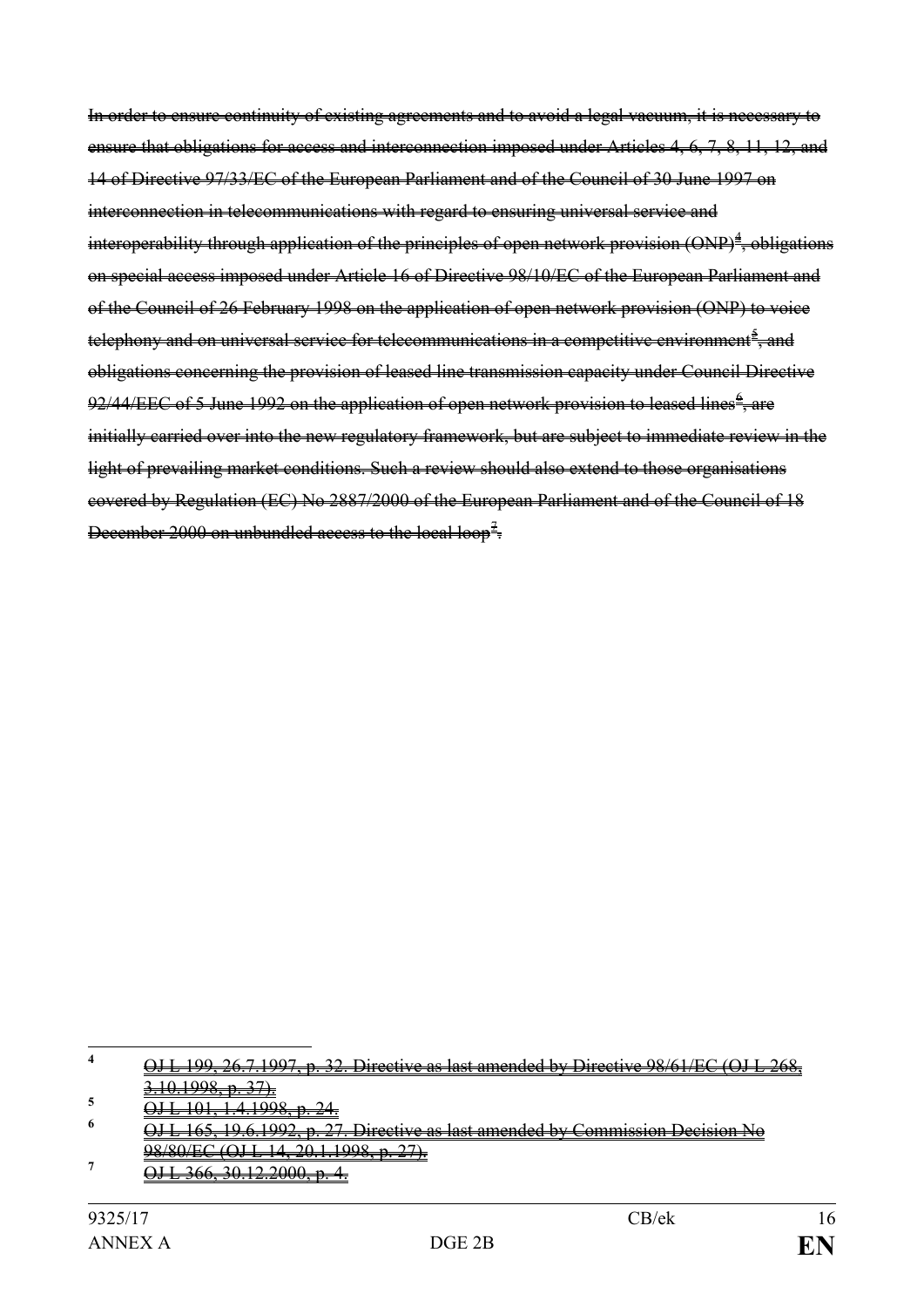~~In order to ensure continuity of existing agreements and to avoid a legal vacuum, it is necessary to ensure that obligations for access and interconnection imposed under Articles 4, 6, 7, 8, 11, 12, and 14 of Directive 97/33/EC of the European Parliament and of the Council of 30 June 1997 on interconnection in telecommunications with regard to ensuring universal service and interoperability through application of the principles of open network provision (ONP)[4], obligations on special access imposed under Article 16 of Directive 98/10/EC of the European Parliament and of the Council of 26 February 1998 on the application of open network provision (ONP) to voice telephony and on universal service for telecommunications in a competitive environment[5], and obligations concerning the provision of leased line transmission capacity under Council Directive 92/44/EEC of 5 June 1992 on the application of open network provision to leased lines[6], are initially carried over into the new regulatory framework, but are subject to immediate review in the light of prevailing market conditions. Such a review should also extend to those organisations covered by Regulation (EC) No 2887/2000 of the European Parliament and of the Council of 18 December 2000 on unbundled access to the local loop[7].~~

---

[4] ~~OJ L 199, 26.7.1997, p. 32. Directive as last amended by Directive 98/61/EC (OJ L 268, 3.10.1998, p. 37).~~

[5] ~~OJ L 101, 1.4.1998, p. 24.~~

[6] ~~OJ L 165, 19.6.1992, p. 27. Directive as last amended by Commission Decision No 98/80/EC (OJ L 14, 20.1.1998, p. 27).~~

[7] ~~OJ L 366, 30.12.2000, p. 4.~~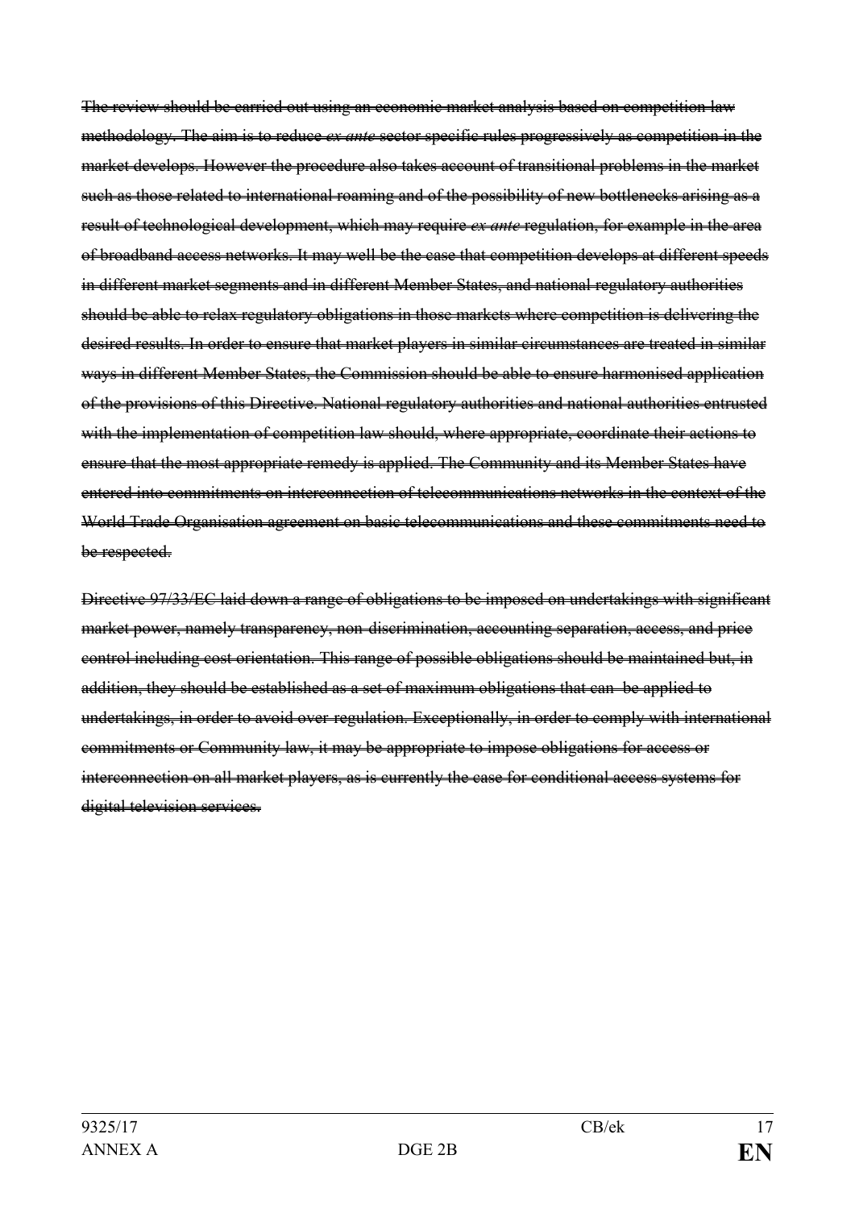~~The review should be carried out using an economic market analysis based on competition law methodology. The aim is to reduce *ex ante* sector specific rules progressively as competition in the market develops. However the procedure also takes account of transitional problems in the market such as those related to international roaming and of the possibility of new bottlenecks arising as a result of technological development, which may require *ex ante* regulation, for example in the area of broadband access networks. It may well be the case that competition develops at different speeds in different market segments and in different Member States, and national regulatory authorities should be able to relax regulatory obligations in those markets where competition is delivering the desired results. In order to ensure that market players in similar circumstances are treated in similar ways in different Member States, the Commission should be able to ensure harmonised application of the provisions of this Directive. National regulatory authorities and national authorities entrusted with the implementation of competition law should, where appropriate, coordinate their actions to ensure that the most appropriate remedy is applied. The Community and its Member States have entered into commitments on interconnection of telecommunications networks in the context of the World Trade Organisation agreement on basic telecommunications and these commitments need to be respected.~~

~~Directive 97/33/EC laid down a range of obligations to be imposed on undertakings with significant market power, namely transparency, non-discrimination, accounting separation, access, and price control including cost orientation. This range of possible obligations should be maintained but, in addition, they should be established as a set of maximum obligations that can be applied to undertakings, in order to avoid over-regulation. Exceptionally, in order to comply with international commitments or Community law, it may be appropriate to impose obligations for access or interconnection on all market players, as is currently the case for conditional access systems for digital television services.~~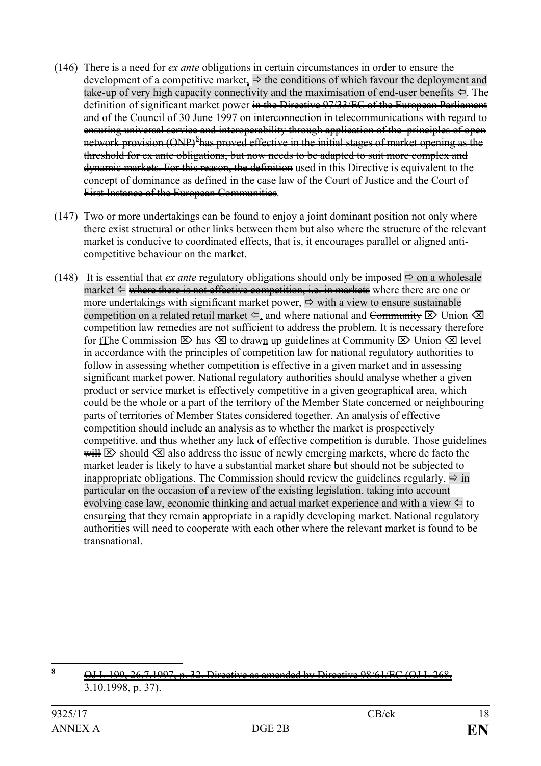(146) There is a need for *ex ante* obligations in certain circumstances in order to ensure the development of a competitive market, ⇨ the conditions of which favour the deployment and take-up of very high capacity connectivity and the maximisation of end-user benefits ⇦. The definition of significant market power ~~in the Directive 97/33/EC of the European Parliament and of the Council of 30 June 1997 on interconnection in telecommunications with regard to ensuring universal service and interoperability through application of the principles of open network provision (ONP)[8] has proved effective in the initial stages of market opening as the threshold for ex ante obligations, but now needs to be adapted to suit more complex and dynamic markets. For this reason, the definition~~ used in this Directive is equivalent to the concept of dominance as defined in the case law of the Court of Justice ~~and the Court of First Instance of the European Communities~~.

(147) Two or more undertakings can be found to enjoy a joint dominant position not only where there exist structural or other links between them but also where the structure of the relevant market is conducive to coordinated effects, that is, it encourages parallel or aligned anti-competitive behaviour on the market.

(148) It is essential that *ex ante* regulatory obligations should only be imposed ⇨ on a wholesale market ⇦ ~~where there is not effective competition, i.e. in markets~~ where there are one or more undertakings with significant market power, ⇨ with a view to ensure sustainable competition on a related retail market ⇦, and where national and ~~Community~~ ⌦ Union ⌫ competition law remedies are not sufficient to address the problem. ~~It is necessary therefore for t~~The Commission ⌦ has ⌫ ~~to~~ drawn up guidelines at ~~Community~~ ⌦ Union ⌫ level in accordance with the principles of competition law for national regulatory authorities to follow in assessing whether competition is effective in a given market and in assessing significant market power. National regulatory authorities should analyse whether a given product or service market is effectively competitive in a given geographical area, which could be the whole or a part of the territory of the Member State concerned or neighbouring parts of territories of Member States considered together. An analysis of effective competition should include an analysis as to whether the market is prospectively competitive, and thus whether any lack of effective competition is durable. Those guidelines ~~will~~ ⌦ should ⌫ also address the issue of newly emerging markets, where de facto the market leader is likely to have a substantial market share but should not be subjected to inappropriate obligations. The Commission should review the guidelines regularly, ⇨ in particular on the occasion of a review of the existing legislation, taking into account evolving case law, economic thinking and actual market experience and with a view ⇦ to ensur~~e~~ing that they remain appropriate in a rapidly developing market. National regulatory authorities will need to cooperate with each other where the relevant market is found to be transnational.

---

[8] ~~OJ L 199, 26.7.1997, p. 32. Directive as amended by Directive 98/61/EC (OJ L 268, 3.10.1998, p. 37).~~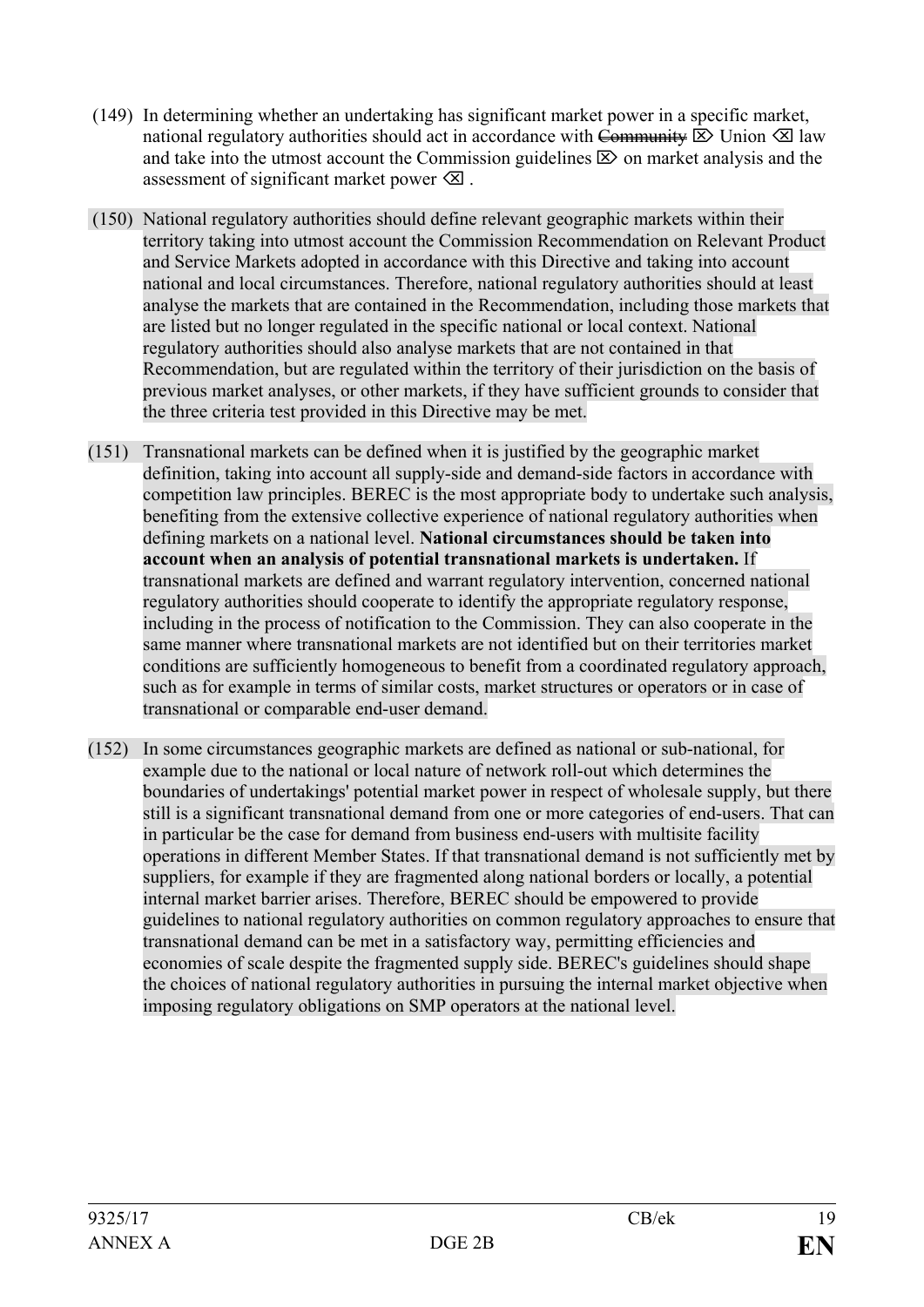(149) In determining whether an undertaking has significant market power in a specific market, national regulatory authorities should act in accordance with ~~Community~~ ⌦ Union ⌫ law and take into the utmost account the Commission guidelines ⌦ on market analysis and the assessment of significant market power ⌫ .

(150) National regulatory authorities should define relevant geographic markets within their territory taking into utmost account the Commission Recommendation on Relevant Product and Service Markets adopted in accordance with this Directive and taking into account national and local circumstances. Therefore, national regulatory authorities should at least analyse the markets that are contained in the Recommendation, including those markets that are listed but no longer regulated in the specific national or local context. National regulatory authorities should also analyse markets that are not contained in that Recommendation, but are regulated within the territory of their jurisdiction on the basis of previous market analyses, or other markets, if they have sufficient grounds to consider that the three criteria test provided in this Directive may be met.

(151) Transnational markets can be defined when it is justified by the geographic market definition, taking into account all supply-side and demand-side factors in accordance with competition law principles. BEREC is the most appropriate body to undertake such analysis, benefiting from the extensive collective experience of national regulatory authorities when defining markets on a national level. **National circumstances should be taken into account when an analysis of potential transnational markets is undertaken.** If transnational markets are defined and warrant regulatory intervention, concerned national regulatory authorities should cooperate to identify the appropriate regulatory response, including in the process of notification to the Commission. They can also cooperate in the same manner where transnational markets are not identified but on their territories market conditions are sufficiently homogeneous to benefit from a coordinated regulatory approach, such as for example in terms of similar costs, market structures or operators or in case of transnational or comparable end-user demand.

(152) In some circumstances geographic markets are defined as national or sub-national, for example due to the national or local nature of network roll-out which determines the boundaries of undertakings' potential market power in respect of wholesale supply, but there still is a significant transnational demand from one or more categories of end-users. That can in particular be the case for demand from business end-users with multisite facility operations in different Member States. If that transnational demand is not sufficiently met by suppliers, for example if they are fragmented along national borders or locally, a potential internal market barrier arises. Therefore, BEREC should be empowered to provide guidelines to national regulatory authorities on common regulatory approaches to ensure that transnational demand can be met in a satisfactory way, permitting efficiencies and economies of scale despite the fragmented supply side. BEREC's guidelines should shape the choices of national regulatory authorities in pursuing the internal market objective when imposing regulatory obligations on SMP operators at the national level.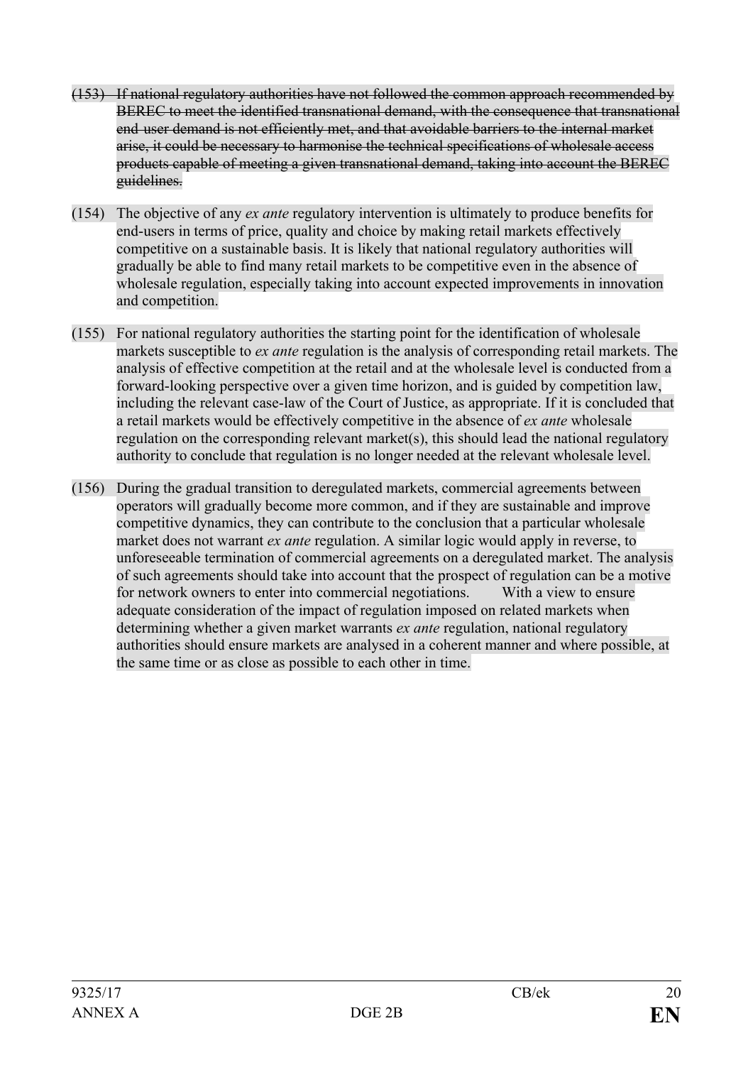~~(153) If national regulatory authorities have not followed the common approach recommended by BEREC to meet the identified transnational demand, with the consequence that transnational end-user demand is not efficiently met, and that avoidable barriers to the internal market arise, it could be necessary to harmonise the technical specifications of wholesale access products capable of meeting a given transnational demand, taking into account the BEREC guidelines.~~

(154) The objective of any *ex ante* regulatory intervention is ultimately to produce benefits for end-users in terms of price, quality and choice by making retail markets effectively competitive on a sustainable basis. It is likely that national regulatory authorities will gradually be able to find many retail markets to be competitive even in the absence of wholesale regulation, especially taking into account expected improvements in innovation and competition.

(155) For national regulatory authorities the starting point for the identification of wholesale markets susceptible to *ex ante* regulation is the analysis of corresponding retail markets. The analysis of effective competition at the retail and at the wholesale level is conducted from a forward-looking perspective over a given time horizon, and is guided by competition law, including the relevant case-law of the Court of Justice, as appropriate. If it is concluded that a retail markets would be effectively competitive in the absence of *ex ante* wholesale regulation on the corresponding relevant market(s), this should lead the national regulatory authority to conclude that regulation is no longer needed at the relevant wholesale level.

(156) During the gradual transition to deregulated markets, commercial agreements between operators will gradually become more common, and if they are sustainable and improve competitive dynamics, they can contribute to the conclusion that a particular wholesale market does not warrant *ex ante* regulation. A similar logic would apply in reverse, to unforeseeable termination of commercial agreements on a deregulated market. The analysis of such agreements should take into account that the prospect of regulation can be a motive for network owners to enter into commercial negotiations. With a view to ensure adequate consideration of the impact of regulation imposed on related markets when determining whether a given market warrants *ex ante* regulation, national regulatory authorities should ensure markets are analysed in a coherent manner and where possible, at the same time or as close as possible to each other in time.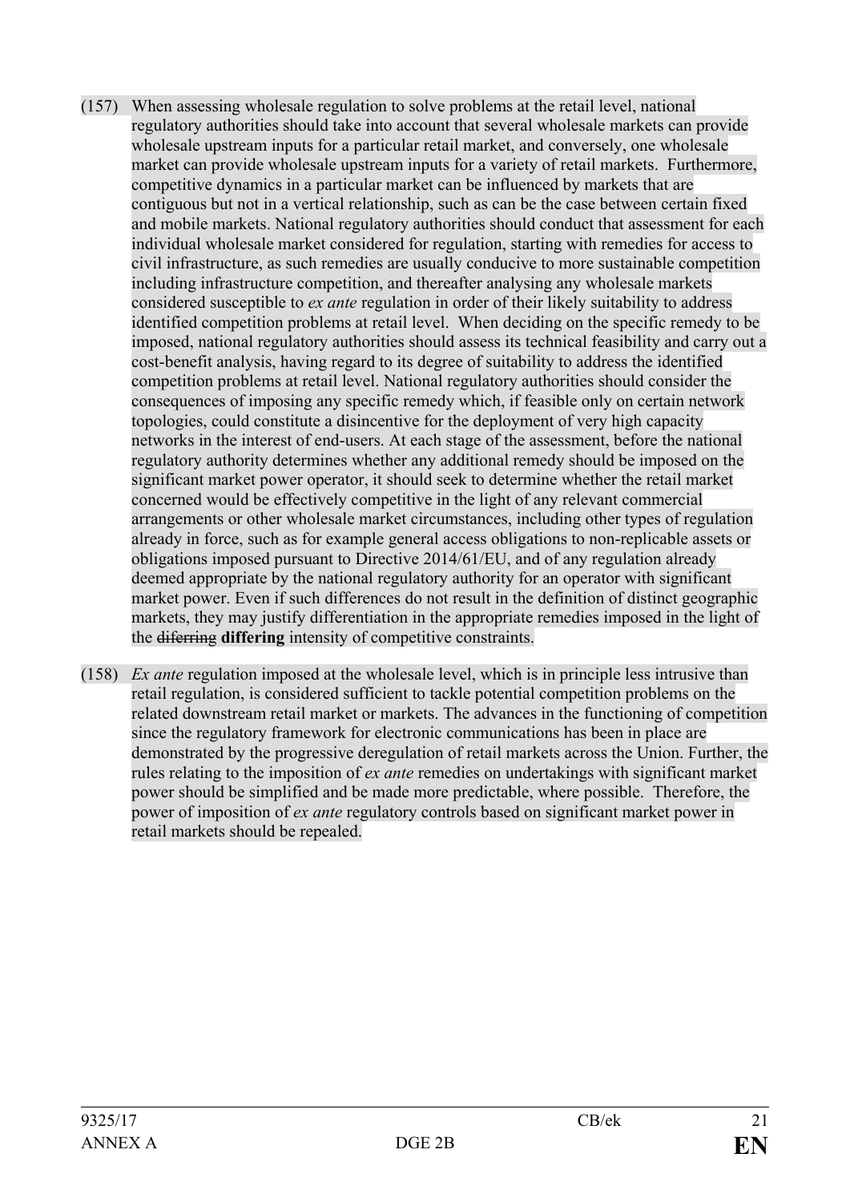(157) When assessing wholesale regulation to solve problems at the retail level, national regulatory authorities should take into account that several wholesale markets can provide wholesale upstream inputs for a particular retail market, and conversely, one wholesale market can provide wholesale upstream inputs for a variety of retail markets. Furthermore, competitive dynamics in a particular market can be influenced by markets that are contiguous but not in a vertical relationship, such as can be the case between certain fixed and mobile markets. National regulatory authorities should conduct that assessment for each individual wholesale market considered for regulation, starting with remedies for access to civil infrastructure, as such remedies are usually conducive to more sustainable competition including infrastructure competition, and thereafter analysing any wholesale markets considered susceptible to *ex ante* regulation in order of their likely suitability to address identified competition problems at retail level. When deciding on the specific remedy to be imposed, national regulatory authorities should assess its technical feasibility and carry out a cost-benefit analysis, having regard to its degree of suitability to address the identified competition problems at retail level. National regulatory authorities should consider the consequences of imposing any specific remedy which, if feasible only on certain network topologies, could constitute a disincentive for the deployment of very high capacity networks in the interest of end-users. At each stage of the assessment, before the national regulatory authority determines whether any additional remedy should be imposed on the significant market power operator, it should seek to determine whether the retail market concerned would be effectively competitive in the light of any relevant commercial arrangements or other wholesale market circumstances, including other types of regulation already in force, such as for example general access obligations to non-replicable assets or obligations imposed pursuant to Directive 2014/61/EU, and of any regulation already deemed appropriate by the national regulatory authority for an operator with significant market power. Even if such differences do not result in the definition of distinct geographic markets, they may justify differentiation in the appropriate remedies imposed in the light of the ~~diferring~~ **differing** intensity of competitive constraints.

(158) *Ex ante* regulation imposed at the wholesale level, which is in principle less intrusive than retail regulation, is considered sufficient to tackle potential competition problems on the related downstream retail market or markets. The advances in the functioning of competition since the regulatory framework for electronic communications has been in place are demonstrated by the progressive deregulation of retail markets across the Union. Further, the rules relating to the imposition of *ex ante* remedies on undertakings with significant market power should be simplified and be made more predictable, where possible. Therefore, the power of imposition of *ex ante* regulatory controls based on significant market power in retail markets should be repealed.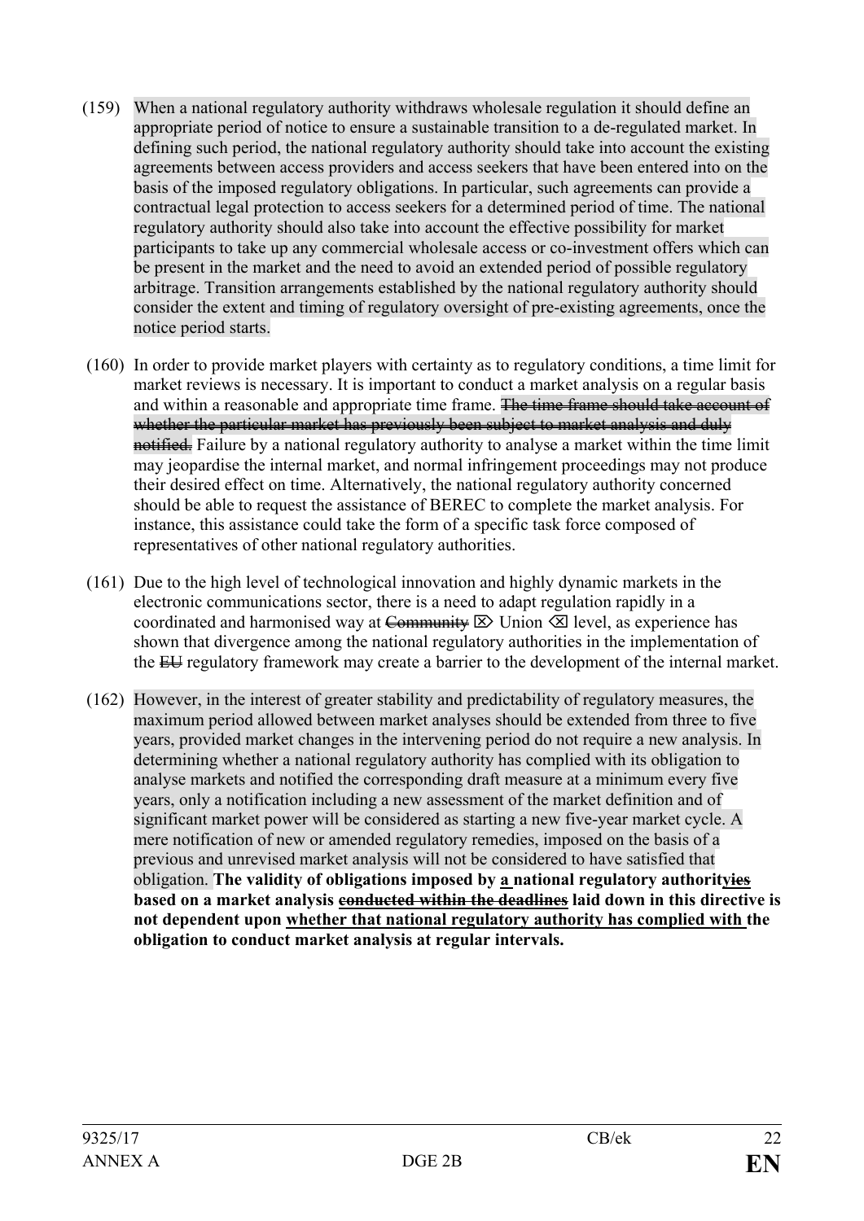(159) When a national regulatory authority withdraws wholesale regulation it should define an appropriate period of notice to ensure a sustainable transition to a de-regulated market. In defining such period, the national regulatory authority should take into account the existing agreements between access providers and access seekers that have been entered into on the basis of the imposed regulatory obligations. In particular, such agreements can provide a contractual legal protection to access seekers for a determined period of time. The national regulatory authority should also take into account the effective possibility for market participants to take up any commercial wholesale access or co-investment offers which can be present in the market and the need to avoid an extended period of possible regulatory arbitrage. Transition arrangements established by the national regulatory authority should consider the extent and timing of regulatory oversight of pre-existing agreements, once the notice period starts.

(160) In order to provide market players with certainty as to regulatory conditions, a time limit for market reviews is necessary. It is important to conduct a market analysis on a regular basis and within a reasonable and appropriate time frame. ~~The time frame should take account of whether the particular market has previously been subject to market analysis and duly notified.~~ Failure by a national regulatory authority to analyse a market within the time limit may jeopardise the internal market, and normal infringement proceedings may not produce their desired effect on time. Alternatively, the national regulatory authority concerned should be able to request the assistance of BEREC to complete the market analysis. For instance, this assistance could take the form of a specific task force composed of representatives of other national regulatory authorities.

(161) Due to the high level of technological innovation and highly dynamic markets in the electronic communications sector, there is a need to adapt regulation rapidly in a coordinated and harmonised way at ~~Community~~ ⌦ Union ⌫ level, as experience has shown that divergence among the national regulatory authorities in the implementation of the ~~EU~~ regulatory framework may create a barrier to the development of the internal market.

(162) However, in the interest of greater stability and predictability of regulatory measures, the maximum period allowed between market analyses should be extended from three to five years, provided market changes in the intervening period do not require a new analysis. In determining whether a national regulatory authority has complied with its obligation to analyse markets and notified the corresponding draft measure at a minimum every five years, only a notification including a new assessment of the market definition and of significant market power will be considered as starting a new five-year market cycle. A mere notification of new or amended regulatory remedies, imposed on the basis of a previous and unrevised market analysis will not be considered to have satisfied that obligation. **The validity of obligations imposed by <u>a</u> national regulatory authorit<u>y</u>~~ies~~ based on a market analysis ~~conducted within the deadlines~~ laid down in this directive is not dependent upon <u>whether that national regulatory authority has complied with</u> the obligation to conduct market analysis at regular intervals.**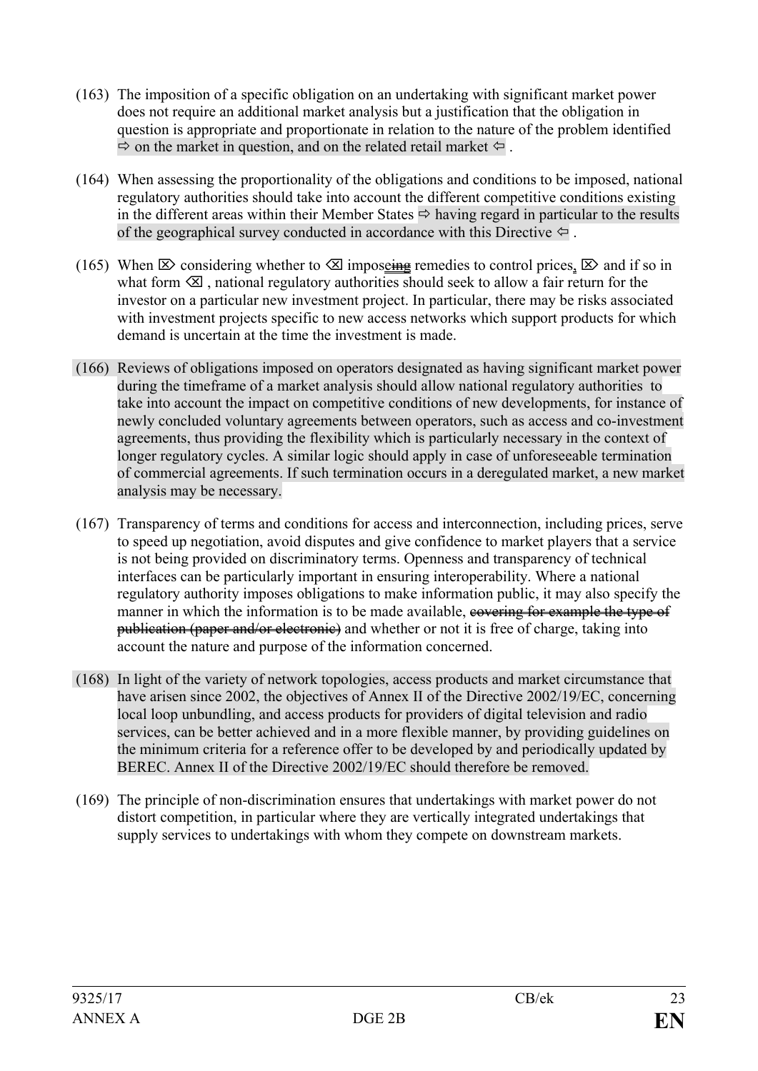(163) The imposition of a specific obligation on an undertaking with significant market power does not require an additional market analysis but a justification that the obligation in question is appropriate and proportionate in relation to the nature of the problem identified ⇨ on the market in question, and on the related retail market ⇦ .

(164) When assessing the proportionality of the obligations and conditions to be imposed, national regulatory authorities should take into account the different competitive conditions existing in the different areas within their Member States ⇨ having regard in particular to the results of the geographical survey conducted in accordance with this Directive ⇦ .

(165) When ⌦ considering whether to ⌫ imposeing remedies to control prices, ⌦ and if so in what form ⌫ , national regulatory authorities should seek to allow a fair return for the investor on a particular new investment project. In particular, there may be risks associated with investment projects specific to new access networks which support products for which demand is uncertain at the time the investment is made.

(166) Reviews of obligations imposed on operators designated as having significant market power during the timeframe of a market analysis should allow national regulatory authorities to take into account the impact on competitive conditions of new developments, for instance of newly concluded voluntary agreements between operators, such as access and co-investment agreements, thus providing the flexibility which is particularly necessary in the context of longer regulatory cycles. A similar logic should apply in case of unforeseeable termination of commercial agreements. If such termination occurs in a deregulated market, a new market analysis may be necessary.

(167) Transparency of terms and conditions for access and interconnection, including prices, serve to speed up negotiation, avoid disputes and give confidence to market players that a service is not being provided on discriminatory terms. Openness and transparency of technical interfaces can be particularly important in ensuring interoperability. Where a national regulatory authority imposes obligations to make information public, it may also specify the manner in which the information is to be made available, ~~covering for example the type of publication (paper and/or electronic)~~ and whether or not it is free of charge, taking into account the nature and purpose of the information concerned.

(168) In light of the variety of network topologies, access products and market circumstance that have arisen since 2002, the objectives of Annex II of the Directive 2002/19/EC, concerning local loop unbundling, and access products for providers of digital television and radio services, can be better achieved and in a more flexible manner, by providing guidelines on the minimum criteria for a reference offer to be developed by and periodically updated by BEREC. Annex II of the Directive 2002/19/EC should therefore be removed.

(169) The principle of non-discrimination ensures that undertakings with market power do not distort competition, in particular where they are vertically integrated undertakings that supply services to undertakings with whom they compete on downstream markets.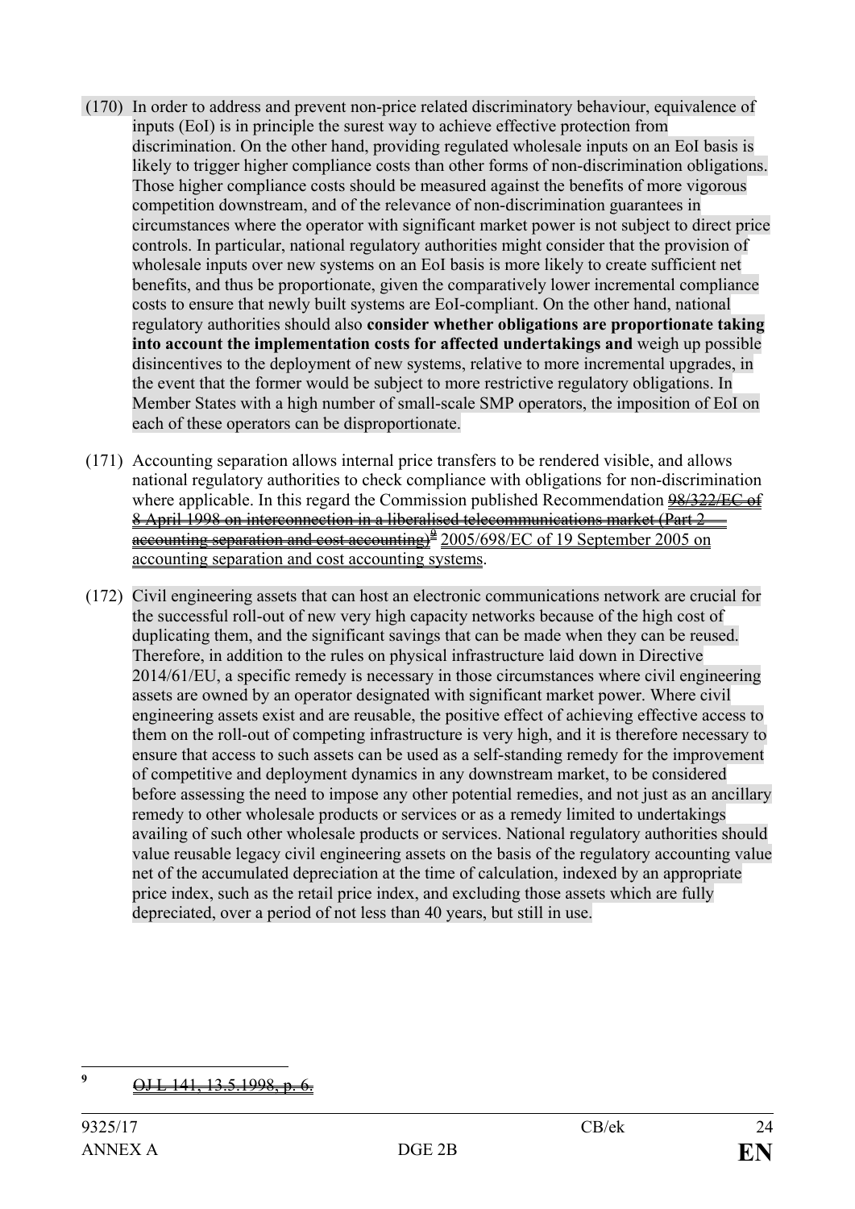(170) In order to address and prevent non-price related discriminatory behaviour, equivalence of inputs (EoI) is in principle the surest way to achieve effective protection from discrimination. On the other hand, providing regulated wholesale inputs on an EoI basis is likely to trigger higher compliance costs than other forms of non-discrimination obligations. Those higher compliance costs should be measured against the benefits of more vigorous competition downstream, and of the relevance of non-discrimination guarantees in circumstances where the operator with significant market power is not subject to direct price controls. In particular, national regulatory authorities might consider that the provision of wholesale inputs over new systems on an EoI basis is more likely to create sufficient net benefits, and thus be proportionate, given the comparatively lower incremental compliance costs to ensure that newly built systems are EoI-compliant. On the other hand, national regulatory authorities should also **consider whether obligations are proportionate taking into account the implementation costs for affected undertakings and** weigh up possible disincentives to the deployment of new systems, relative to more incremental upgrades, in the event that the former would be subject to more restrictive regulatory obligations. In Member States with a high number of small-scale SMP operators, the imposition of EoI on each of these operators can be disproportionate.

(171) Accounting separation allows internal price transfers to be rendered visible, and allows national regulatory authorities to check compliance with obligations for non-discrimination where applicable. In this regard the Commission published Recommendation ~~98/322/EC of 8 April 1998 on interconnection in a liberalised telecommunications market (Part 2 — accounting separation and cost accounting)~~[9] 2005/698/EC of 19 September 2005 on accounting separation and cost accounting systems.

(172) Civil engineering assets that can host an electronic communications network are crucial for the successful roll-out of new very high capacity networks because of the high cost of duplicating them, and the significant savings that can be made when they can be reused. Therefore, in addition to the rules on physical infrastructure laid down in Directive 2014/61/EU, a specific remedy is necessary in those circumstances where civil engineering assets are owned by an operator designated with significant market power. Where civil engineering assets exist and are reusable, the positive effect of achieving effective access to them on the roll-out of competing infrastructure is very high, and it is therefore necessary to ensure that access to such assets can be used as a self-standing remedy for the improvement of competitive and deployment dynamics in any downstream market, to be considered before assessing the need to impose any other potential remedies, and not just as an ancillary remedy to other wholesale products or services or as a remedy limited to undertakings availing of such other wholesale products or services. National regulatory authorities should value reusable legacy civil engineering assets on the basis of the regulatory accounting value net of the accumulated depreciation at the time of calculation, indexed by an appropriate price index, such as the retail price index, and excluding those assets which are fully depreciated, over a period of not less than 40 years, but still in use.

---

[9] ~~OJ L 141, 13.5.1998, p. 6.~~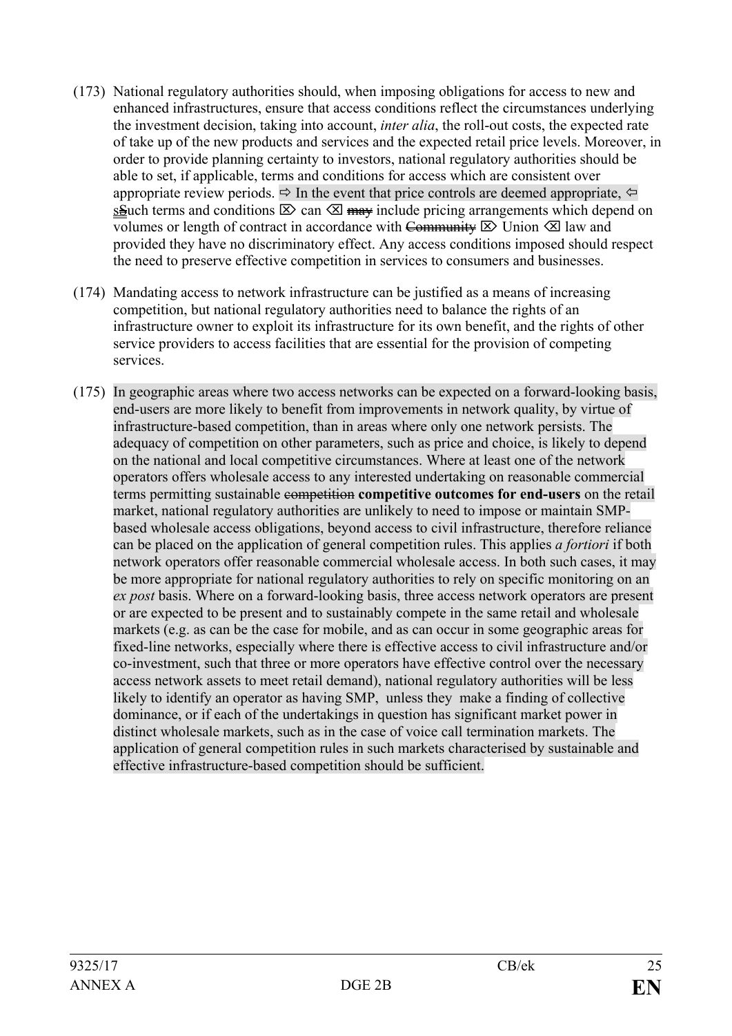(173) National regulatory authorities should, when imposing obligations for access to new and enhanced infrastructures, ensure that access conditions reflect the circumstances underlying the investment decision, taking into account, *inter alia*, the roll-out costs, the expected rate of take up of the new products and services and the expected retail price levels. Moreover, in order to provide planning certainty to investors, national regulatory authorities should be able to set, if applicable, terms and conditions for access which are consistent over appropriate review periods. ⇨ In the event that price controls are deemed appropriate, ⇦ sSuch terms and conditions ⌦ can ⌫ ~~may~~ include pricing arrangements which depend on volumes or length of contract in accordance with ~~Community~~ ⌦ Union ⌫ law and provided they have no discriminatory effect. Any access conditions imposed should respect the need to preserve effective competition in services to consumers and businesses.

(174) Mandating access to network infrastructure can be justified as a means of increasing competition, but national regulatory authorities need to balance the rights of an infrastructure owner to exploit its infrastructure for its own benefit, and the rights of other service providers to access facilities that are essential for the provision of competing services.

(175) In geographic areas where two access networks can be expected on a forward-looking basis, end-users are more likely to benefit from improvements in network quality, by virtue of infrastructure-based competition, than in areas where only one network persists. The adequacy of competition on other parameters, such as price and choice, is likely to depend on the national and local competitive circumstances. Where at least one of the network operators offers wholesale access to any interested undertaking on reasonable commercial terms permitting sustainable ~~competition~~ **competitive outcomes for end-users** on the retail market, national regulatory authorities are unlikely to need to impose or maintain SMP-based wholesale access obligations, beyond access to civil infrastructure, therefore reliance can be placed on the application of general competition rules. This applies *a fortiori* if both network operators offer reasonable commercial wholesale access. In both such cases, it may be more appropriate for national regulatory authorities to rely on specific monitoring on an *ex post* basis. Where on a forward-looking basis, three access network operators are present or are expected to be present and to sustainably compete in the same retail and wholesale markets (e.g. as can be the case for mobile, and as can occur in some geographic areas for fixed-line networks, especially where there is effective access to civil infrastructure and/or co-investment, such that three or more operators have effective control over the necessary access network assets to meet retail demand), national regulatory authorities will be less likely to identify an operator as having SMP, unless they make a finding of collective dominance, or if each of the undertakings in question has significant market power in distinct wholesale markets, such as in the case of voice call termination markets. The application of general competition rules in such markets characterised by sustainable and effective infrastructure-based competition should be sufficient.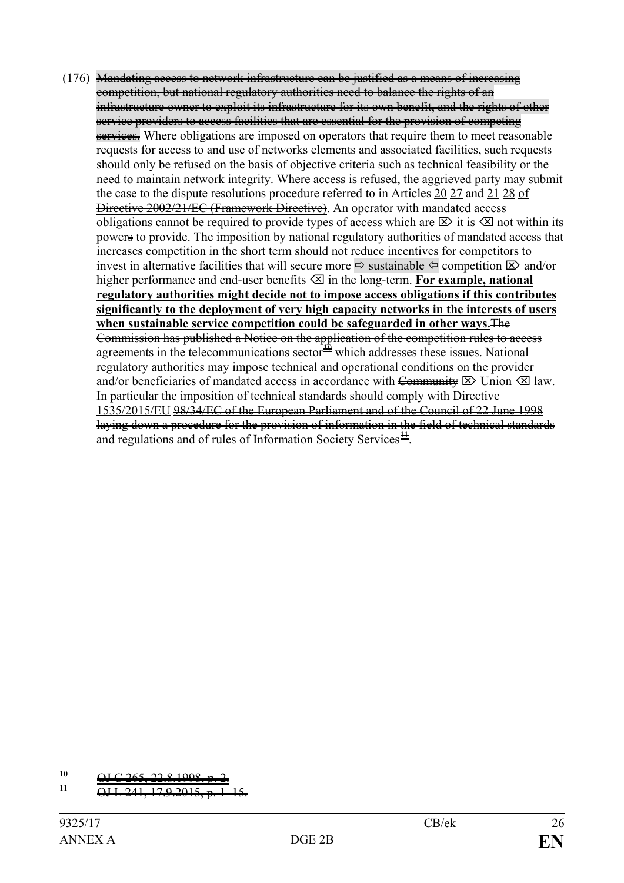(176) ~~Mandating access to network infrastructure can be justified as a means of increasing competition, but national regulatory authorities need to balance the rights of an infrastructure owner to exploit its infrastructure for its own benefit, and the rights of other service providers to access facilities that are essential for the provision of competing services.~~ Where obligations are imposed on operators that require them to meet reasonable requests for access to and use of networks elements and associated facilities, such requests should only be refused on the basis of objective criteria such as technical feasibility or the need to maintain network integrity. Where access is refused, the aggrieved party may submit the case to the dispute resolutions procedure referred to in Articles ~~20~~ 27 and ~~21~~ 28 ~~of Directive 2002/21/EC (Framework Directive)~~. An operator with mandated access obligations cannot be required to provide types of access which ~~are~~ ⌦ it is ⌫ not within its power~~s~~ to provide. The imposition by national regulatory authorities of mandated access that increases competition in the short term should not reduce incentives for competitors to invest in alternative facilities that will secure more ⇨ sustainable ⇦ competition ⌦ and/or higher performance and end-user benefits ⌫ in the long-term. **For example, national regulatory authorities might decide not to impose access obligations if this contributes significantly to the deployment of very high capacity networks in the interests of users when sustainable service competition could be safeguarded in other ways.** ~~The Commission has published a Notice on the application of the competition rules to access agreements in the telecommunications sector[10] which addresses these issues.~~ National regulatory authorities may impose technical and operational conditions on the provider and/or beneficiaries of mandated access in accordance with ~~Community~~ ⌦ Union ⌫ law. In particular the imposition of technical standards should comply with Directive 1535/2015/EU ~~98/34/EC of the European Parliament and of the Council of 22 June 1998 laying down a procedure for the provision of information in the field of technical standards and regulations and of rules of Information Society Services[11]~~.

---

[10] ~~OJ C 265, 22.8.1998, p. 2.~~

[11] ~~OJ L 241, 17.9.2015, p. 1–15.~~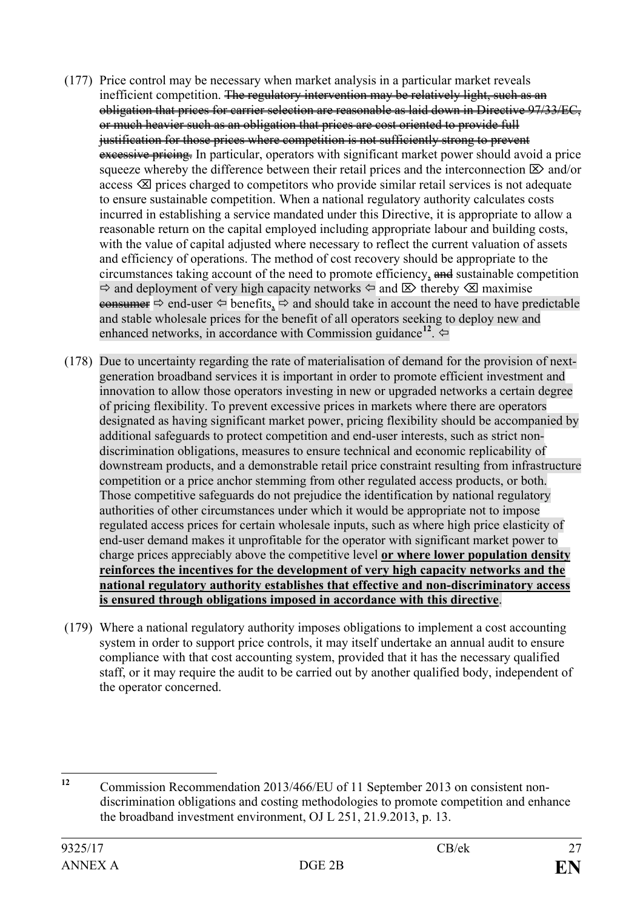(177) Price control may be necessary when market analysis in a particular market reveals inefficient competition. ~~The regulatory intervention may be relatively light, such as an obligation that prices for carrier selection are reasonable as laid down in Directive 97/33/EC, or much heavier such as an obligation that prices are cost oriented to provide full justification for those prices where competition is not sufficiently strong to prevent excessive pricing.~~ In particular, operators with significant market power should avoid a price squeeze whereby the difference between their retail prices and the interconnection ⌦ and/or access ⌫ prices charged to competitors who provide similar retail services is not adequate to ensure sustainable competition. When a national regulatory authority calculates costs incurred in establishing a service mandated under this Directive, it is appropriate to allow a reasonable return on the capital employed including appropriate labour and building costs, with the value of capital adjusted where necessary to reflect the current valuation of assets and efficiency of operations. The method of cost recovery should be appropriate to the circumstances taking account of the need to promote efficiency, ~~and~~ sustainable competition ⇨ and deployment of very high capacity networks ⇦ and ⌦ thereby ⌫ maximise ~~consumer~~ ⇨ end-user ⇦ benefits, ⇨ and should take in account the need to have predictable and stable wholesale prices for the benefit of all operators seeking to deploy new and enhanced networks, in accordance with Commission guidance[12]. ⇦

(178) Due to uncertainty regarding the rate of materialisation of demand for the provision of next-generation broadband services it is important in order to promote efficient investment and innovation to allow those operators investing in new or upgraded networks a certain degree of pricing flexibility. To prevent excessive prices in markets where there are operators designated as having significant market power, pricing flexibility should be accompanied by additional safeguards to protect competition and end-user interests, such as strict non-discrimination obligations, measures to ensure technical and economic replicability of downstream products, and a demonstrable retail price constraint resulting from infrastructure competition or a price anchor stemming from other regulated access products, or both. Those competitive safeguards do not prejudice the identification by national regulatory authorities of other circumstances under which it would be appropriate not to impose regulated access prices for certain wholesale inputs, such as where high price elasticity of end-user demand makes it unprofitable for the operator with significant market power to charge prices appreciably above the competitive level **or where lower population density reinforces the incentives for the development of very high capacity networks and the national regulatory authority establishes that effective and non-discriminatory access is ensured through obligations imposed in accordance with this directive**.

(179) Where a national regulatory authority imposes obligations to implement a cost accounting system in order to support price controls, it may itself undertake an annual audit to ensure compliance with that cost accounting system, provided that it has the necessary qualified staff, or it may require the audit to be carried out by another qualified body, independent of the operator concerned.

---

[12] Commission Recommendation 2013/466/EU of 11 September 2013 on consistent non-discrimination obligations and costing methodologies to promote competition and enhance the broadband investment environment, OJ L 251, 21.9.2013, p. 13.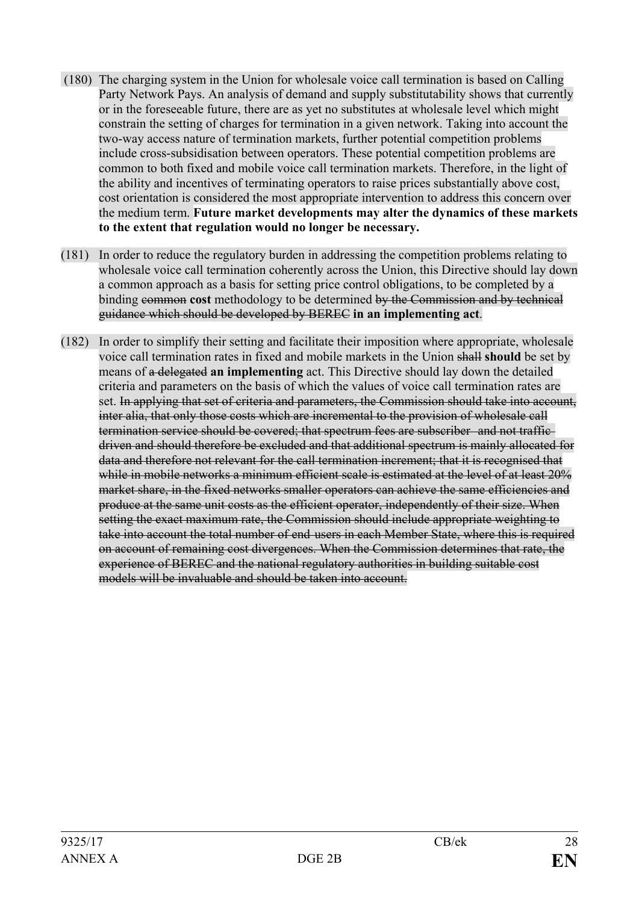(180) The charging system in the Union for wholesale voice call termination is based on Calling Party Network Pays. An analysis of demand and supply substitutability shows that currently or in the foreseeable future, there are as yet no substitutes at wholesale level which might constrain the setting of charges for termination in a given network. Taking into account the two-way access nature of termination markets, further potential competition problems include cross-subsidisation between operators. These potential competition problems are common to both fixed and mobile voice call termination markets. Therefore, in the light of the ability and incentives of terminating operators to raise prices substantially above cost, cost orientation is considered the most appropriate intervention to address this concern over the medium term. **Future market developments may alter the dynamics of these markets to the extent that regulation would no longer be necessary.**

(181) In order to reduce the regulatory burden in addressing the competition problems relating to wholesale voice call termination coherently across the Union, this Directive should lay down a common approach as a basis for setting price control obligations, to be completed by a binding ~~common~~ **cost** methodology to be determined ~~by the Commission and by technical guidance which should be developed by BEREC~~ **in an implementing act**.

(182) In order to simplify their setting and facilitate their imposition where appropriate, wholesale voice call termination rates in fixed and mobile markets in the Union ~~shall~~ **should** be set by means of ~~a delegated~~ **an implementing** act. This Directive should lay down the detailed criteria and parameters on the basis of which the values of voice call termination rates are set. ~~In applying that set of criteria and parameters, the Commission should take into account, inter alia, that only those costs which are incremental to the provision of wholesale call termination service should be covered; that spectrum fees are subscriber- and not traffic-driven and should therefore be excluded and that additional spectrum is mainly allocated for data and therefore not relevant for the call termination increment; that it is recognised that while in mobile networks a minimum efficient scale is estimated at the level of at least 20% market share, in the fixed networks smaller operators can achieve the same efficiencies and produce at the same unit costs as the efficient operator, independently of their size. When setting the exact maximum rate, the Commission should include appropriate weighting to take into account the total number of end-users in each Member State, where this is required on account of remaining cost divergences. When the Commission determines that rate, the experience of BEREC and the national regulatory authorities in building suitable cost models will be invaluable and should be taken into account.~~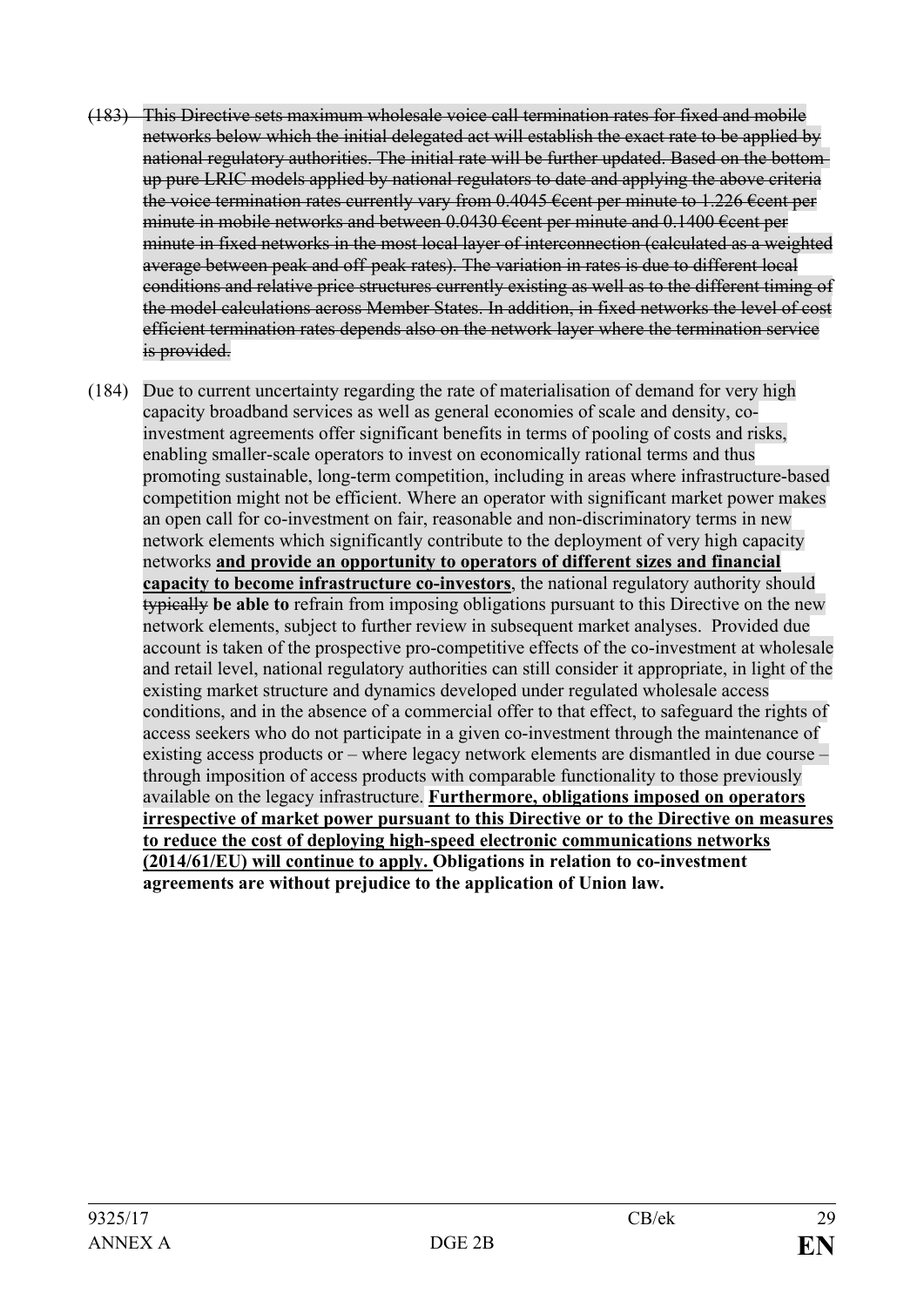~~(183) This Directive sets maximum wholesale voice call termination rates for fixed and mobile networks below which the initial delegated act will establish the exact rate to be applied by national regulatory authorities. The initial rate will be further updated. Based on the bottom-up pure LRIC models applied by national regulators to date and applying the above criteria the voice termination rates currently vary from 0.4045 €cent per minute to 1.226 €cent per minute in mobile networks and between 0.0430 €cent per minute and 0.1400 €cent per minute in fixed networks in the most local layer of interconnection (calculated as a weighted average between peak and off-peak rates). The variation in rates is due to different local conditions and relative price structures currently existing as well as to the different timing of the model calculations across Member States. In addition, in fixed networks the level of cost efficient termination rates depends also on the network layer where the termination service is provided.~~

(184) Due to current uncertainty regarding the rate of materialisation of demand for very high capacity broadband services as well as general economies of scale and density, co-investment agreements offer significant benefits in terms of pooling of costs and risks, enabling smaller-scale operators to invest on economically rational terms and thus promoting sustainable, long-term competition, including in areas where infrastructure-based competition might not be efficient. Where an operator with significant market power makes an open call for co-investment on fair, reasonable and non-discriminatory terms in new network elements which significantly contribute to the deployment of very high capacity networks **and provide an opportunity to operators of different sizes and financial capacity to become infrastructure co-investors**, the national regulatory authority should ~~typically~~ **be able to** refrain from imposing obligations pursuant to this Directive on the new network elements, subject to further review in subsequent market analyses. Provided due account is taken of the prospective pro-competitive effects of the co-investment at wholesale and retail level, national regulatory authorities can still consider it appropriate, in light of the existing market structure and dynamics developed under regulated wholesale access conditions, and in the absence of a commercial offer to that effect, to safeguard the rights of access seekers who do not participate in a given co-investment through the maintenance of existing access products or – where legacy network elements are dismantled in due course – through imposition of access products with comparable functionality to those previously available on the legacy infrastructure. **Furthermore, obligations imposed on operators irrespective of market power pursuant to this Directive or to the Directive on measures to reduce the cost of deploying high-speed electronic communications networks (2014/61/EU) will continue to apply. Obligations in relation to co-investment agreements are without prejudice to the application of Union law.**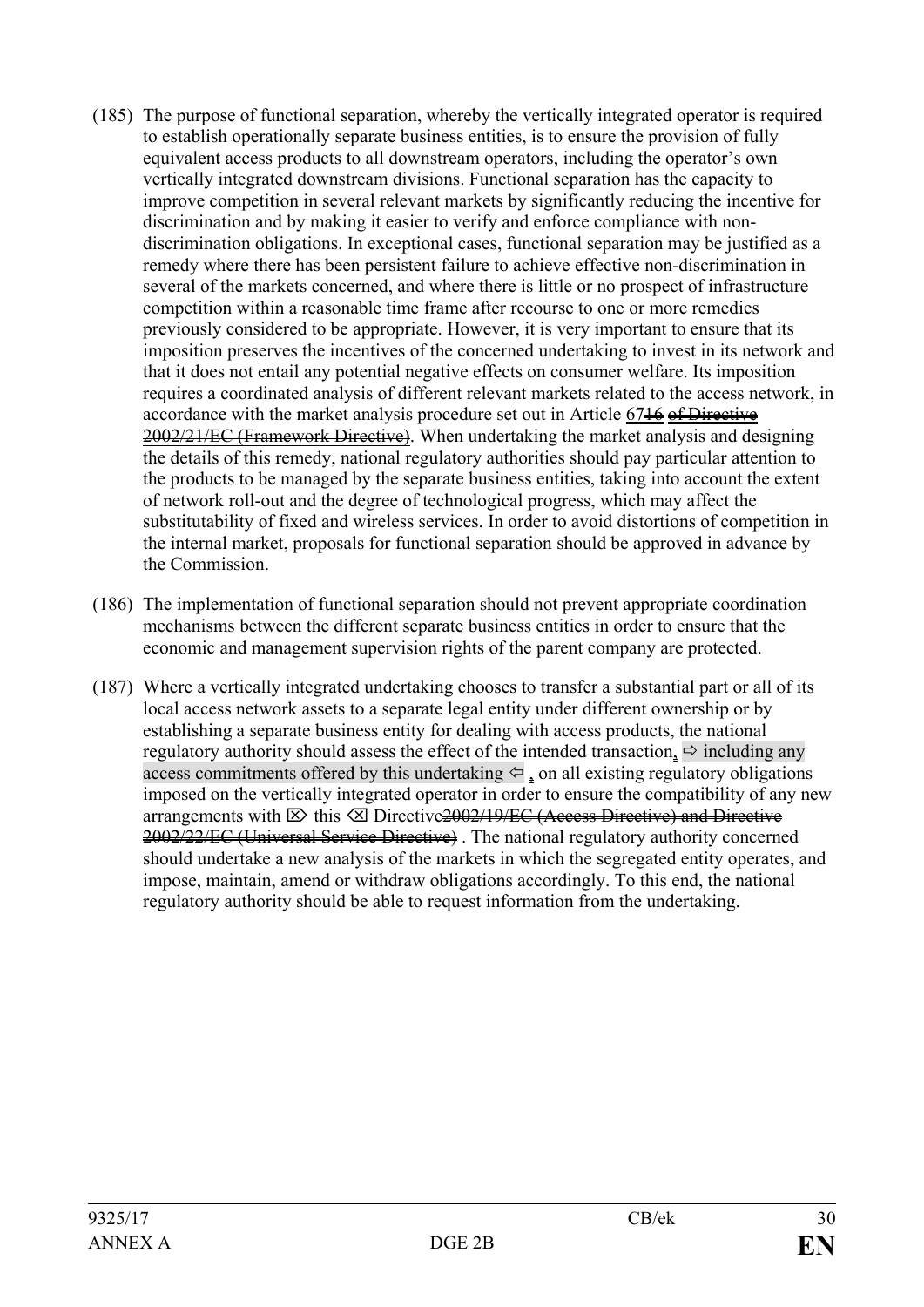(185) The purpose of functional separation, whereby the vertically integrated operator is required to establish operationally separate business entities, is to ensure the provision of fully equivalent access products to all downstream operators, including the operator's own vertically integrated downstream divisions. Functional separation has the capacity to improve competition in several relevant markets by significantly reducing the incentive for discrimination and by making it easier to verify and enforce compliance with non-discrimination obligations. In exceptional cases, functional separation may be justified as a remedy where there has been persistent failure to achieve effective non-discrimination in several of the markets concerned, and where there is little or no prospect of infrastructure competition within a reasonable time frame after recourse to one or more remedies previously considered to be appropriate. However, it is very important to ensure that its imposition preserves the incentives of the concerned undertaking to invest in its network and that it does not entail any potential negative effects on consumer welfare. Its imposition requires a coordinated analysis of different relevant markets related to the access network, in accordance with the market analysis procedure set out in Article 67~~16~~ ~~of Directive 2002/21/EC (Framework Directive)~~. When undertaking the market analysis and designing the details of this remedy, national regulatory authorities should pay particular attention to the products to be managed by the separate business entities, taking into account the extent of network roll-out and the degree of technological progress, which may affect the substitutability of fixed and wireless services. In order to avoid distortions of competition in the internal market, proposals for functional separation should be approved in advance by the Commission.

(186) The implementation of functional separation should not prevent appropriate coordination mechanisms between the different separate business entities in order to ensure that the economic and management supervision rights of the parent company are protected.

(187) Where a vertically integrated undertaking chooses to transfer a substantial part or all of its local access network assets to a separate legal entity under different ownership or by establishing a separate business entity for dealing with access products, the national regulatory authority should assess the effect of the intended transaction, ⇨ including any access commitments offered by this undertaking ⇦ , on all existing regulatory obligations imposed on the vertically integrated operator in order to ensure the compatibility of any new arrangements with ⌦ this ⌫ Directive~~2002/19/EC (Access Directive) and Directive 2002/22/EC (Universal Service Directive)~~ . The national regulatory authority concerned should undertake a new analysis of the markets in which the segregated entity operates, and impose, maintain, amend or withdraw obligations accordingly. To this end, the national regulatory authority should be able to request information from the undertaking.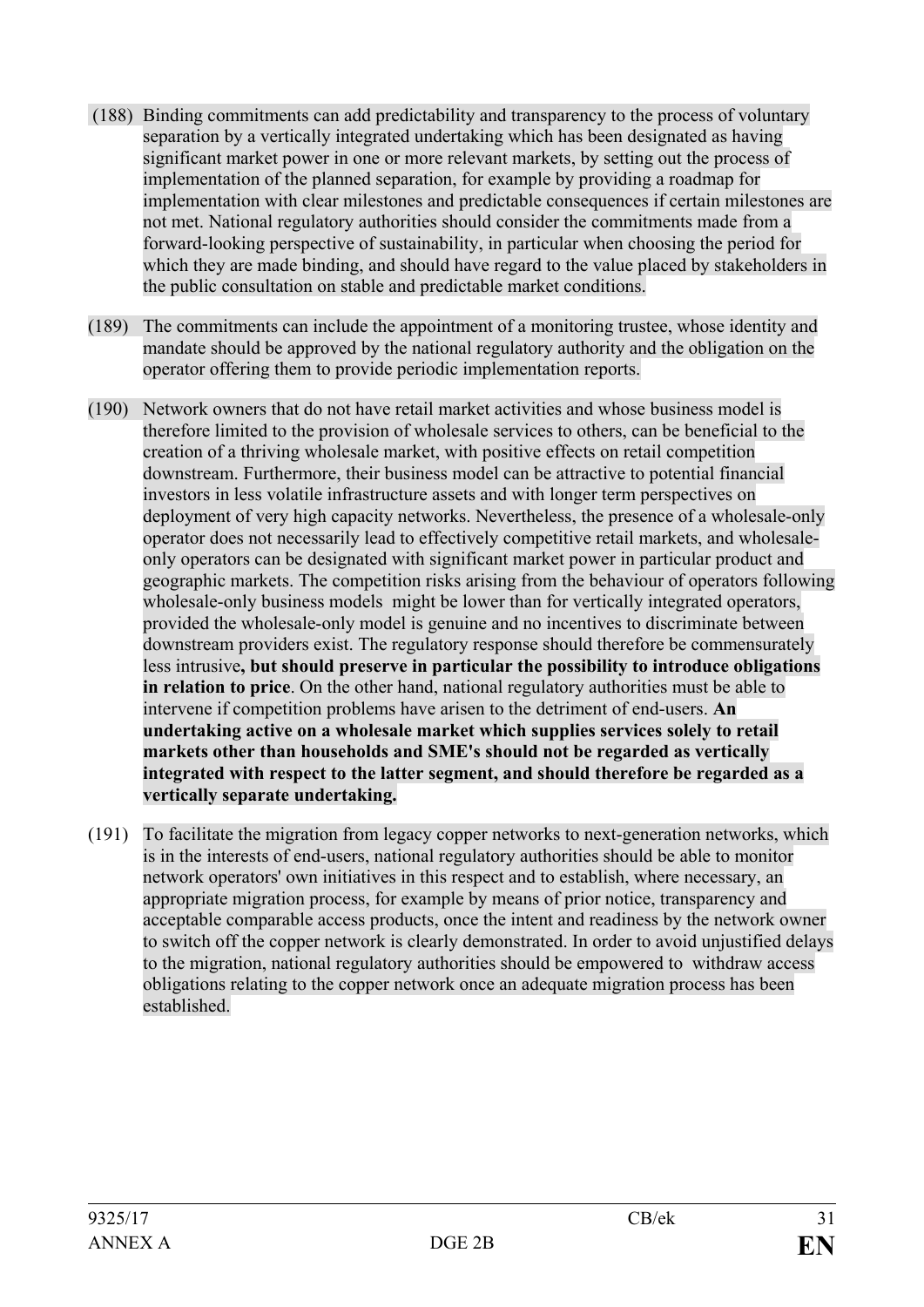(188) Binding commitments can add predictability and transparency to the process of voluntary separation by a vertically integrated undertaking which has been designated as having significant market power in one or more relevant markets, by setting out the process of implementation of the planned separation, for example by providing a roadmap for implementation with clear milestones and predictable consequences if certain milestones are not met. National regulatory authorities should consider the commitments made from a forward-looking perspective of sustainability, in particular when choosing the period for which they are made binding, and should have regard to the value placed by stakeholders in the public consultation on stable and predictable market conditions.

(189) The commitments can include the appointment of a monitoring trustee, whose identity and mandate should be approved by the national regulatory authority and the obligation on the operator offering them to provide periodic implementation reports.

(190) Network owners that do not have retail market activities and whose business model is therefore limited to the provision of wholesale services to others, can be beneficial to the creation of a thriving wholesale market, with positive effects on retail competition downstream. Furthermore, their business model can be attractive to potential financial investors in less volatile infrastructure assets and with longer term perspectives on deployment of very high capacity networks. Nevertheless, the presence of a wholesale-only operator does not necessarily lead to effectively competitive retail markets, and wholesale-only operators can be designated with significant market power in particular product and geographic markets. The competition risks arising from the behaviour of operators following wholesale-only business models might be lower than for vertically integrated operators, provided the wholesale-only model is genuine and no incentives to discriminate between downstream providers exist. The regulatory response should therefore be commensurately less intrusive**, but should preserve in particular the possibility to introduce obligations in relation to price**. On the other hand, national regulatory authorities must be able to intervene if competition problems have arisen to the detriment of end-users. **An undertaking active on a wholesale market which supplies services solely to retail markets other than households and SME's should not be regarded as vertically integrated with respect to the latter segment, and should therefore be regarded as a vertically separate undertaking.**

(191) To facilitate the migration from legacy copper networks to next-generation networks, which is in the interests of end-users, national regulatory authorities should be able to monitor network operators' own initiatives in this respect and to establish, where necessary, an appropriate migration process, for example by means of prior notice, transparency and acceptable comparable access products, once the intent and readiness by the network owner to switch off the copper network is clearly demonstrated. In order to avoid unjustified delays to the migration, national regulatory authorities should be empowered to withdraw access obligations relating to the copper network once an adequate migration process has been established.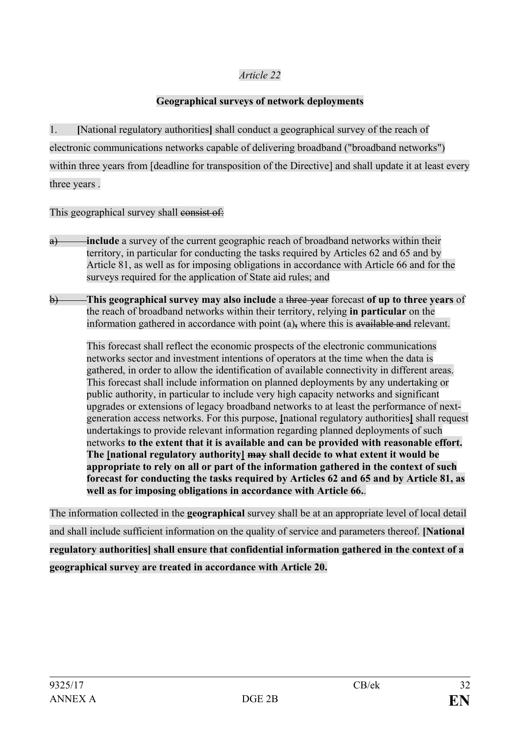*Article 22*

**Geographical surveys of network deployments**

1. **[**National regulatory authorities**]** shall conduct a geographical survey of the reach of electronic communications networks capable of delivering broadband ("broadband networks") within three years from [deadline for transposition of the Directive] and shall update it at least every three years .

This geographical survey shall ~~consist of:~~

~~a)~~ **include** a survey of the current geographic reach of broadband networks within their territory, in particular for conducting the tasks required by Articles 62 and 65 and by Article 81, as well as for imposing obligations in accordance with Article 66 and for the surveys required for the application of State aid rules; and

~~b)~~ **This geographical survey may also include** a ~~three-year~~ forecast **of up to three years** of the reach of broadband networks within their territory, relying **in particular** on the information gathered in accordance with point (a)~~,~~ where this is ~~available and~~ relevant.

This forecast shall reflect the economic prospects of the electronic communications networks sector and investment intentions of operators at the time when the data is gathered, in order to allow the identification of available connectivity in different areas. This forecast shall include information on planned deployments by any undertaking or public authority, in particular to include very high capacity networks and significant upgrades or extensions of legacy broadband networks to at least the performance of next-generation access networks. For this purpose, **[**national regulatory authorities**]** shall request undertakings to provide relevant information regarding planned deployments of such networks **to the extent that it is available and can be provided with reasonable effort. The [national regulatory authority]** ~~may~~ **shall decide to what extent it would be appropriate to rely on all or part of the information gathered in the context of such forecast for conducting the tasks required by Articles 62 and 65 and by Article 81, as well as for imposing obligations in accordance with Article 66.**.

The information collected in the **geographical** survey shall be at an appropriate level of local detail and shall include sufficient information on the quality of service and parameters thereof. **[National regulatory authorities] shall ensure that confidential information gathered in the context of a geographical survey are treated in accordance with Article 20.**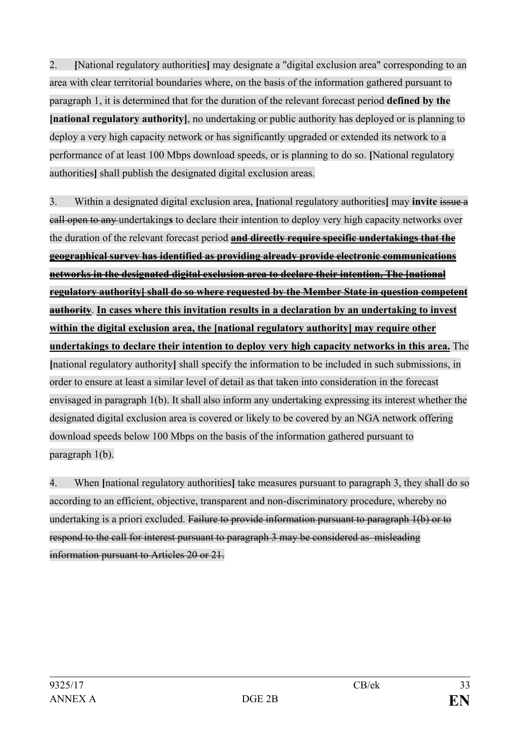2. **[**National regulatory authorities**]** may designate a "digital exclusion area" corresponding to an area with clear territorial boundaries where, on the basis of the information gathered pursuant to paragraph 1, it is determined that for the duration of the relevant forecast period **defined by the [national regulatory authority]**, no undertaking or public authority has deployed or is planning to deploy a very high capacity network or has significantly upgraded or extended its network to a performance of at least 100 Mbps download speeds, or is planning to do so. **[**National regulatory authorities**]** shall publish the designated digital exclusion areas.

3. Within a designated digital exclusion area, **[**national regulatory authorities**]** may **invite** ~~issue a call open to any~~ undertaking**s** to declare their intention to deploy very high capacity networks over the duration of the relevant forecast period ~~**and directly require specific undertakings that the geographical survey has identified as providing already provide electronic communications networks in the designated digital exclusion area to declare their intention. The [national regulatory authority] shall do so where requested by the Member State in question competent authority**~~. **In cases where this invitation results in a declaration by an undertaking to invest within the digital exclusion area, the [national regulatory authority] may require other undertakings to declare their intention to deploy very high capacity networks in this area.** The **[**national regulatory authority**]** shall specify the information to be included in such submissions, in order to ensure at least a similar level of detail as that taken into consideration in the forecast envisaged in paragraph 1(b). It shall also inform any undertaking expressing its interest whether the designated digital exclusion area is covered or likely to be covered by an NGA network offering download speeds below 100 Mbps on the basis of the information gathered pursuant to paragraph 1(b).

4. When **[**national regulatory authorities**]** take measures pursuant to paragraph 3, they shall do so according to an efficient, objective, transparent and non-discriminatory procedure, whereby no undertaking is a priori excluded. ~~Failure to provide information pursuant to paragraph 1(b) or to respond to the call for interest pursuant to paragraph 3 may be considered as misleading information pursuant to Articles 20 or 21.~~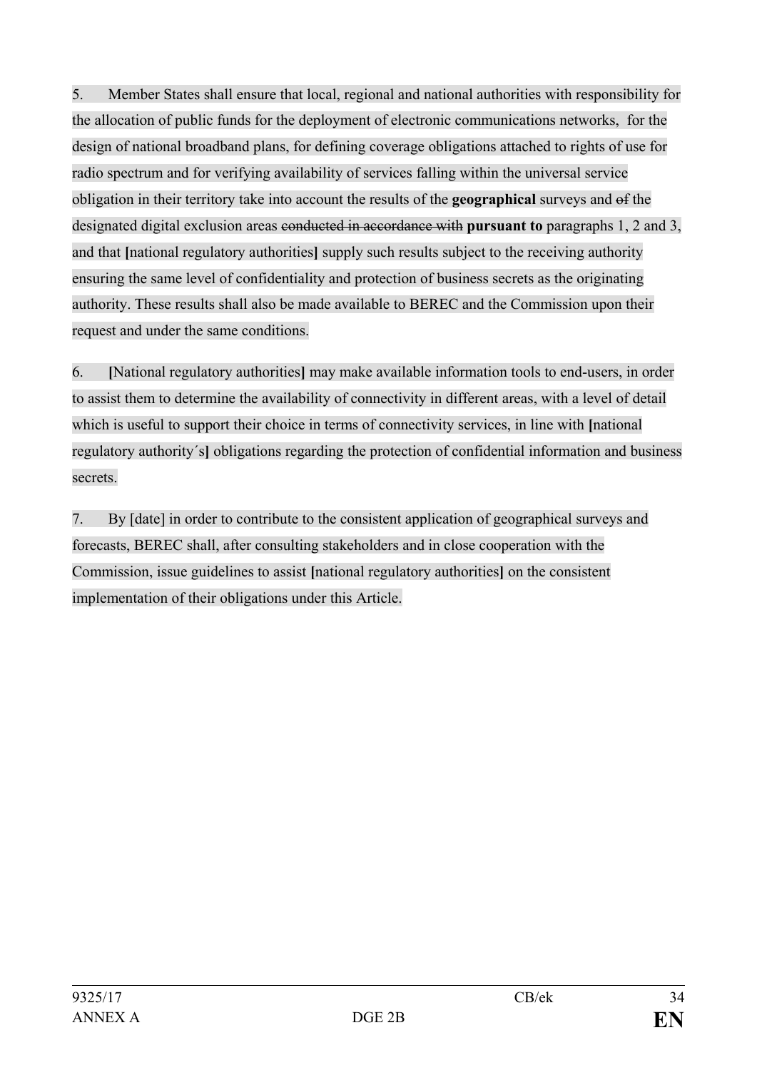5. Member States shall ensure that local, regional and national authorities with responsibility for the allocation of public funds for the deployment of electronic communications networks, for the design of national broadband plans, for defining coverage obligations attached to rights of use for radio spectrum and for verifying availability of services falling within the universal service obligation in their territory take into account the results of the **geographical** surveys and ~~of~~ the designated digital exclusion areas ~~conducted in accordance with~~ **pursuant to** paragraphs 1, 2 and 3, and that **[**national regulatory authorities**]** supply such results subject to the receiving authority ensuring the same level of confidentiality and protection of business secrets as the originating authority. These results shall also be made available to BEREC and the Commission upon their request and under the same conditions.

6. **[**National regulatory authorities**]** may make available information tools to end-users, in order to assist them to determine the availability of connectivity in different areas, with a level of detail which is useful to support their choice in terms of connectivity services, in line with **[**national regulatory authority´s**]** obligations regarding the protection of confidential information and business secrets.

7. By [date] in order to contribute to the consistent application of geographical surveys and forecasts, BEREC shall, after consulting stakeholders and in close cooperation with the Commission, issue guidelines to assist **[**national regulatory authorities**]** on the consistent implementation of their obligations under this Article.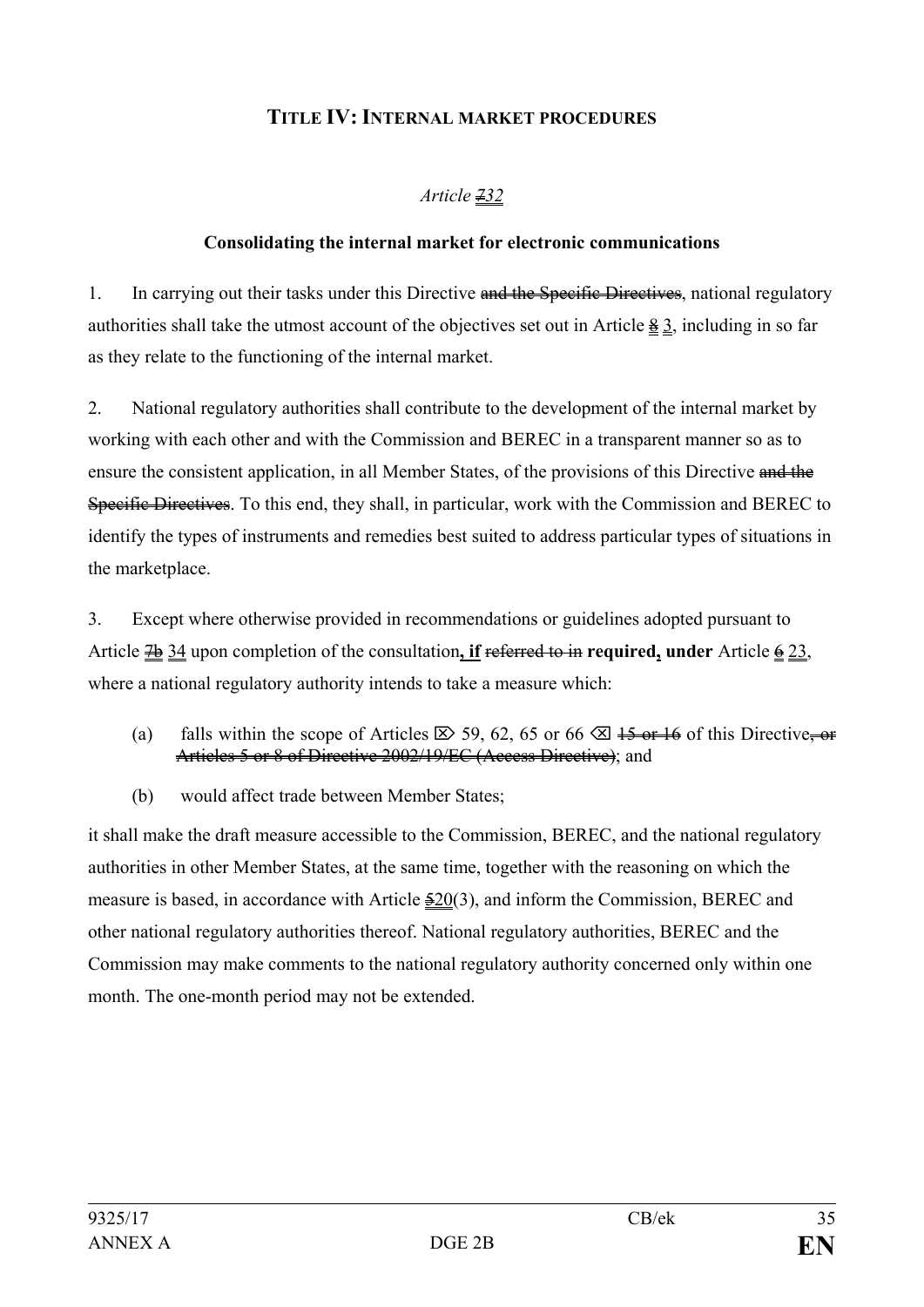## TITLE IV: INTERNAL MARKET PROCEDURES

*Article ~~7~~32*

**Consolidating the internal market for electronic communications**

1. In carrying out their tasks under this Directive ~~and the Specific Directives~~, national regulatory authorities shall take the utmost account of the objectives set out in Article ~~8~~ 3, including in so far as they relate to the functioning of the internal market.

2. National regulatory authorities shall contribute to the development of the internal market by working with each other and with the Commission and BEREC in a transparent manner so as to ensure the consistent application, in all Member States, of the provisions of this Directive ~~and the Specific Directives~~. To this end, they shall, in particular, work with the Commission and BEREC to identify the types of instruments and remedies best suited to address particular types of situations in the marketplace.

3. Except where otherwise provided in recommendations or guidelines adopted pursuant to Article ~~7b~~ 34 upon completion of the consultation**, if** ~~referred to in~~ **required, under** Article ~~6~~ 23, where a national regulatory authority intends to take a measure which:

(a) falls within the scope of Articles ⌦ 59, 62, 65 or 66 ⌫ ~~15 or 16~~ of this Directive~~, or Articles 5 or 8 of Directive 2002/19/EC (Access Directive)~~; and

(b) would affect trade between Member States;

it shall make the draft measure accessible to the Commission, BEREC, and the national regulatory authorities in other Member States, at the same time, together with the reasoning on which the measure is based, in accordance with Article ~~5~~20(3), and inform the Commission, BEREC and other national regulatory authorities thereof. National regulatory authorities, BEREC and the Commission may make comments to the national regulatory authority concerned only within one month. The one-month period may not be extended.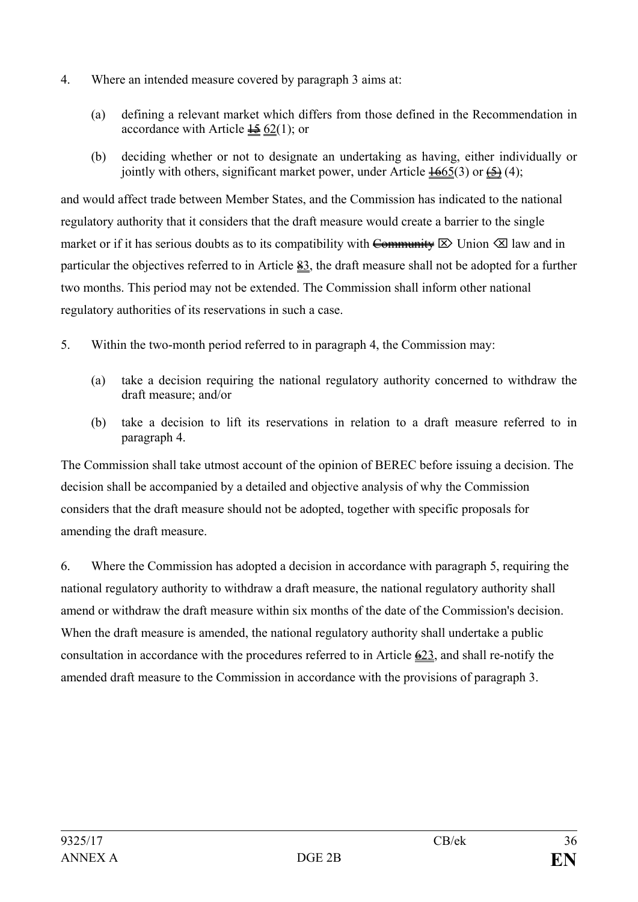4. Where an intended measure covered by paragraph 3 aims at:

   (a) defining a relevant market which differs from those defined in the Recommendation in accordance with Article ~~15~~ 62(1); or

   (b) deciding whether or not to designate an undertaking as having, either individually or jointly with others, significant market power, under Article ~~16~~65(3) or ~~(5)~~ (4);

and would affect trade between Member States, and the Commission has indicated to the national regulatory authority that it considers that the draft measure would create a barrier to the single market or if it has serious doubts as to its compatibility with ~~Community~~ ⌦ Union ⌫ law and in particular the objectives referred to in Article ~~8~~3, the draft measure shall not be adopted for a further two months. This period may not be extended. The Commission shall inform other national regulatory authorities of its reservations in such a case.

5. Within the two-month period referred to in paragraph 4, the Commission may:

   (a) take a decision requiring the national regulatory authority concerned to withdraw the draft measure; and/or

   (b) take a decision to lift its reservations in relation to a draft measure referred to in paragraph 4.

The Commission shall take utmost account of the opinion of BEREC before issuing a decision. The decision shall be accompanied by a detailed and objective analysis of why the Commission considers that the draft measure should not be adopted, together with specific proposals for amending the draft measure.

6. Where the Commission has adopted a decision in accordance with paragraph 5, requiring the national regulatory authority to withdraw a draft measure, the national regulatory authority shall amend or withdraw the draft measure within six months of the date of the Commission's decision. When the draft measure is amended, the national regulatory authority shall undertake a public consultation in accordance with the procedures referred to in Article ~~6~~23, and shall re-notify the amended draft measure to the Commission in accordance with the provisions of paragraph 3.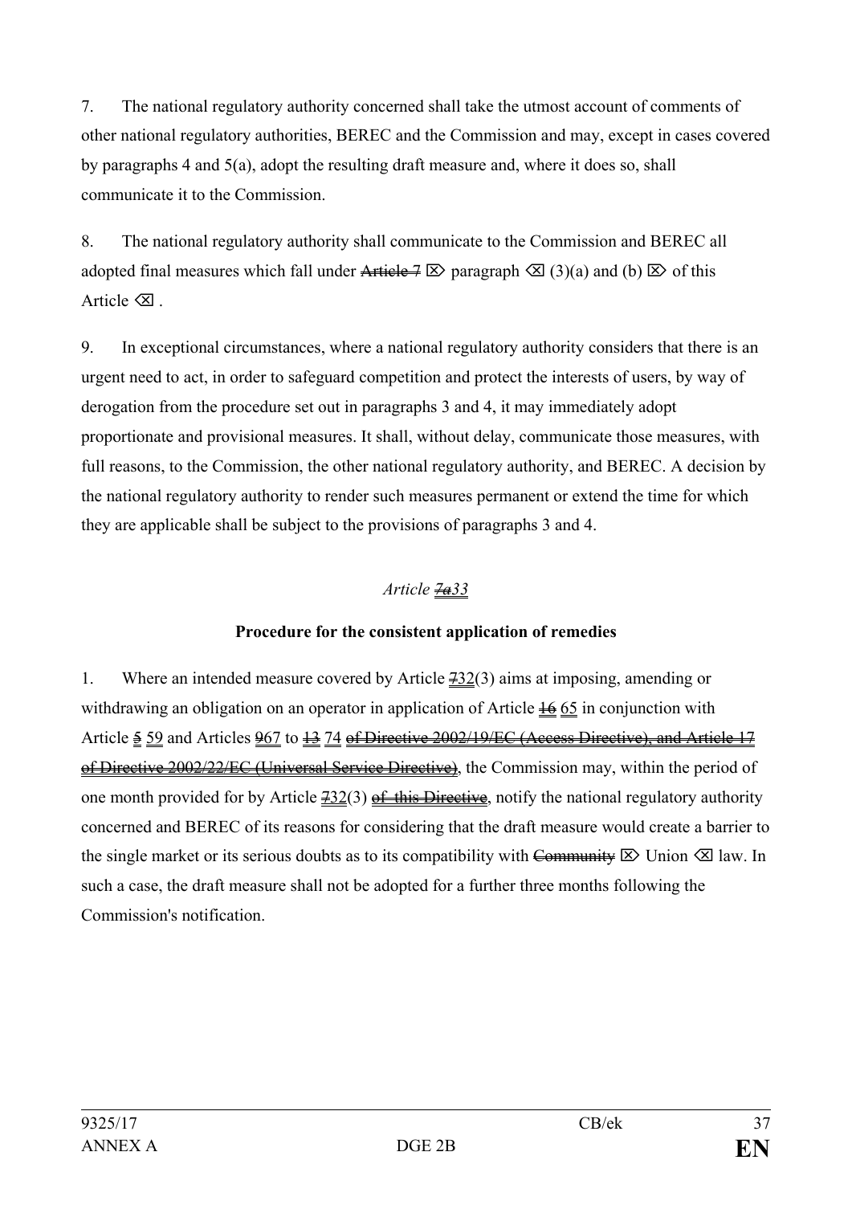7. The national regulatory authority concerned shall take the utmost account of comments of other national regulatory authorities, BEREC and the Commission and may, except in cases covered by paragraphs 4 and 5(a), adopt the resulting draft measure and, where it does so, shall communicate it to the Commission.

8. The national regulatory authority shall communicate to the Commission and BEREC all adopted final measures which fall under ~~Article 7~~ ⌦ paragraph ⌫ (3)(a) and (b) ⌦ of this Article ⌫ .

9. In exceptional circumstances, where a national regulatory authority considers that there is an urgent need to act, in order to safeguard competition and protect the interests of users, by way of derogation from the procedure set out in paragraphs 3 and 4, it may immediately adopt proportionate and provisional measures. It shall, without delay, communicate those measures, with full reasons, to the Commission, the other national regulatory authority, and BEREC. A decision by the national regulatory authority to render such measures permanent or extend the time for which they are applicable shall be subject to the provisions of paragraphs 3 and 4.

*Article ~~7a~~33*

**Procedure for the consistent application of remedies**

1. Where an intended measure covered by Article ~~7~~32(3) aims at imposing, amending or withdrawing an obligation on an operator in application of Article ~~16~~ 65 in conjunction with Article ~~5~~ 59 and Articles ~~9~~67 to ~~13~~ 74 ~~of Directive 2002/19/EC (Access Directive), and Article 17 of Directive 2002/22/EC (Universal Service Directive)~~, the Commission may, within the period of one month provided for by Article ~~7~~32(3) ~~of this Directive~~, notify the national regulatory authority concerned and BEREC of its reasons for considering that the draft measure would create a barrier to the single market or its serious doubts as to its compatibility with ~~Community~~ ⌦ Union ⌫ law. In such a case, the draft measure shall not be adopted for a further three months following the Commission's notification.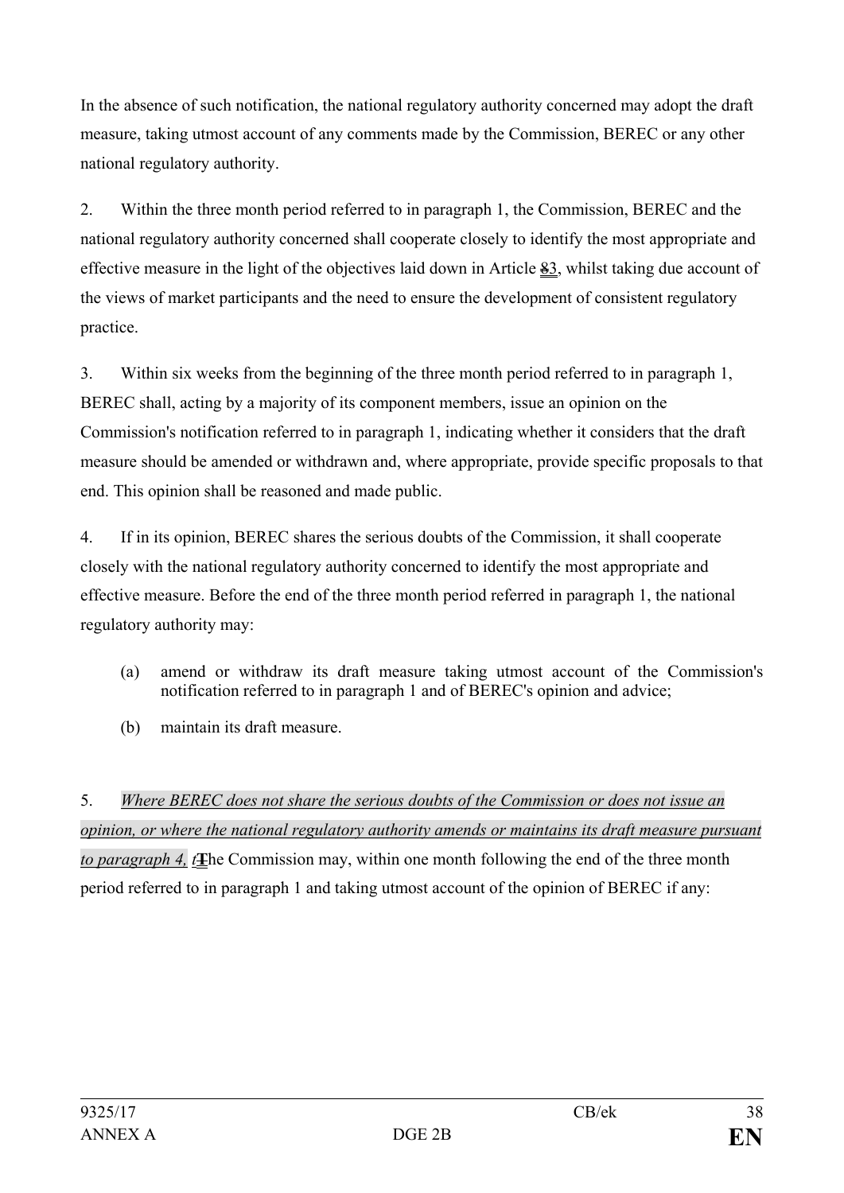In the absence of such notification, the national regulatory authority concerned may adopt the draft measure, taking utmost account of any comments made by the Commission, BEREC or any other national regulatory authority.

2. Within the three month period referred to in paragraph 1, the Commission, BEREC and the national regulatory authority concerned shall cooperate closely to identify the most appropriate and effective measure in the light of the objectives laid down in Article ~~8~~3, whilst taking due account of the views of market participants and the need to ensure the development of consistent regulatory practice.

3. Within six weeks from the beginning of the three month period referred to in paragraph 1, BEREC shall, acting by a majority of its component members, issue an opinion on the Commission's notification referred to in paragraph 1, indicating whether it considers that the draft measure should be amended or withdrawn and, where appropriate, provide specific proposals to that end. This opinion shall be reasoned and made public.

4. If in its opinion, BEREC shares the serious doubts of the Commission, it shall cooperate closely with the national regulatory authority concerned to identify the most appropriate and effective measure. Before the end of the three month period referred in paragraph 1, the national regulatory authority may:

(a) amend or withdraw its draft measure taking utmost account of the Commission's notification referred to in paragraph 1 and of BEREC's opinion and advice;

(b) maintain its draft measure.

5. *Where BEREC does not share the serious doubts of the Commission or does not issue an opinion, or where the national regulatory authority amends or maintains its draft measure pursuant to paragraph 4, t*~~T~~he Commission may, within one month following the end of the three month period referred to in paragraph 1 and taking utmost account of the opinion of BEREC if any: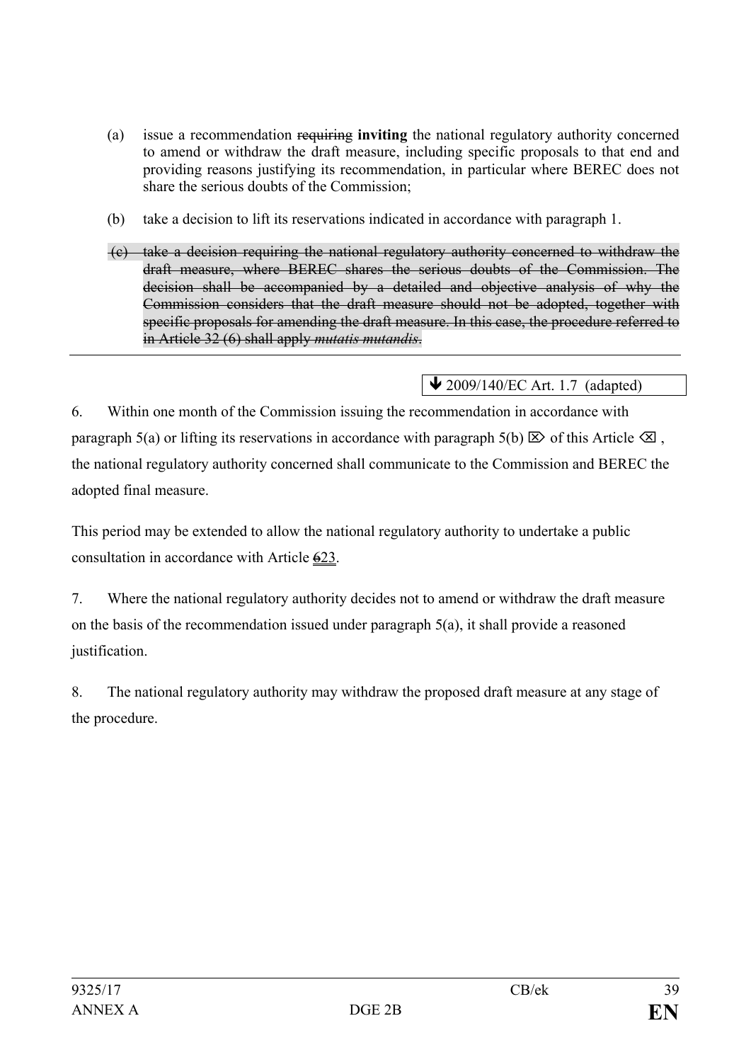(a) issue a recommendation ~~requiring~~ **inviting** the national regulatory authority concerned to amend or withdraw the draft measure, including specific proposals to that end and providing reasons justifying its recommendation, in particular where BEREC does not share the serious doubts of the Commission;

(b) take a decision to lift its reservations indicated in accordance with paragraph 1.

~~(c) take a decision requiring the national regulatory authority concerned to withdraw the draft measure, where BEREC shares the serious doubts of the Commission. The decision shall be accompanied by a detailed and objective analysis of why the Commission considers that the draft measure should not be adopted, together with specific proposals for amending the draft measure. In this case, the procedure referred to in Article 32 (6) shall apply *mutatis mutandis*.~~

---

↓ 2009/140/EC Art. 1.7 (adapted)

6. Within one month of the Commission issuing the recommendation in accordance with paragraph 5(a) or lifting its reservations in accordance with paragraph 5(b) ⌦ of this Article ⌫ , the national regulatory authority concerned shall communicate to the Commission and BEREC the adopted final measure.

This period may be extended to allow the national regulatory authority to undertake a public consultation in accordance with Article ~~6~~23.

7. Where the national regulatory authority decides not to amend or withdraw the draft measure on the basis of the recommendation issued under paragraph 5(a), it shall provide a reasoned justification.

8. The national regulatory authority may withdraw the proposed draft measure at any stage of the procedure.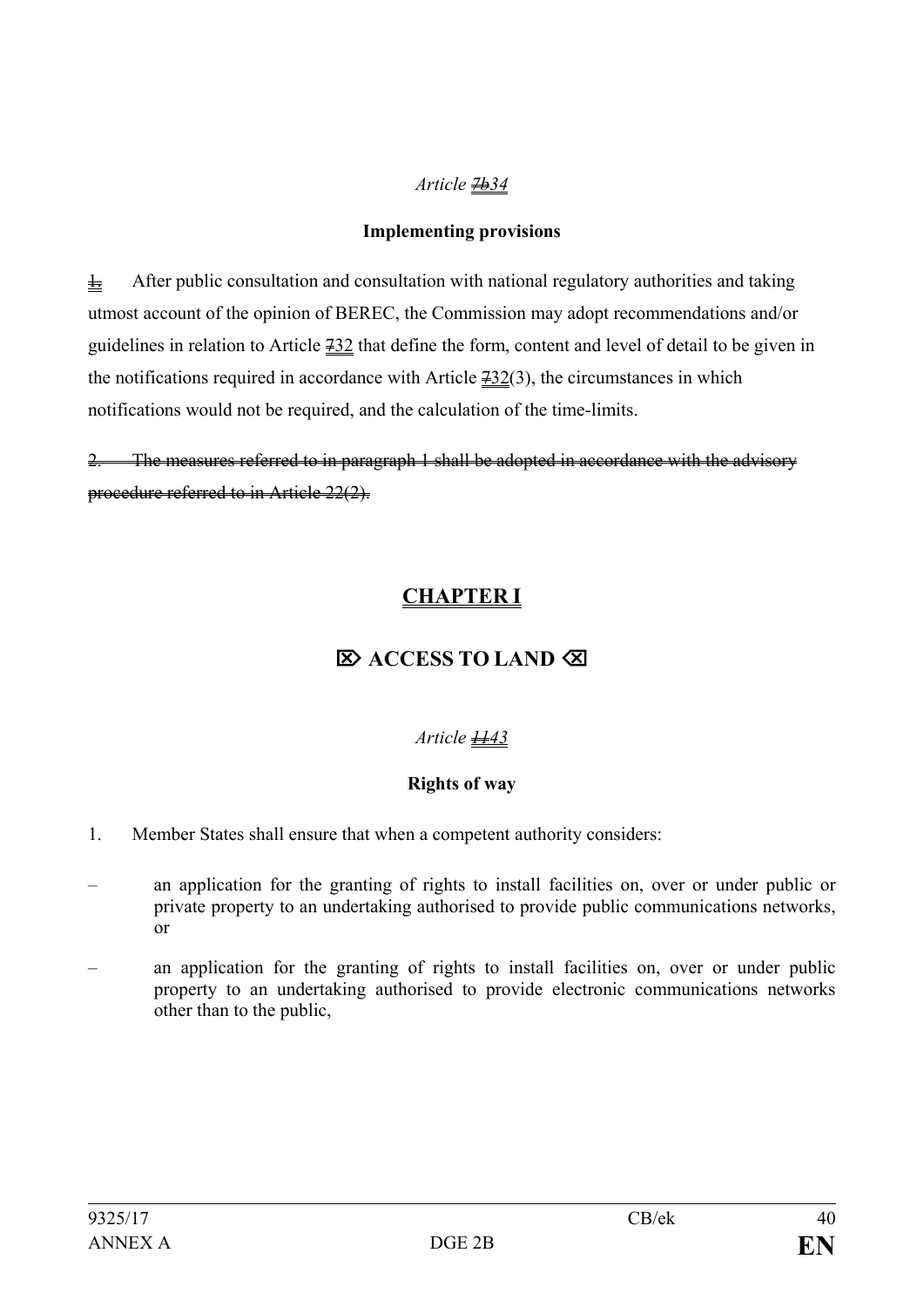*Article ~~7b~~34*

**Implementing provisions**

~~1.~~ After public consultation and consultation with national regulatory authorities and taking utmost account of the opinion of BEREC, the Commission may adopt recommendations and/or guidelines in relation to Article ~~7~~32 that define the form, content and level of detail to be given in the notifications required in accordance with Article ~~7~~32(3), the circumstances in which notifications would not be required, and the calculation of the time-limits.

~~2. The measures referred to in paragraph 1 shall be adopted in accordance with the advisory procedure referred to in Article 22(2).~~

## CHAPTER I

## ⌦ ACCESS TO LAND ⌫

*Article ~~11~~43*

**Rights of way**

1. Member States shall ensure that when a competent authority considers:

– an application for the granting of rights to install facilities on, over or under public or private property to an undertaking authorised to provide public communications networks, or

– an application for the granting of rights to install facilities on, over or under public property to an undertaking authorised to provide electronic communications networks other than to the public,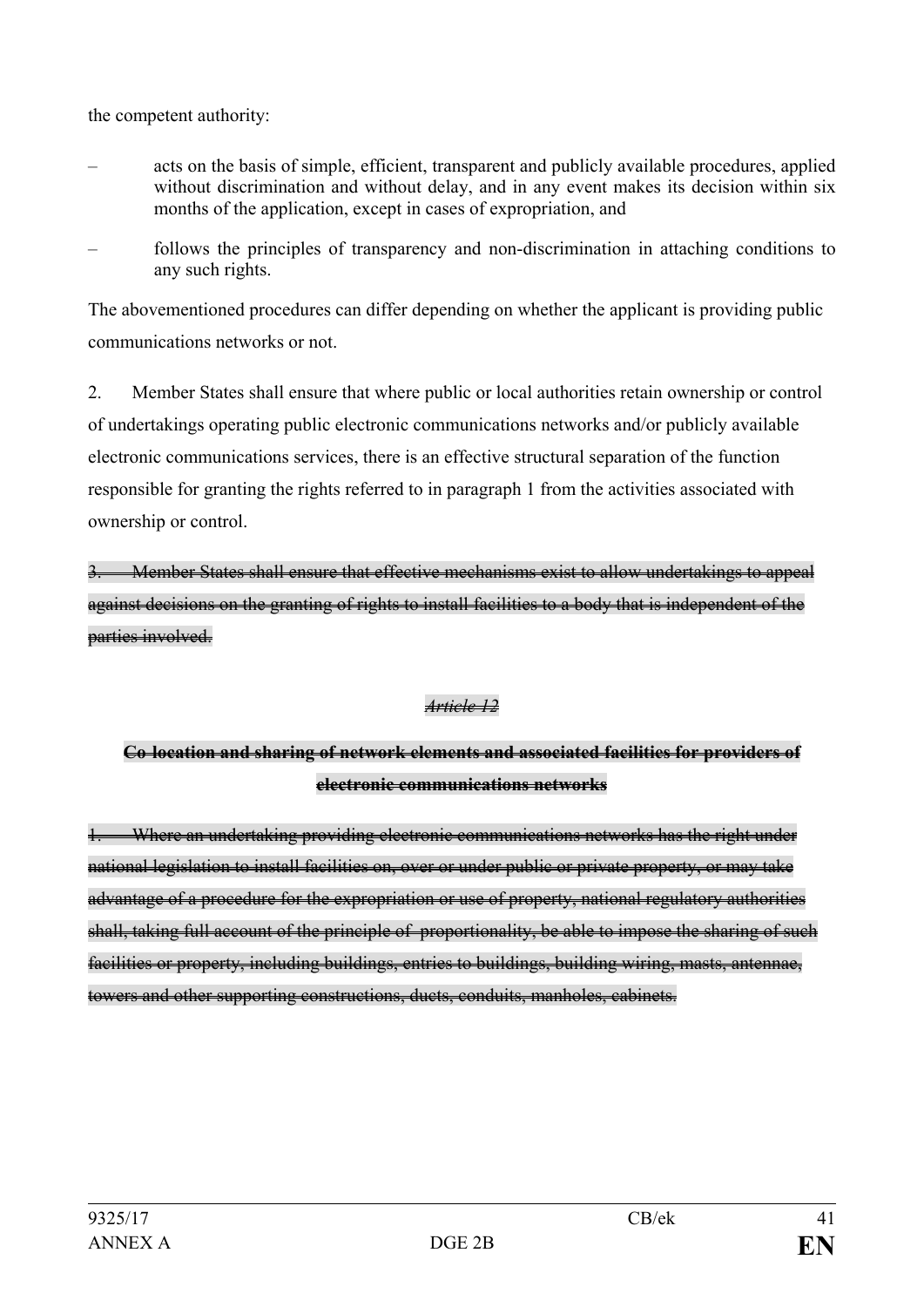the competent authority:

– acts on the basis of simple, efficient, transparent and publicly available procedures, applied without discrimination and without delay, and in any event makes its decision within six months of the application, except in cases of expropriation, and

– follows the principles of transparency and non-discrimination in attaching conditions to any such rights.

The abovementioned procedures can differ depending on whether the applicant is providing public communications networks or not.

2. Member States shall ensure that where public or local authorities retain ownership or control of undertakings operating public electronic communications networks and/or publicly available electronic communications services, there is an effective structural separation of the function responsible for granting the rights referred to in paragraph 1 from the activities associated with ownership or control.

~~3. Member States shall ensure that effective mechanisms exist to allow undertakings to appeal against decisions on the granting of rights to install facilities to a body that is independent of the parties involved.~~

~~*Article 12*~~

~~**Co-location and sharing of network elements and associated facilities for providers of electronic communications networks**~~

~~1. Where an undertaking providing electronic communications networks has the right under national legislation to install facilities on, over or under public or private property, or may take advantage of a procedure for the expropriation or use of property, national regulatory authorities shall, taking full account of the principle of proportionality, be able to impose the sharing of such facilities or property, including buildings, entries to buildings, building wiring, masts, antennae, towers and other supporting constructions, ducts, conduits, manholes, cabinets.~~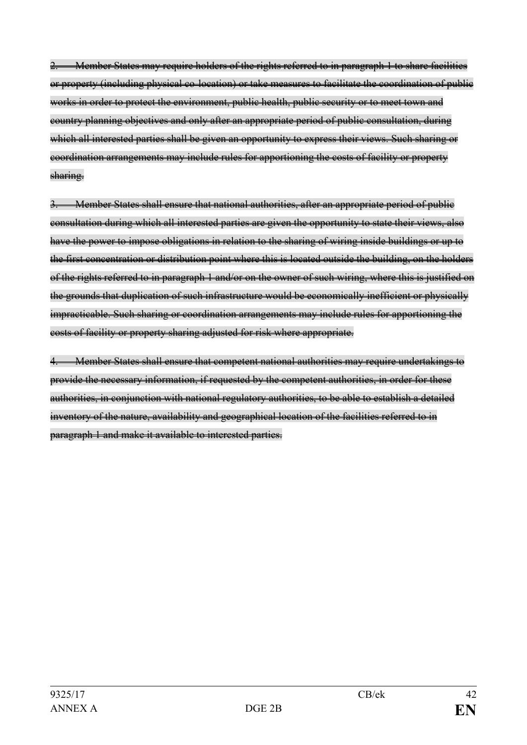~~2. Member States may require holders of the rights referred to in paragraph 1 to share facilities or property (including physical co-location) or take measures to facilitate the coordination of public works in order to protect the environment, public health, public security or to meet town and country planning objectives and only after an appropriate period of public consultation, during which all interested parties shall be given an opportunity to express their views. Such sharing or coordination arrangements may include rules for apportioning the costs of facility or property sharing.~~

~~3. Member States shall ensure that national authorities, after an appropriate period of public consultation during which all interested parties are given the opportunity to state their views, also have the power to impose obligations in relation to the sharing of wiring inside buildings or up to the first concentration or distribution point where this is located outside the building, on the holders of the rights referred to in paragraph 1 and/or on the owner of such wiring, where this is justified on the grounds that duplication of such infrastructure would be economically inefficient or physically impracticable. Such sharing or coordination arrangements may include rules for apportioning the costs of facility or property sharing adjusted for risk where appropriate.~~

~~4. Member States shall ensure that competent national authorities may require undertakings to provide the necessary information, if requested by the competent authorities, in order for these authorities, in conjunction with national regulatory authorities, to be able to establish a detailed inventory of the nature, availability and geographical location of the facilities referred to in paragraph 1 and make it available to interested parties.~~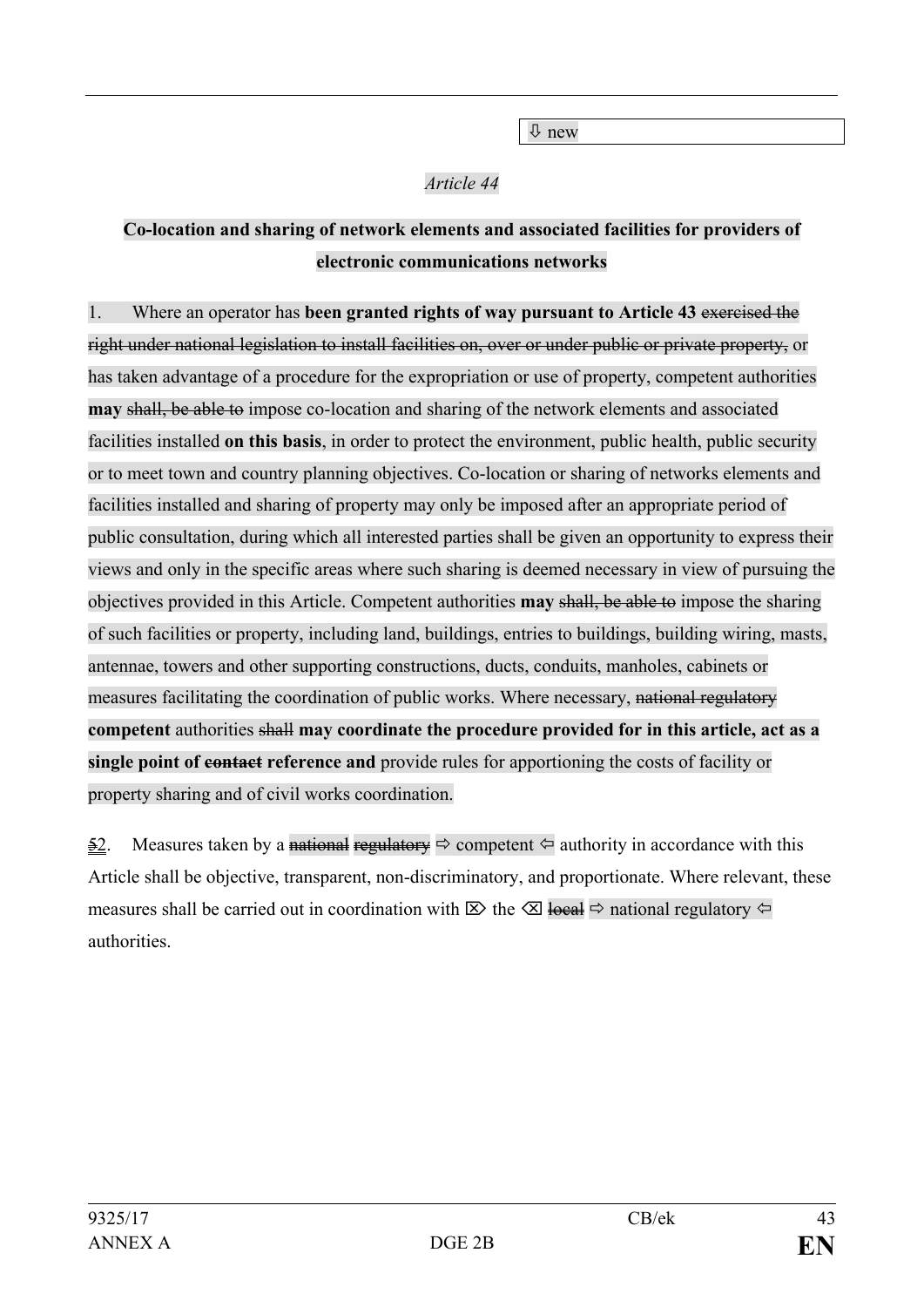⇩ new

*Article 44*

**Co-location and sharing of network elements and associated facilities for providers of electronic communications networks**

1. Where an operator has **been granted rights of way pursuant to Article 43** ~~exercised the right under national legislation to install facilities on, over or under public or private property,~~ or has taken advantage of a procedure for the expropriation or use of property, competent authorities **may** ~~shall, be able to~~ impose co-location and sharing of the network elements and associated facilities installed **on this basis**, in order to protect the environment, public health, public security or to meet town and country planning objectives. Co-location or sharing of networks elements and facilities installed and sharing of property may only be imposed after an appropriate period of public consultation, during which all interested parties shall be given an opportunity to express their views and only in the specific areas where such sharing is deemed necessary in view of pursuing the objectives provided in this Article. Competent authorities **may** ~~shall, be able to~~ impose the sharing of such facilities or property, including land, buildings, entries to buildings, building wiring, masts, antennae, towers and other supporting constructions, ducts, conduits, manholes, cabinets or measures facilitating the coordination of public works. Where necessary, ~~national regulatory~~ **competent** authorities ~~shall~~ **may coordinate the procedure provided for in this article, act as a single point of ~~contact~~ reference and** provide rules for apportioning the costs of facility or property sharing and of civil works coordination.

~~5~~2. Measures taken by a ~~national~~ ~~regulatory~~ ⇨ competent ⇦ authority in accordance with this Article shall be objective, transparent, non-discriminatory, and proportionate. Where relevant, these measures shall be carried out in coordination with ⌦ the ⌫ ~~local~~ ⇨ national regulatory ⇦ authorities.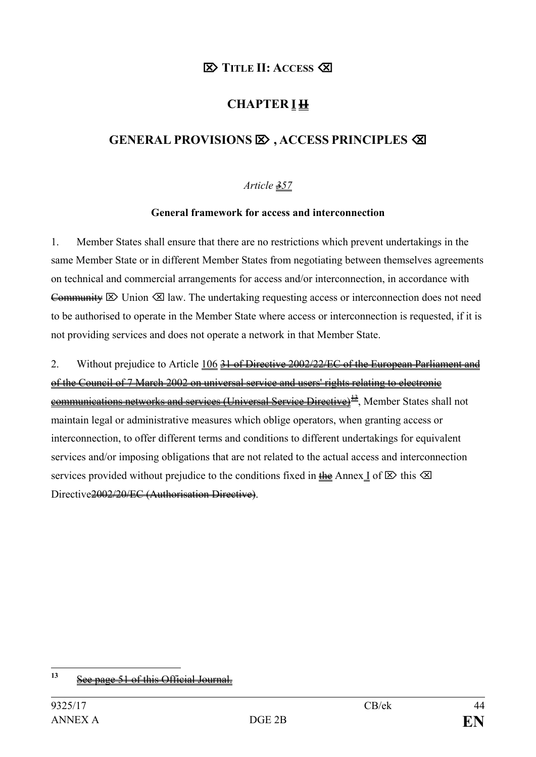# ⌦ TITLE II: ACCESS ⌫

## CHAPTER I ~~II~~

## GENERAL PROVISIONS ⌦ , ACCESS PRINCIPLES ⌫

*Article ~~3~~57*

**General framework for access and interconnection**

1. Member States shall ensure that there are no restrictions which prevent undertakings in the same Member State or in different Member States from negotiating between themselves agreements on technical and commercial arrangements for access and/or interconnection, in accordance with ~~Community~~ ⌦ Union ⌫ law. The undertaking requesting access or interconnection does not need to be authorised to operate in the Member State where access or interconnection is requested, if it is not providing services and does not operate a network in that Member State.

2. Without prejudice to Article 106 ~~31 of Directive 2002/22/EC of the European Parliament and of the Council of 7 March 2002 on universal service and users' rights relating to electronic communications networks and services (Universal Service Directive)~~[13], Member States shall not maintain legal or administrative measures which oblige operators, when granting access or interconnection, to offer different terms and conditions to different undertakings for equivalent services and/or imposing obligations that are not related to the actual access and interconnection services provided without prejudice to the conditions fixed in ~~the~~ Annex I of ⌦ this ⌫ Directive~~2002/20/EC (Authorisation Directive)~~.

---

[13] ~~See page 51 of this Official Journal.~~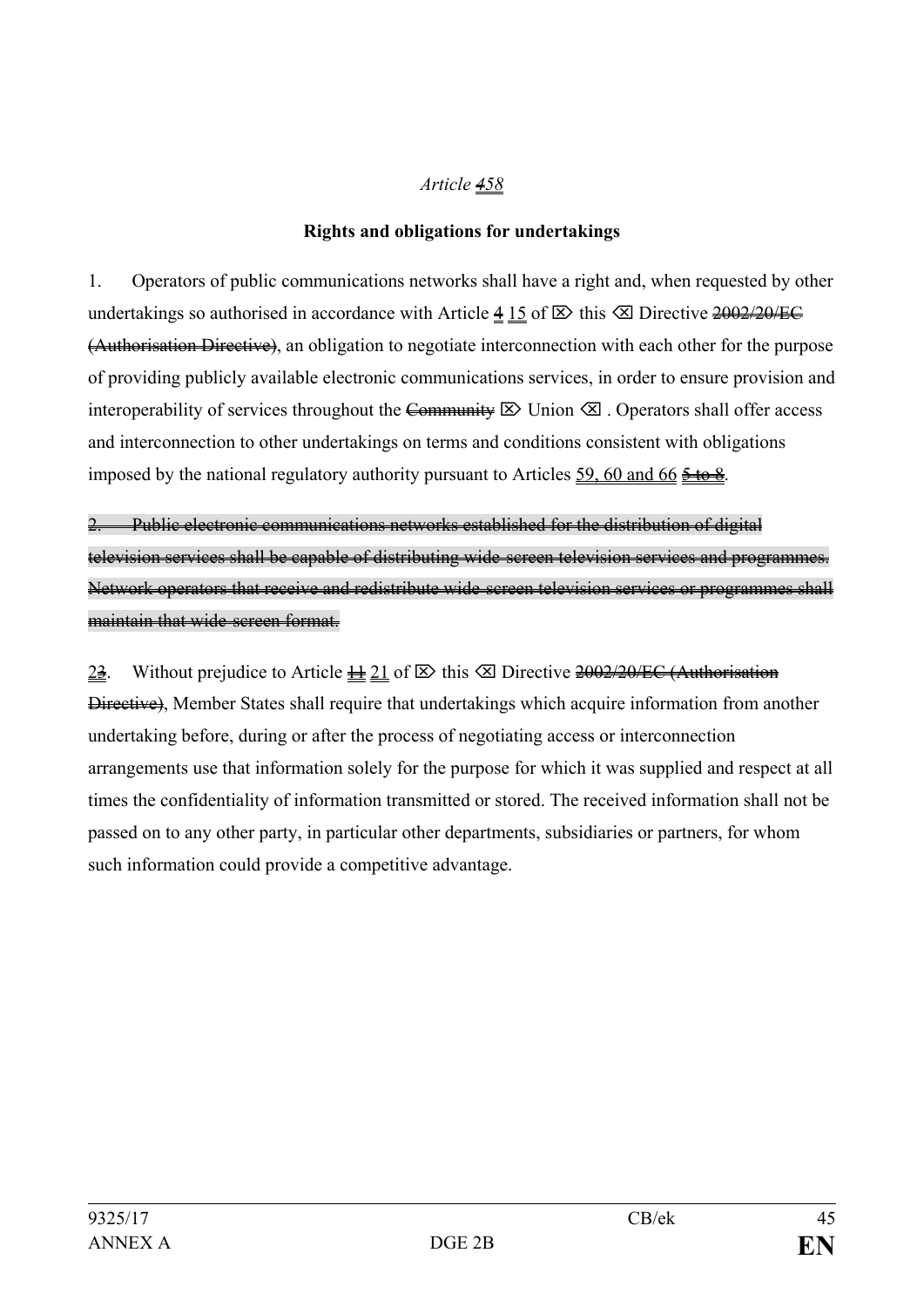*Article ~~4~~58*

**Rights and obligations for undertakings**

1. Operators of public communications networks shall have a right and, when requested by other undertakings so authorised in accordance with Article ~~4~~ 15 of ⌦ this ⌫ Directive ~~2002/20/EC (Authorisation Directive)~~, an obligation to negotiate interconnection with each other for the purpose of providing publicly available electronic communications services, in order to ensure provision and interoperability of services throughout the ~~Community~~ ⌦ Union ⌫ . Operators shall offer access and interconnection to other undertakings on terms and conditions consistent with obligations imposed by the national regulatory authority pursuant to Articles 59, 60 and 66 ~~5 to 8~~.

~~2. Public electronic communications networks established for the distribution of digital television services shall be capable of distributing wide-screen television services and programmes. Network operators that receive and redistribute wide-screen television services or programmes shall maintain that wide-screen format.~~

2~~3~~. Without prejudice to Article ~~11~~ 21 of ⌦ this ⌫ Directive ~~2002/20/EC (Authorisation Directive)~~, Member States shall require that undertakings which acquire information from another undertaking before, during or after the process of negotiating access or interconnection arrangements use that information solely for the purpose for which it was supplied and respect at all times the confidentiality of information transmitted or stored. The received information shall not be passed on to any other party, in particular other departments, subsidiaries or partners, for whom such information could provide a competitive advantage.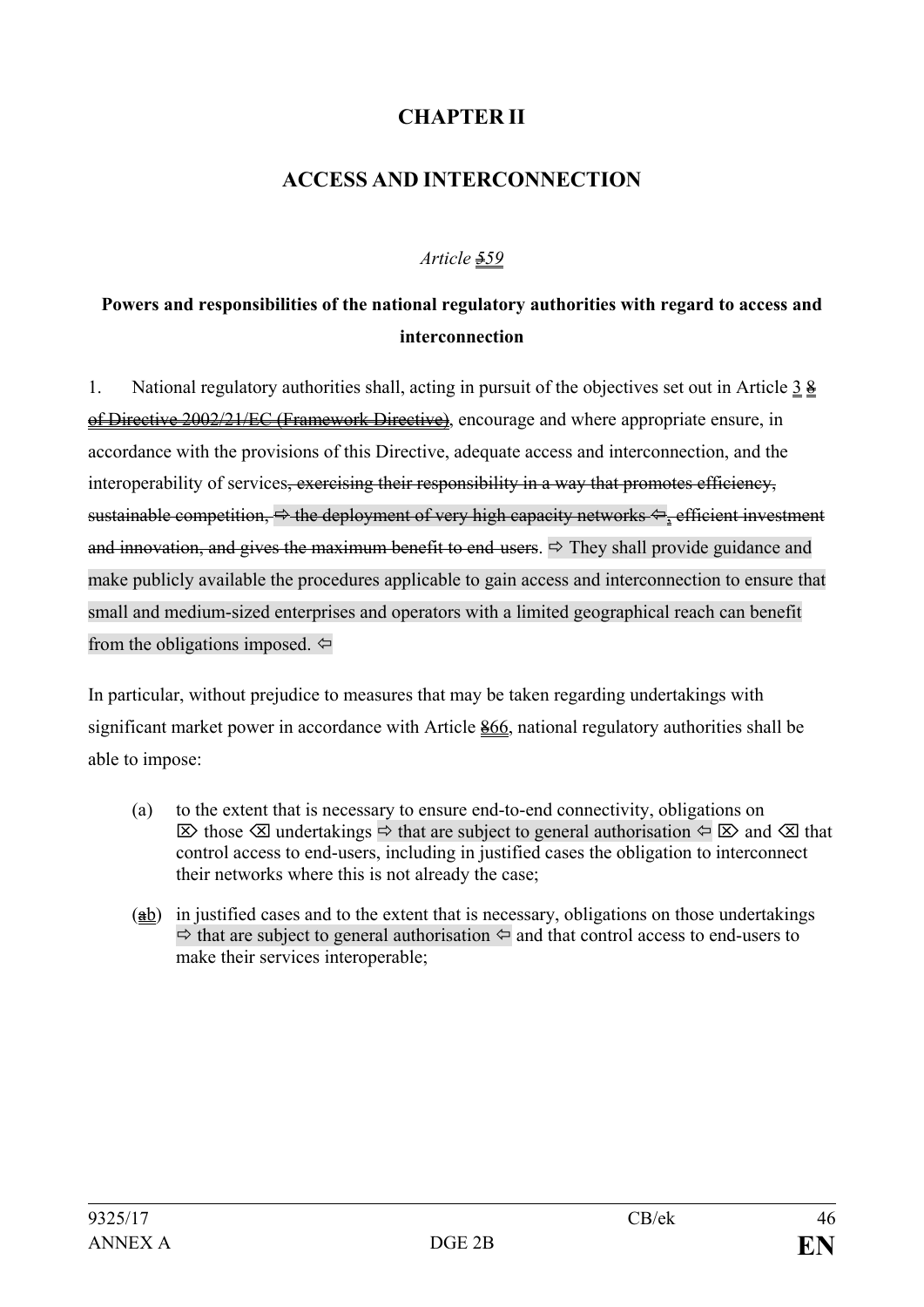## CHAPTER II

## ACCESS AND INTERCONNECTION

*Article* ~~5~~59

**Powers and responsibilities of the national regulatory authorities with regard to access and interconnection**

1. National regulatory authorities shall, acting in pursuit of the objectives set out in Article 3 ~~8 of Directive 2002/21/EC (Framework Directive)~~, encourage and where appropriate ensure, in accordance with the provisions of this Directive, adequate access and interconnection, and the interoperability of services~~, exercising their responsibility in a way that promotes efficiency, sustainable competition, ⇨ the deployment of very high capacity networks ⇦, efficient investment and innovation, and gives the maximum benefit to end-users~~. ⇨ They shall provide guidance and make publicly available the procedures applicable to gain access and interconnection to ensure that small and medium-sized enterprises and operators with a limited geographical reach can benefit from the obligations imposed. ⇦

In particular, without prejudice to measures that may be taken regarding undertakings with significant market power in accordance with Article ~~8~~66, national regulatory authorities shall be able to impose:

(a) to the extent that is necessary to ensure end-to-end connectivity, obligations on ⌦ those ⌫ undertakings ⇨ that are subject to general authorisation ⇦ ⌦ and ⌫ that control access to end-users, including in justified cases the obligation to interconnect their networks where this is not already the case;

(~~a~~b) in justified cases and to the extent that is necessary, obligations on those undertakings ⇨ that are subject to general authorisation ⇦ and that control access to end-users to make their services interoperable;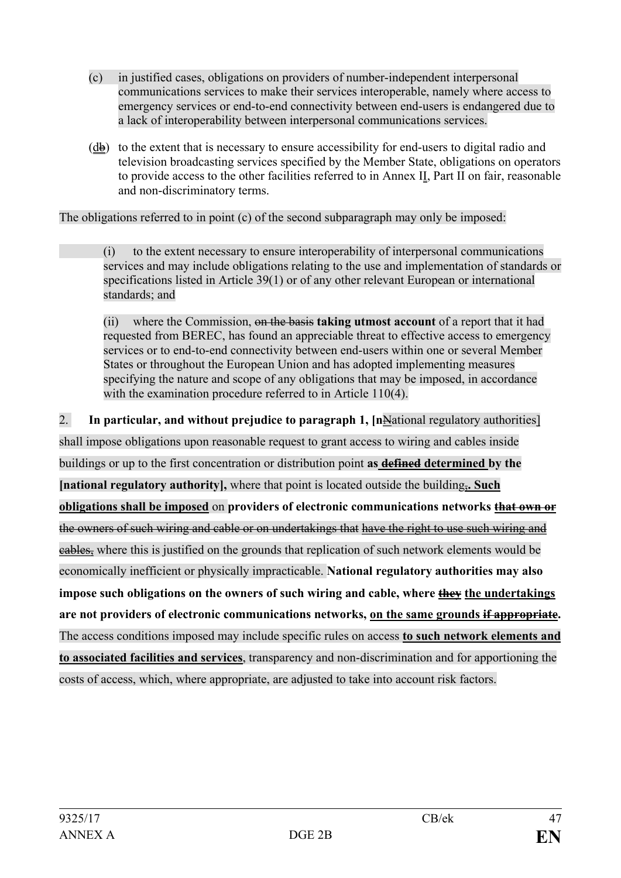(c) in justified cases, obligations on providers of number-independent interpersonal communications services to make their services interoperable, namely where access to emergency services or end-to-end connectivity between end-users is endangered due to a lack of interoperability between interpersonal communications services.

(~~b~~d) to the extent that is necessary to ensure accessibility for end-users to digital radio and television broadcasting services specified by the Member State, obligations on operators to provide access to the other facilities referred to in Annex II, Part II on fair, reasonable and non-discriminatory terms.

The obligations referred to in point (c) of the second subparagraph may only be imposed:

(i) to the extent necessary to ensure interoperability of interpersonal communications services and may include obligations relating to the use and implementation of standards or specifications listed in Article 39(1) or of any other relevant European or international standards; and

(ii) where the Commission, ~~on the basis~~ **taking utmost account** of a report that it had requested from BEREC, has found an appreciable threat to effective access to emergency services or to end-to-end connectivity between end-users within one or several Member States or throughout the European Union and has adopted implementing measures specifying the nature and scope of any obligations that may be imposed, in accordance with the examination procedure referred to in Article 110(4).

2. **In particular, and without prejudice to paragraph 1, [n**~~N~~ational regulatory authorities] shall impose obligations upon reasonable request to grant access to wiring and cables inside buildings or up to the first concentration or distribution point **as ~~defined~~ determined by the [national regulatory authority],** where that point is located outside the building~~,~~**. Such obligations shall be imposed** on **providers of electronic communications networks ~~that own or~~** ~~the owners of such wiring and cable or on undertakings that have the right to use such wiring and cables,~~ where this is justified on the grounds that replication of such network elements would be economically inefficient or physically impracticable. **National regulatory authorities may also impose such obligations on the owners of such wiring and cable, where ~~they~~ the undertakings are not providers of electronic communications networks, on the same grounds ~~if appropriate~~.** The access conditions imposed may include specific rules on access **to such network elements and to associated facilities and services**, transparency and non-discrimination and for apportioning the costs of access, which, where appropriate, are adjusted to take into account risk factors.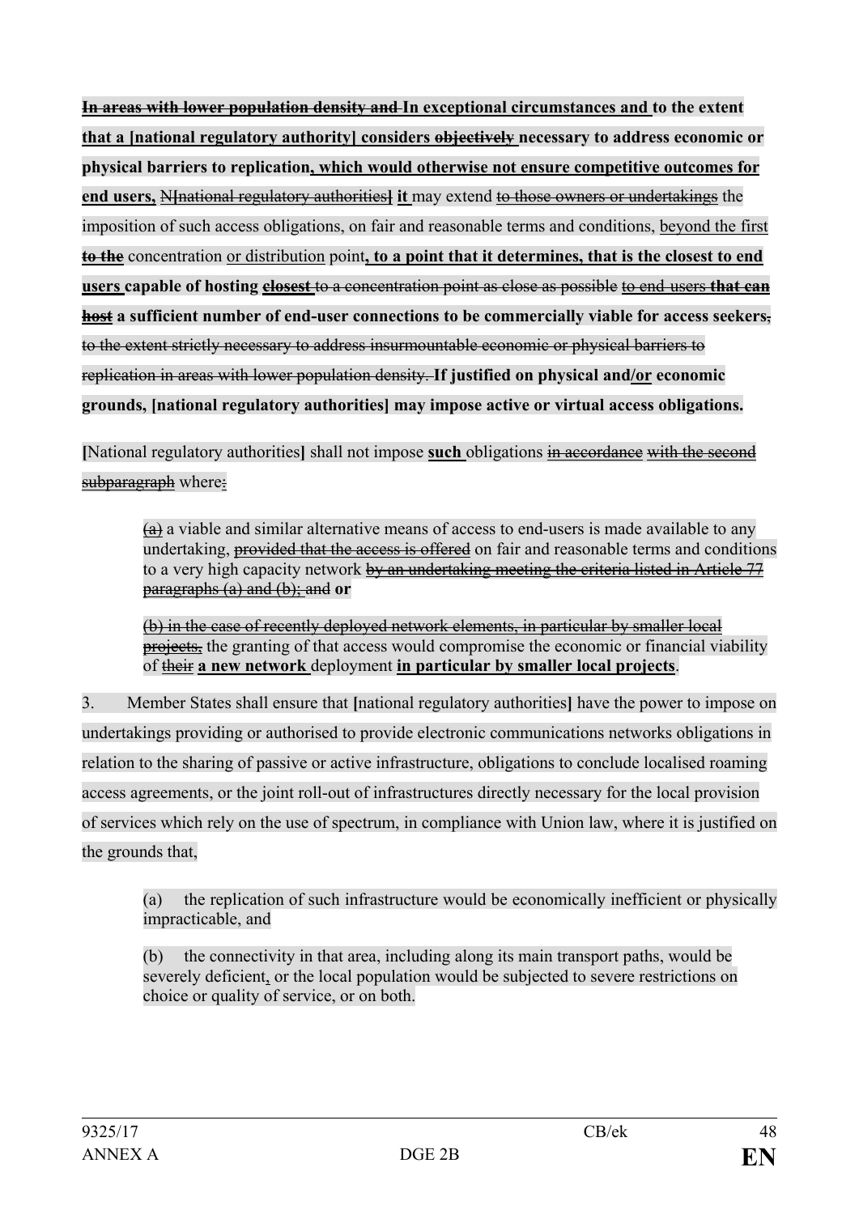~~In areas with lower population density and~~ **In exceptional circumstances and** to the extent that a [national regulatory authority] considers ~~objectively~~ **necessary to address economic or physical barriers to replication, which would otherwise not ensure competitive outcomes for end users,** ~~N[national regulatory authorities]~~ **it** may extend ~~to those owners or undertakings~~ the imposition of such access obligations, on fair and reasonable terms and conditions, beyond the first ~~**to the**~~ concentration or distribution point**, to a point that it determines, that is the closest to end users capable of hosting** ~~**closest**~~ ~~to a concentration point as close as possible~~ ~~to end users~~ ~~**that can host**~~ **a sufficient number of end-user connections to be commercially viable for access seekers**~~,~~ ~~to the extent strictly necessary to address insurmountable economic or physical barriers to replication in areas with lower population density.~~ **If justified on physical and/or economic grounds, [national regulatory authorities] may impose active or virtual access obligations.**

**[**National regulatory authorities**]** shall not impose **such** obligations ~~in accordance~~ ~~with the second subparagraph~~ where~~:~~

~~(a)~~ a viable and similar alternative means of access to end-users is made available to any undertaking, ~~provided that the access is offered~~ on fair and reasonable terms and conditions to a very high capacity network ~~by an undertaking meeting the criteria listed in Article 77 paragraphs (a) and (b); and~~ **or**

~~(b) in the case of recently deployed network elements, in particular by smaller local projects,~~ the granting of that access would compromise the economic or financial viability of ~~their~~ **a new network** deployment **in particular by smaller local projects**.

3. Member States shall ensure that **[**national regulatory authorities**]** have the power to impose on undertakings providing or authorised to provide electronic communications networks obligations in relation to the sharing of passive or active infrastructure, obligations to conclude localised roaming access agreements, or the joint roll-out of infrastructures directly necessary for the local provision of services which rely on the use of spectrum, in compliance with Union law, where it is justified on the grounds that,

(a) the replication of such infrastructure would be economically inefficient or physically impracticable, and

(b) the connectivity in that area, including along its main transport paths, would be severely deficient, or the local population would be subjected to severe restrictions on choice or quality of service, or on both.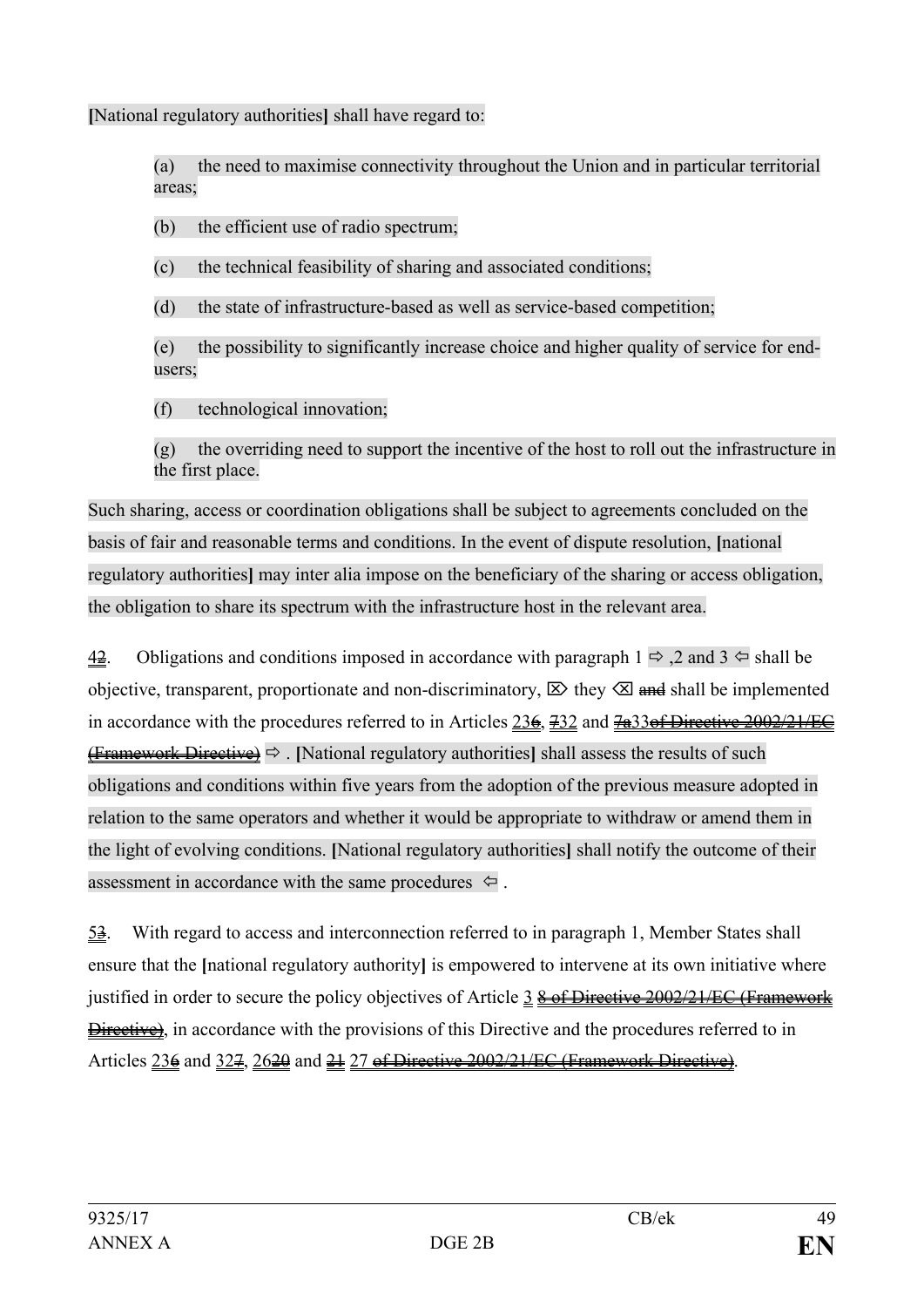[National regulatory authorities] shall have regard to:

(a) the need to maximise connectivity throughout the Union and in particular territorial areas;

(b) the efficient use of radio spectrum;

(c) the technical feasibility of sharing and associated conditions;

(d) the state of infrastructure-based as well as service-based competition;

(e) the possibility to significantly increase choice and higher quality of service for end-users;

(f) technological innovation;

(g) the overriding need to support the incentive of the host to roll out the infrastructure in the first place.

Such sharing, access or coordination obligations shall be subject to agreements concluded on the basis of fair and reasonable terms and conditions. In the event of dispute resolution, [national regulatory authorities] may inter alia impose on the beneficiary of the sharing or access obligation, the obligation to share its spectrum with the infrastructure host in the relevant area.

~~4~~2. Obligations and conditions imposed in accordance with paragraph 1 ⇨ ,2 and 3 ⇦ shall be objective, transparent, proportionate and non-discriminatory, ⌦ they ⌫ ~~and~~ shall be implemented in accordance with the procedures referred to in Articles 23~~6~~, ~~7~~32 and ~~7a~~33~~of Directive 2002/21/EC (Framework Directive)~~ ⇨ . [National regulatory authorities] shall assess the results of such obligations and conditions within five years from the adoption of the previous measure adopted in relation to the same operators and whether it would be appropriate to withdraw or amend them in the light of evolving conditions. [National regulatory authorities] shall notify the outcome of their assessment in accordance with the same procedures ⇦ .

5~~3~~. With regard to access and interconnection referred to in paragraph 1, Member States shall ensure that the [national regulatory authority] is empowered to intervene at its own initiative where justified in order to secure the policy objectives of Article 3 ~~8 of Directive 2002/21/EC (Framework Directive)~~, in accordance with the provisions of this Directive and the procedures referred to in Articles 23~~6~~ and 32~~7~~, 26~~20~~ and ~~21~~ 27 ~~of Directive 2002/21/EC (Framework Directive)~~.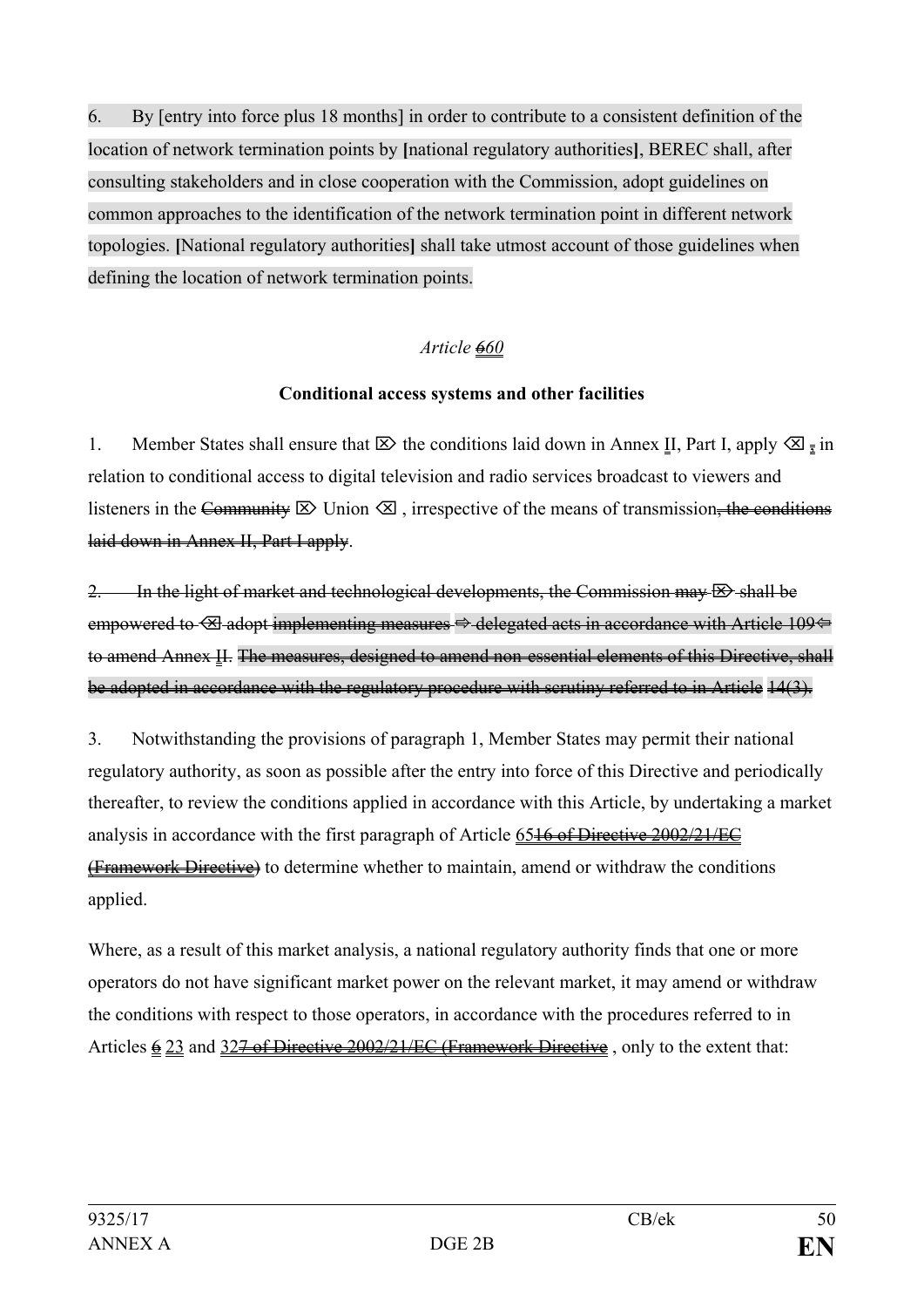6. By [entry into force plus 18 months] in order to contribute to a consistent definition of the location of network termination points by **[**national regulatory authorities**]**, BEREC shall, after consulting stakeholders and in close cooperation with the Commission, adopt guidelines on common approaches to the identification of the network termination point in different network topologies. **[**National regulatory authorities**]** shall take utmost account of those guidelines when defining the location of network termination points.

*Article ~~6~~60*

**Conditional access systems and other facilities**

1. Member States shall ensure that ⌦ the conditions laid down in Annex II, Part I, apply ⌫ ~~,~~ in relation to conditional access to digital television and radio services broadcast to viewers and listeners in the ~~Community~~ ⌦ Union ⌫ , irrespective of the means of transmission~~, the conditions laid down in Annex II, Part I apply~~.

~~2. In the light of market and technological developments, the Commission may ⌦ shall be empowered to ⌫ adopt implementing measures ⇨ delegated acts in accordance with Article 109⇦ to amend Annex II. The measures, designed to amend non-essential elements of this Directive, shall be adopted in accordance with the regulatory procedure with scrutiny referred to in Article 14(3).~~

3. Notwithstanding the provisions of paragraph 1, Member States may permit their national regulatory authority, as soon as possible after the entry into force of this Directive and periodically thereafter, to review the conditions applied in accordance with this Article, by undertaking a market analysis in accordance with the first paragraph of Article 65~~16 of Directive 2002/21/EC (Framework Directive)~~ to determine whether to maintain, amend or withdraw the conditions applied.

Where, as a result of this market analysis, a national regulatory authority finds that one or more operators do not have significant market power on the relevant market, it may amend or withdraw the conditions with respect to those operators, in accordance with the procedures referred to in Articles ~~6~~ 23 and 32~~7 of Directive 2002/21/EC (Framework Directive~~ , only to the extent that: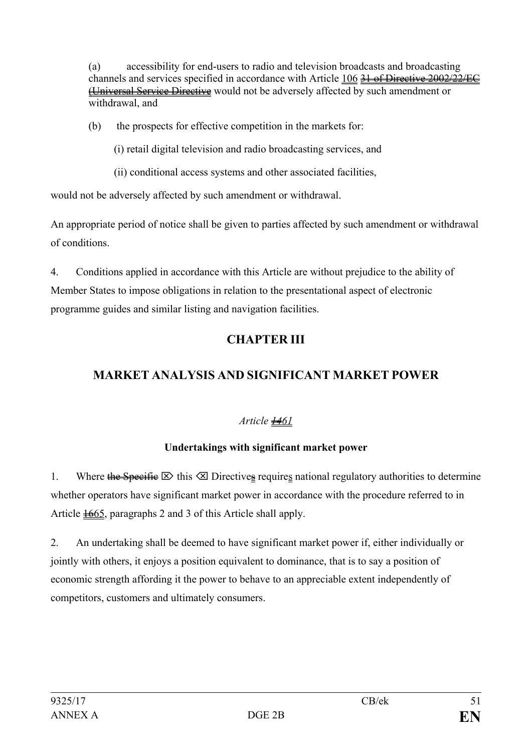(a) accessibility for end-users to radio and television broadcasts and broadcasting channels and services specified in accordance with Article 106 ~~31 of Directive 2002/22/EC (Universal Service Directive~~ would not be adversely affected by such amendment or withdrawal, and

(b) the prospects for effective competition in the markets for:

(i) retail digital television and radio broadcasting services, and

(ii) conditional access systems and other associated facilities,

would not be adversely affected by such amendment or withdrawal.

An appropriate period of notice shall be given to parties affected by such amendment or withdrawal of conditions.

4. Conditions applied in accordance with this Article are without prejudice to the ability of Member States to impose obligations in relation to the presentational aspect of electronic programme guides and similar listing and navigation facilities.

## CHAPTER III

## MARKET ANALYSIS AND SIGNIFICANT MARKET POWER

*Article ~~14~~61*

**Undertakings with significant market power**

1. Where ~~the Specific~~ ⌦ this ⌫ Directive~~s~~ require~~s~~ national regulatory authorities to determine whether operators have significant market power in accordance with the procedure referred to in Article ~~16~~65, paragraphs 2 and 3 of this Article shall apply.

2. An undertaking shall be deemed to have significant market power if, either individually or jointly with others, it enjoys a position equivalent to dominance, that is to say a position of economic strength affording it the power to behave to an appreciable extent independently of competitors, customers and ultimately consumers.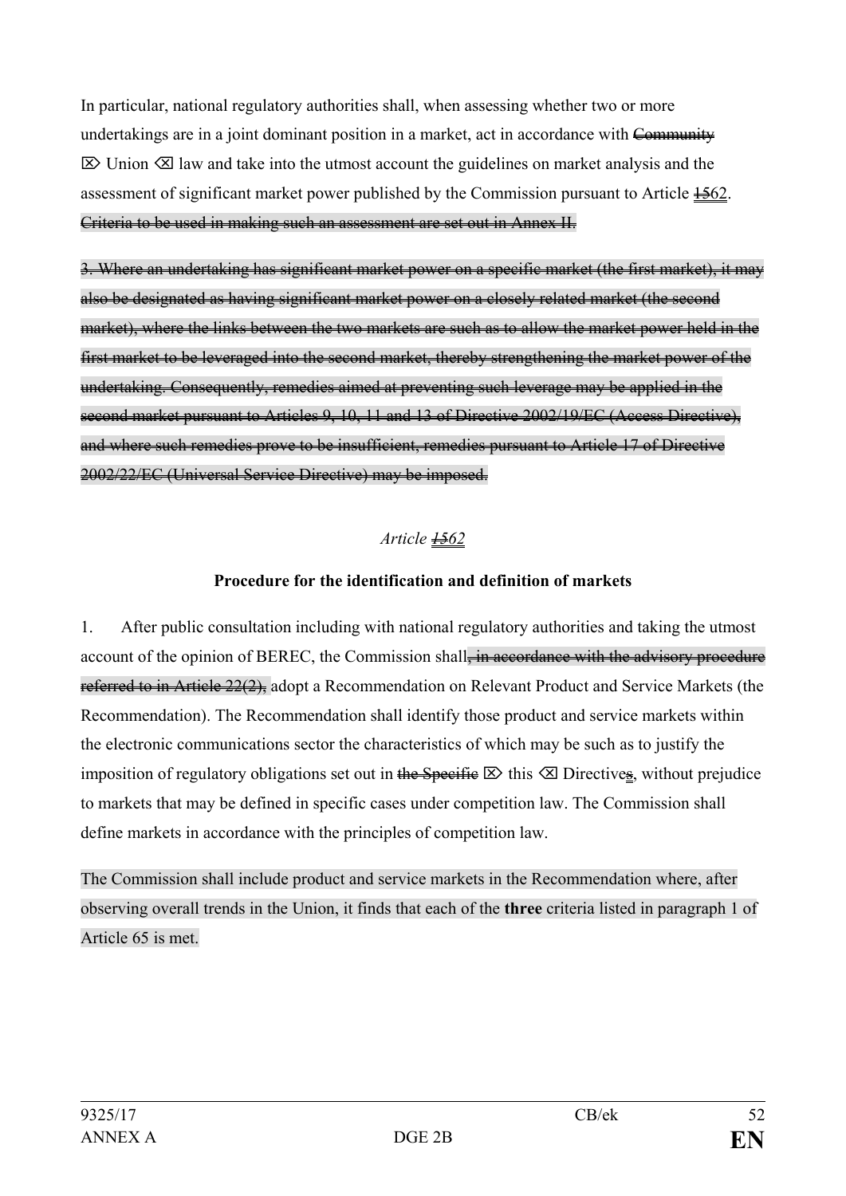In particular, national regulatory authorities shall, when assessing whether two or more undertakings are in a joint dominant position in a market, act in accordance with ~~Community~~ ⌦ Union ⌫ law and take into the utmost account the guidelines on market analysis and the assessment of significant market power published by the Commission pursuant to Article ~~15~~62. ~~Criteria to be used in making such an assessment are set out in Annex II.~~

~~3. Where an undertaking has significant market power on a specific market (the first market), it may also be designated as having significant market power on a closely related market (the second market), where the links between the two markets are such as to allow the market power held in the first market to be leveraged into the second market, thereby strengthening the market power of the undertaking. Consequently, remedies aimed at preventing such leverage may be applied in the second market pursuant to Articles 9, 10, 11 and 13 of Directive 2002/19/EC (Access Directive), and where such remedies prove to be insufficient, remedies pursuant to Article 17 of Directive 2002/22/EC (Universal Service Directive) may be imposed.~~

*Article ~~15~~62*

**Procedure for the identification and definition of markets**

1. After public consultation including with national regulatory authorities and taking the utmost account of the opinion of BEREC, the Commission shall~~, in accordance with the advisory procedure referred to in Article 22(2),~~ adopt a Recommendation on Relevant Product and Service Markets (the Recommendation). The Recommendation shall identify those product and service markets within the electronic communications sector the characteristics of which may be such as to justify the imposition of regulatory obligations set out in ~~the Specific~~ ⌦ this ⌫ Directive~~s~~, without prejudice to markets that may be defined in specific cases under competition law. The Commission shall define markets in accordance with the principles of competition law.

The Commission shall include product and service markets in the Recommendation where, after observing overall trends in the Union, it finds that each of the **three** criteria listed in paragraph 1 of Article 65 is met.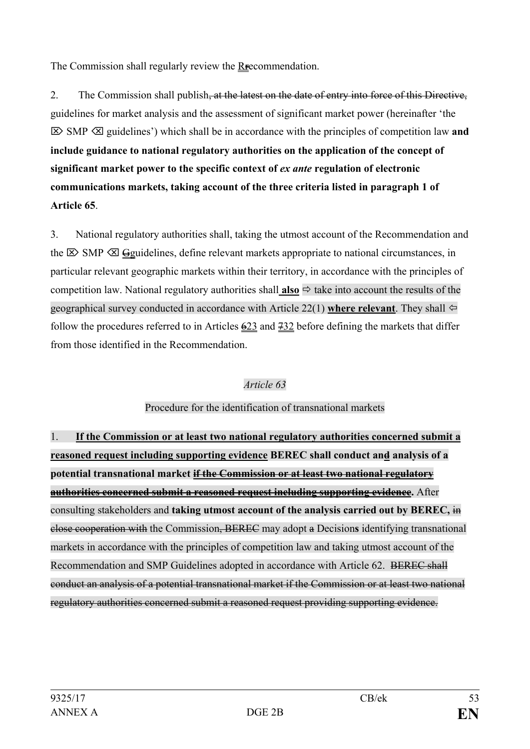The Commission shall regularly review the Rrecommendation.

2. The Commission shall publish~~, at the latest on the date of entry into force of this Directive,~~ guidelines for market analysis and the assessment of significant market power (hereinafter 'the ⌦ SMP ⌫ guidelines') which shall be in accordance with the principles of competition law **and include guidance to national regulatory authorities on the application of the concept of significant market power to the specific context of *ex ante* regulation of electronic communications markets, taking account of the three criteria listed in paragraph 1 of Article 65**.

3. National regulatory authorities shall, taking the utmost account of the Recommendation and the ⌦ SMP ⌫ Gguidelines, define relevant markets appropriate to national circumstances, in particular relevant geographic markets within their territory, in accordance with the principles of competition law. National regulatory authorities shall **also** ⇨ take into account the results of the geographical survey conducted in accordance with Article 22(1) **where relevant**. They shall ⇦ follow the procedures referred to in Articles ~~6~~23 and ~~7~~32 before defining the markets that differ from those identified in the Recommendation.

*Article 63*

Procedure for the identification of transnational markets

1. **If the Commission or at least two national regulatory authorities concerned submit a reasoned request including supporting evidence BEREC shall conduct and analysis of a potential transnational market ~~if the Commission or at least two national regulatory authorities concerned submit a reasoned request including supporting evidence~~.** After consulting stakeholders and **taking utmost account of the analysis carried out by BEREC,** ~~in close cooperation with~~ the Commission~~, BEREC~~ may adopt ~~a~~ Decision**s** identifying transnational markets in accordance with the principles of competition law and taking utmost account of the Recommendation and SMP Guidelines adopted in accordance with Article 62. ~~BEREC shall conduct an analysis of a potential transnational market if the Commission or at least two national regulatory authorities concerned submit a reasoned request providing supporting evidence.~~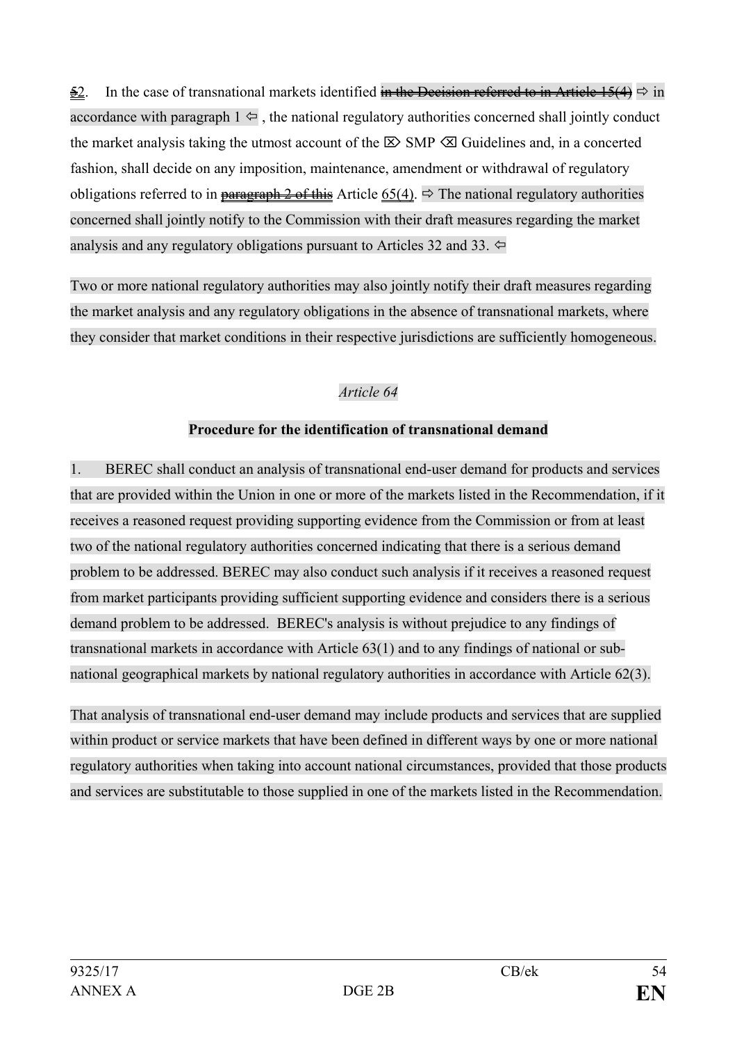~~5~~2. In the case of transnational markets identified ~~in the Decision referred to in Article 15(4)~~ ⇨ in accordance with paragraph 1 ⇦ , the national regulatory authorities concerned shall jointly conduct the market analysis taking the utmost account of the ⌦ SMP ⌫ Guidelines and, in a concerted fashion, shall decide on any imposition, maintenance, amendment or withdrawal of regulatory obligations referred to in ~~paragraph 2 of this~~ Article 65(4). ⇨ The national regulatory authorities concerned shall jointly notify to the Commission with their draft measures regarding the market analysis and any regulatory obligations pursuant to Articles 32 and 33. ⇦

Two or more national regulatory authorities may also jointly notify their draft measures regarding the market analysis and any regulatory obligations in the absence of transnational markets, where they consider that market conditions in their respective jurisdictions are sufficiently homogeneous.

*Article 64*

**Procedure for the identification of transnational demand**

1. BEREC shall conduct an analysis of transnational end-user demand for products and services that are provided within the Union in one or more of the markets listed in the Recommendation, if it receives a reasoned request providing supporting evidence from the Commission or from at least two of the national regulatory authorities concerned indicating that there is a serious demand problem to be addressed. BEREC may also conduct such analysis if it receives a reasoned request from market participants providing sufficient supporting evidence and considers there is a serious demand problem to be addressed. BEREC's analysis is without prejudice to any findings of transnational markets in accordance with Article 63(1) and to any findings of national or sub-national geographical markets by national regulatory authorities in accordance with Article 62(3).

That analysis of transnational end-user demand may include products and services that are supplied within product or service markets that have been defined in different ways by one or more national regulatory authorities when taking into account national circumstances, provided that those products and services are substitutable to those supplied in one of the markets listed in the Recommendation.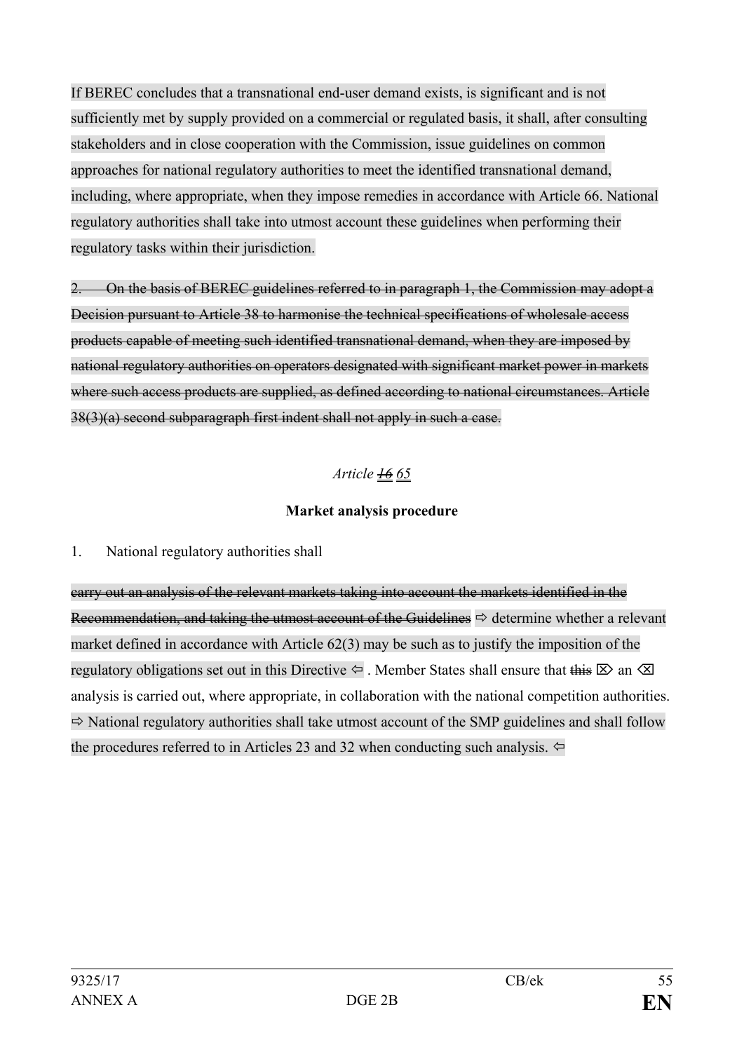If BEREC concludes that a transnational end-user demand exists, is significant and is not sufficiently met by supply provided on a commercial or regulated basis, it shall, after consulting stakeholders and in close cooperation with the Commission, issue guidelines on common approaches for national regulatory authorities to meet the identified transnational demand, including, where appropriate, when they impose remedies in accordance with Article 66. National regulatory authorities shall take into utmost account these guidelines when performing their regulatory tasks within their jurisdiction.

~~2. On the basis of BEREC guidelines referred to in paragraph 1, the Commission may adopt a Decision pursuant to Article 38 to harmonise the technical specifications of wholesale access products capable of meeting such identified transnational demand, when they are imposed by national regulatory authorities on operators designated with significant market power in markets where such access products are supplied, as defined according to national circumstances. Article 38(3)(a) second subparagraph first indent shall not apply in such a case.~~

*Article ~~16~~ 65*

**Market analysis procedure**

1. National regulatory authorities shall

~~carry out an analysis of the relevant markets taking into account the markets identified in the Recommendation, and taking the utmost account of the Guidelines~~ ⇨ determine whether a relevant market defined in accordance with Article 62(3) may be such as to justify the imposition of the regulatory obligations set out in this Directive ⇦ . Member States shall ensure that ~~this~~ ⌦ an ⌫ analysis is carried out, where appropriate, in collaboration with the national competition authorities. ⇨ National regulatory authorities shall take utmost account of the SMP guidelines and shall follow the procedures referred to in Articles 23 and 32 when conducting such analysis. ⇦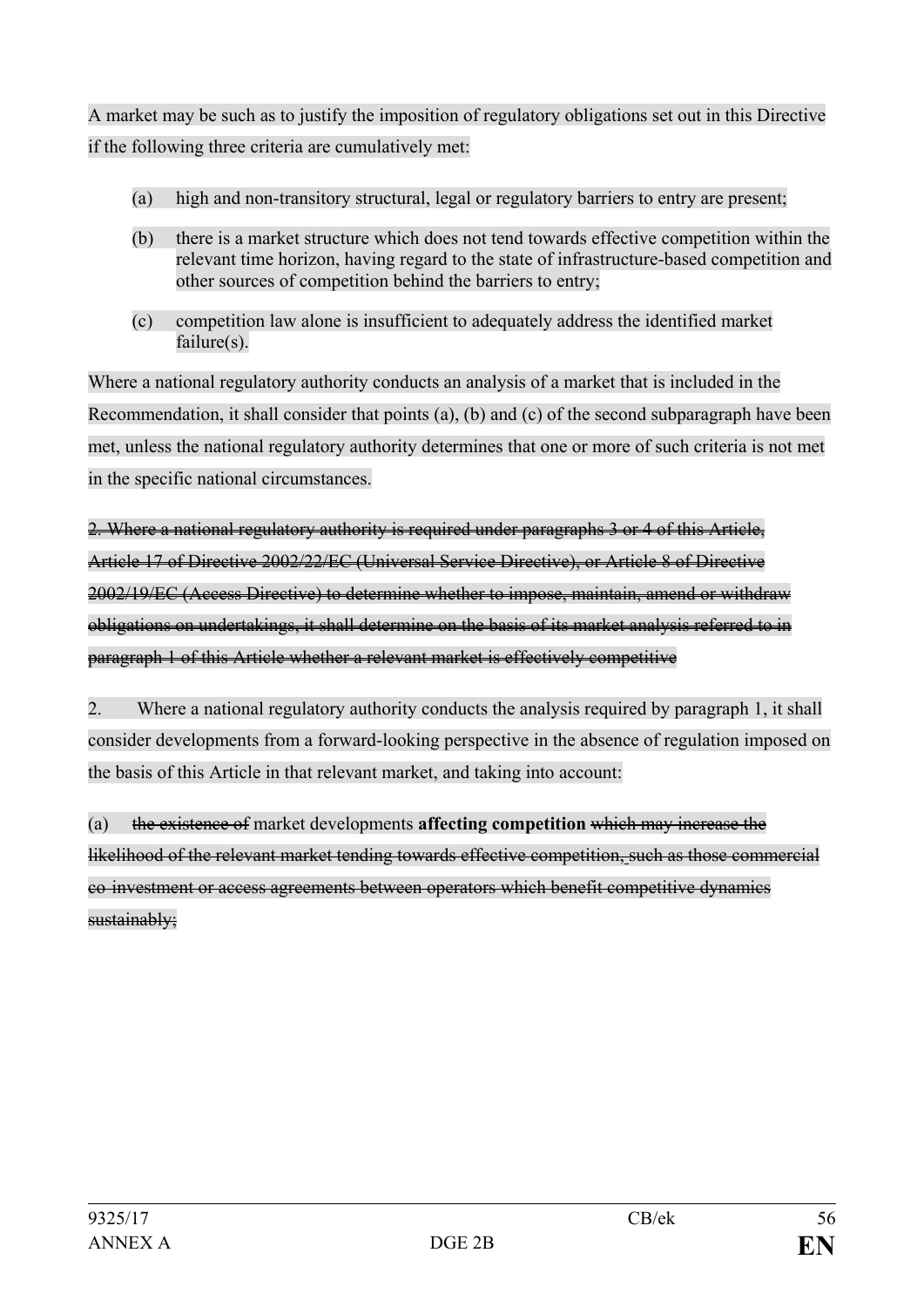A market may be such as to justify the imposition of regulatory obligations set out in this Directive if the following three criteria are cumulatively met:

(a) high and non-transitory structural, legal or regulatory barriers to entry are present;

(b) there is a market structure which does not tend towards effective competition within the relevant time horizon, having regard to the state of infrastructure-based competition and other sources of competition behind the barriers to entry;

(c) competition law alone is insufficient to adequately address the identified market failure(s).

Where a national regulatory authority conducts an analysis of a market that is included in the Recommendation, it shall consider that points (a), (b) and (c) of the second subparagraph have been met, unless the national regulatory authority determines that one or more of such criteria is not met in the specific national circumstances.

~~2. Where a national regulatory authority is required under paragraphs 3 or 4 of this Article, Article 17 of Directive 2002/22/EC (Universal Service Directive), or Article 8 of Directive 2002/19/EC (Access Directive) to determine whether to impose, maintain, amend or withdraw obligations on undertakings, it shall determine on the basis of its market analysis referred to in paragraph 1 of this Article whether a relevant market is effectively competitive~~

2. Where a national regulatory authority conducts the analysis required by paragraph 1, it shall consider developments from a forward-looking perspective in the absence of regulation imposed on the basis of this Article in that relevant market, and taking into account:

(a) ~~the existence of~~ market developments **affecting competition** ~~which may increase the likelihood of the relevant market tending towards effective competition, such as those commercial co-investment or access agreements between operators which benefit competitive dynamics sustainably;~~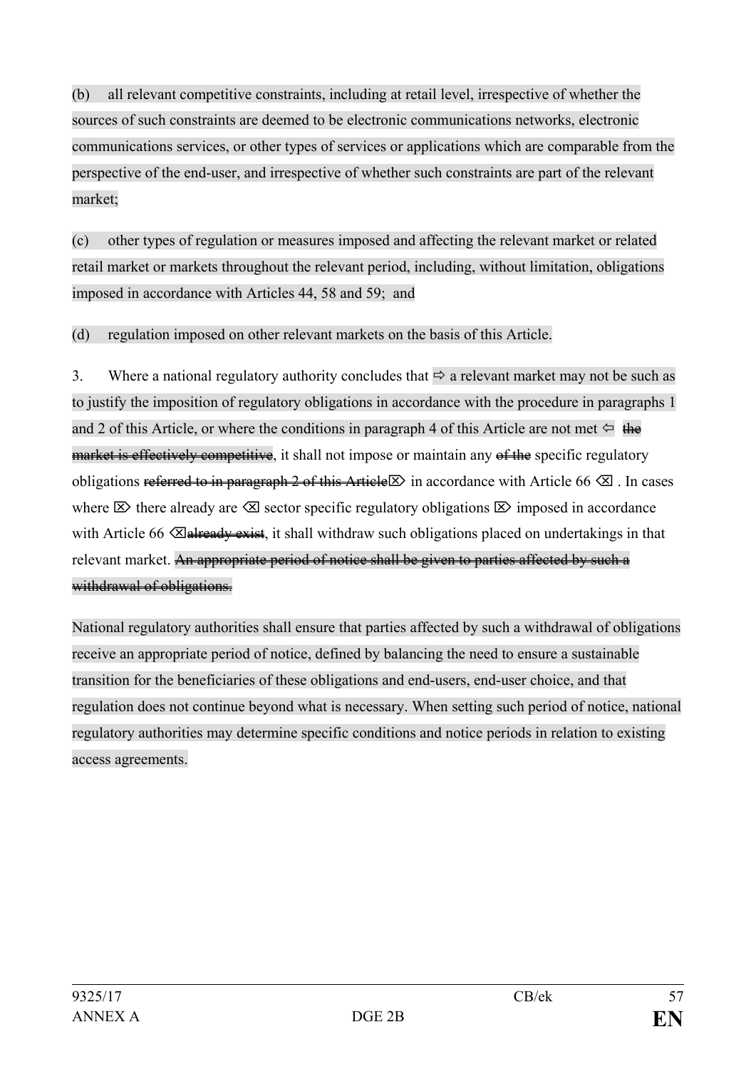(b) all relevant competitive constraints, including at retail level, irrespective of whether the sources of such constraints are deemed to be electronic communications networks, electronic communications services, or other types of services or applications which are comparable from the perspective of the end-user, and irrespective of whether such constraints are part of the relevant market;

(c) other types of regulation or measures imposed and affecting the relevant market or related retail market or markets throughout the relevant period, including, without limitation, obligations imposed in accordance with Articles 44, 58 and 59; and

(d) regulation imposed on other relevant markets on the basis of this Article.

3. Where a national regulatory authority concludes that ⇨ a relevant market may not be such as to justify the imposition of regulatory obligations in accordance with the procedure in paragraphs 1 and 2 of this Article, or where the conditions in paragraph 4 of this Article are not met ⇦ ~~the market is effectively competitive~~, it shall not impose or maintain any ~~of the~~ specific regulatory obligations ~~referred to in paragraph 2 of this Article~~⌦ in accordance with Article 66 ⌫ . In cases where ⌦ there already are ⌫ sector specific regulatory obligations ⌦ imposed in accordance with Article 66 ⌫~~already exist~~, it shall withdraw such obligations placed on undertakings in that relevant market. ~~An appropriate period of notice shall be given to parties affected by such a withdrawal of obligations.~~

National regulatory authorities shall ensure that parties affected by such a withdrawal of obligations receive an appropriate period of notice, defined by balancing the need to ensure a sustainable transition for the beneficiaries of these obligations and end-users, end-user choice, and that regulation does not continue beyond what is necessary. When setting such period of notice, national regulatory authorities may determine specific conditions and notice periods in relation to existing access agreements.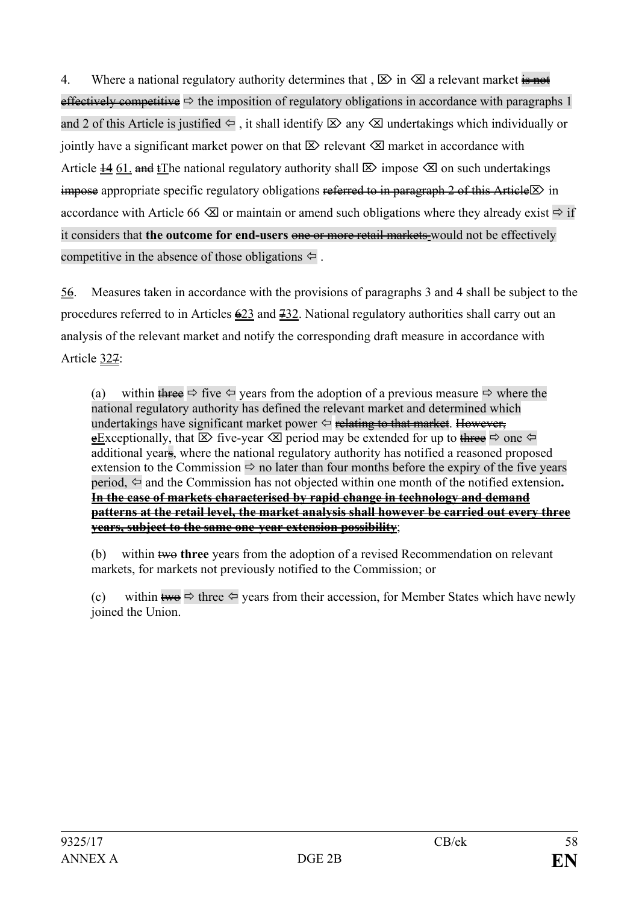4. Where a national regulatory authority determines that , ⌦ in ⌫ a relevant market ~~is not effectively competitive~~ ⇨ the imposition of regulatory obligations in accordance with paragraphs 1 and 2 of this Article is justified ⇦ , it shall identify ⌦ any ⌫ undertakings which individually or jointly have a significant market power on that ⌦ relevant ⌫ market in accordance with Article ~~14~~ 61. ~~and t~~The national regulatory authority shall ⌦ impose ⌫ on such undertakings ~~impose~~ appropriate specific regulatory obligations ~~referred to in paragraph 2 of this Article~~⌦ in accordance with Article 66 ⌫ or maintain or amend such obligations where they already exist ⇨ if it considers that **the outcome for end-users** ~~one or more retail markets~~ would not be effectively competitive in the absence of those obligations ⇦ .

5~~6~~. Measures taken in accordance with the provisions of paragraphs 3 and 4 shall be subject to the procedures referred to in Articles ~~6~~23 and ~~7~~32. National regulatory authorities shall carry out an analysis of the relevant market and notify the corresponding draft measure in accordance with Article 32~~7~~:

(a) within ~~three~~ ⇨ five ⇦ years from the adoption of a previous measure ⇨ where the national regulatory authority has defined the relevant market and determined which undertakings have significant market power ⇦ ~~relating to that market~~. ~~However, e~~Exceptionally, that ⌦ five-year ⌫ period may be extended for up to ~~three~~ ⇨ one ⇦ additional year~~s~~, where the national regulatory authority has notified a reasoned proposed extension to the Commission ⇨ no later than four months before the expiry of the five years period, ⇦ and the Commission has not objected within one month of the notified extension**.** ~~**In the case of markets characterised by rapid change in technology and demand patterns at the retail level, the market analysis shall however be carried out every three years, subject to the same one-year extension possibility**~~;

(b) within ~~two~~ **three** years from the adoption of a revised Recommendation on relevant markets, for markets not previously notified to the Commission; or

(c) within ~~two~~ ⇨ three ⇦ years from their accession, for Member States which have newly joined the Union.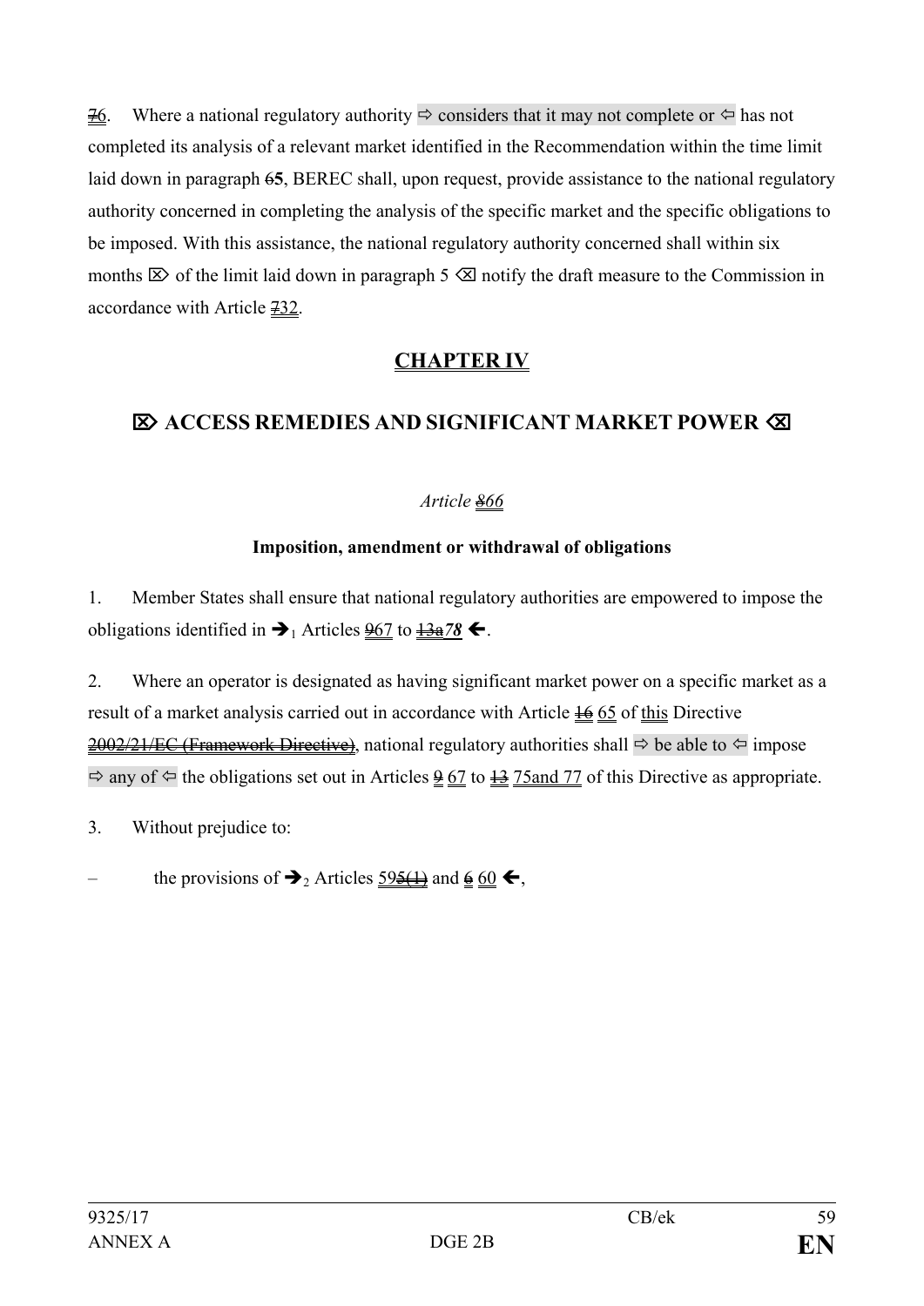76. Where a national regulatory authority ⇨ considers that it may not complete or ⇦ has not completed its analysis of a relevant market identified in the Recommendation within the time limit laid down in paragraph 65, BEREC shall, upon request, provide assistance to the national regulatory authority concerned in completing the analysis of the specific market and the specific obligations to be imposed. With this assistance, the national regulatory authority concerned shall within six months ⌦ of the limit laid down in paragraph 5 ⌫ notify the draft measure to the Commission in accordance with Article 732.

## CHAPTER IV

## ⌦ ACCESS REMEDIES AND SIGNIFICANT MARKET POWER ⌫

*Article 866*

**Imposition, amendment or withdrawal of obligations**

1. Member States shall ensure that national regulatory authorities are empowered to impose the obligations identified in ➔1 Articles 967 to 13a***78*** ➔.

2. Where an operator is designated as having significant market power on a specific market as a result of a market analysis carried out in accordance with Article 16 65 of this Directive 2002/21/EC (Framework Directive), national regulatory authorities shall ⇨ be able to ⇦ impose ⇨ any of ⇦ the obligations set out in Articles 9 67 to 13 75and 77 of this Directive as appropriate.

3. Without prejudice to:

– the provisions of ➔2 Articles 595(1) and 6 60 ➔,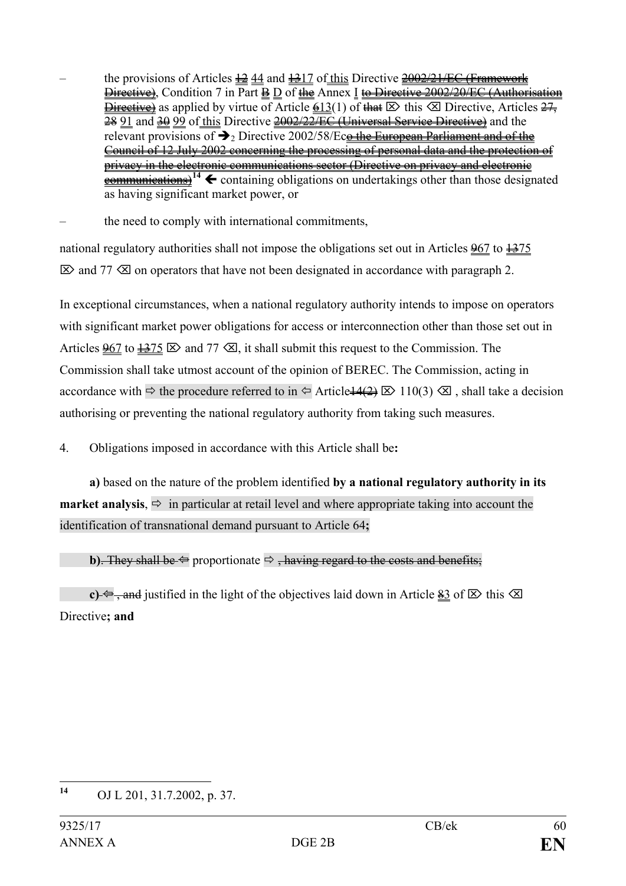– the provisions of Articles 12 44 and 1317 of this Directive 2002/21/EC (Framework Directive), Condition 7 in Part B D of the Annex I to Directive 2002/20/EC (Authorisation Directive) as applied by virtue of Article 613(1) of that ⌦ this ⌫ Directive, Articles 27, 28 91 and 30 99 of this Directive 2002/22/EC (Universal Service Directive) and the relevant provisions of ➔2 Directive 2002/58/Eco the European Parliament and of the Council of 12 July 2002 concerning the processing of personal data and the protection of privacy in the electronic communications sector (Directive on privacy and electronic communications)[14] ⟵ containing obligations on undertakings other than those designated as having significant market power, or

– the need to comply with international commitments,

national regulatory authorities shall not impose the obligations set out in Articles 967 to 1375 ⌦ and 77 ⌫ on operators that have not been designated in accordance with paragraph 2.

In exceptional circumstances, when a national regulatory authority intends to impose on operators with significant market power obligations for access or interconnection other than those set out in Articles 967 to 1375 ⌦ and 77 ⌫, it shall submit this request to the Commission. The Commission shall take utmost account of the opinion of BEREC. The Commission, acting in accordance with ⇨ the procedure referred to in ⇦ Article14(2) ⌦ 110(3) ⌫ , shall take a decision authorising or preventing the national regulatory authority from taking such measures.

4. Obligations imposed in accordance with this Article shall be**:**

**a)** based on the nature of the problem identified **by a national regulatory authority in its market analysis**, ⇨ in particular at retail level and where appropriate taking into account the identification of transnational demand pursuant to Article 64**;**

**b)**. They shall be ⇦ proportionate ⇨ , having regard to the costs and benefits;

**c)** ⇦ , and justified in the light of the objectives laid down in Article 83 of ⌦ this ⌫ Directive**; and**

---

[14] OJ L 201, 31.7.2002, p. 37.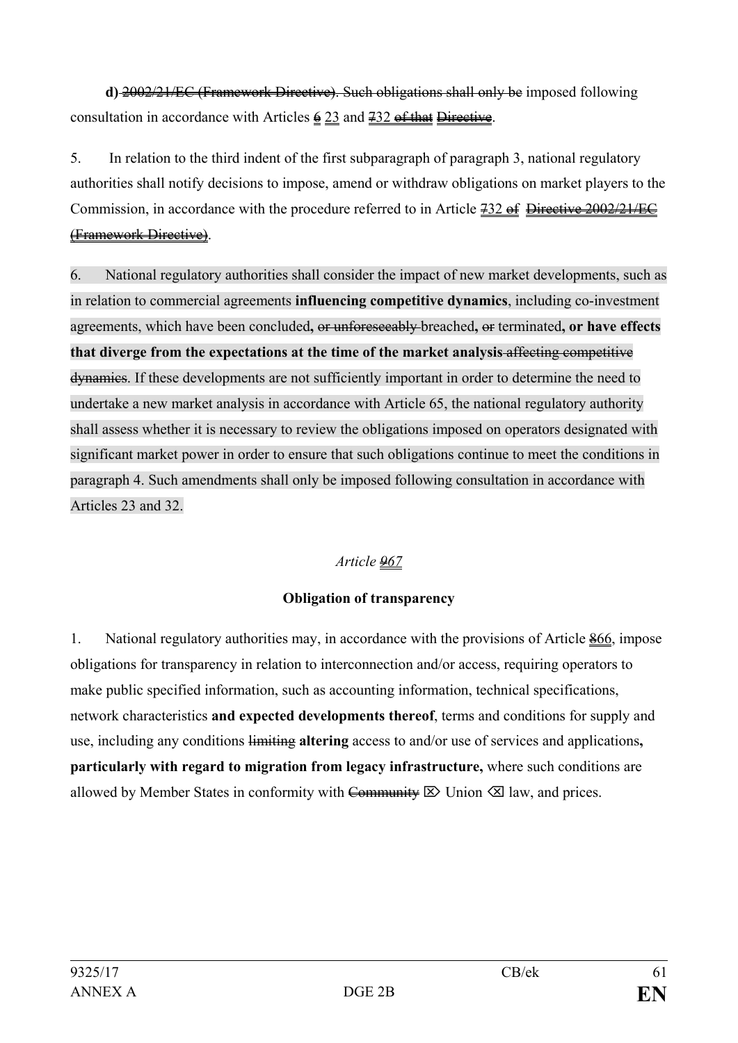**d)** ~~2002/21/EC (Framework Directive). Such obligations shall only be~~ imposed following consultation in accordance with Articles ~~6~~ 23 and ~~7~~32 ~~of that~~ ~~Directive~~.

5. In relation to the third indent of the first subparagraph of paragraph 3, national regulatory authorities shall notify decisions to impose, amend or withdraw obligations on market players to the Commission, in accordance with the procedure referred to in Article ~~7~~32 ~~of~~ ~~Directive 2002/21/EC (Framework Directive)~~.

6. National regulatory authorities shall consider the impact of new market developments, such as in relation to commercial agreements **influencing competitive dynamics**, including co-investment agreements, which have been concluded**,** ~~or unforeseeably~~ breached**,** ~~or~~ terminated**, or have effects that diverge from the expectations at the time of the market analysis** ~~affecting competitive dynamics~~. If these developments are not sufficiently important in order to determine the need to undertake a new market analysis in accordance with Article 65, the national regulatory authority shall assess whether it is necessary to review the obligations imposed on operators designated with significant market power in order to ensure that such obligations continue to meet the conditions in paragraph 4. Such amendments shall only be imposed following consultation in accordance with Articles 23 and 32.

*Article ~~9~~67*

**Obligation of transparency**

1. National regulatory authorities may, in accordance with the provisions of Article ~~8~~66, impose obligations for transparency in relation to interconnection and/or access, requiring operators to make public specified information, such as accounting information, technical specifications, network characteristics **and expected developments thereof**, terms and conditions for supply and use, including any conditions ~~limiting~~ **altering** access to and/or use of services and applications**, particularly with regard to migration from legacy infrastructure,** where such conditions are allowed by Member States in conformity with ~~Community~~ ⌦ Union ⌫ law, and prices.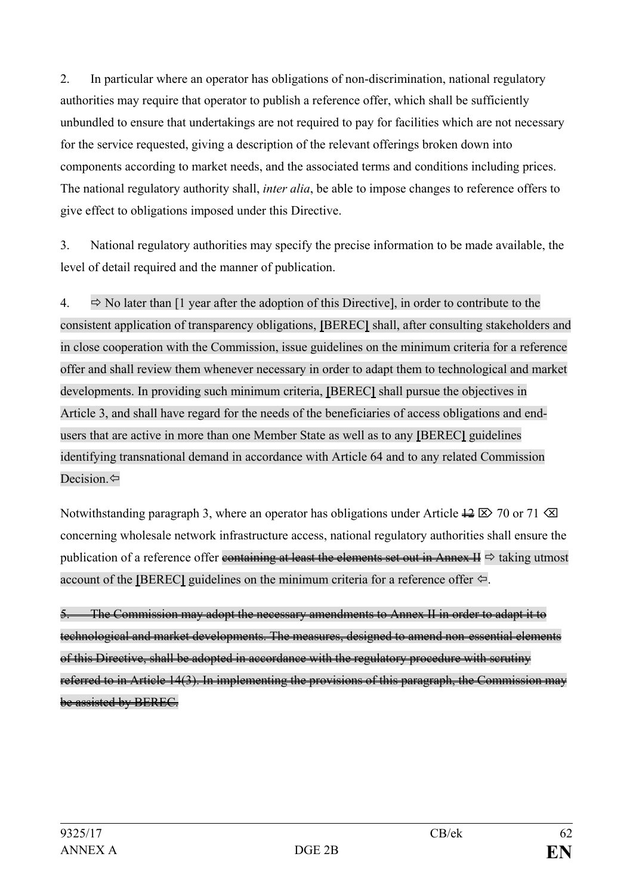2. In particular where an operator has obligations of non-discrimination, national regulatory authorities may require that operator to publish a reference offer, which shall be sufficiently unbundled to ensure that undertakings are not required to pay for facilities which are not necessary for the service requested, giving a description of the relevant offerings broken down into components according to market needs, and the associated terms and conditions including prices. The national regulatory authority shall, *inter alia*, be able to impose changes to reference offers to give effect to obligations imposed under this Directive.

3. National regulatory authorities may specify the precise information to be made available, the level of detail required and the manner of publication.

4. ⇨ No later than [1 year after the adoption of this Directive], in order to contribute to the consistent application of transparency obligations, **[**BEREC**]** shall, after consulting stakeholders and in close cooperation with the Commission, issue guidelines on the minimum criteria for a reference offer and shall review them whenever necessary in order to adapt them to technological and market developments. In providing such minimum criteria, **[**BEREC**]** shall pursue the objectives in Article 3, and shall have regard for the needs of the beneficiaries of access obligations and end-users that are active in more than one Member State as well as to any **[**BEREC**]** guidelines identifying transnational demand in accordance with Article 64 and to any related Commission Decision.⇦

Notwithstanding paragraph 3, where an operator has obligations under Article ~~12~~ ⌦ 70 or 71 ⌫ concerning wholesale network infrastructure access, national regulatory authorities shall ensure the publication of a reference offer ~~containing at least the elements set out in Annex II~~ ⇨ taking utmost account of the **[**BEREC**]** guidelines on the minimum criteria for a reference offer ⇦.

~~5. The Commission may adopt the necessary amendments to Annex II in order to adapt it to technological and market developments. The measures, designed to amend non-essential elements of this Directive, shall be adopted in accordance with the regulatory procedure with scrutiny referred to in Article 14(3). In implementing the provisions of this paragraph, the Commission may be assisted by BEREC.~~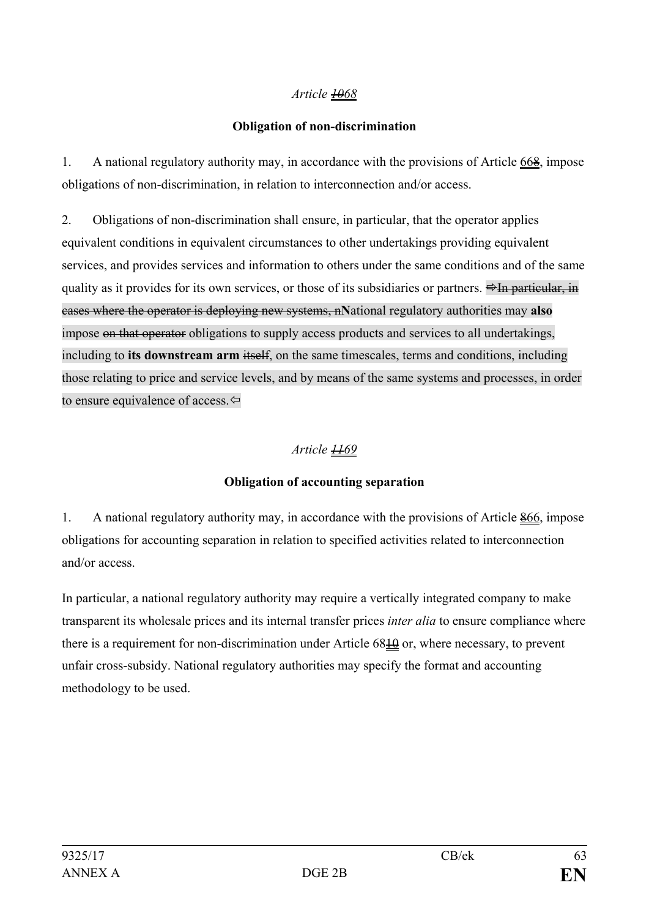*Article ~~10~~68*

**Obligation of non-discrimination**

1. A national regulatory authority may, in accordance with the provisions of Article 66~~8~~, impose obligations of non-discrimination, in relation to interconnection and/or access.

2. Obligations of non-discrimination shall ensure, in particular, that the operator applies equivalent conditions in equivalent circumstances to other undertakings providing equivalent services, and provides services and information to others under the same conditions and of the same quality as it provides for its own services, or those of its subsidiaries or partners. ⇨~~In particular, in cases where the operator is deploying new systems, n~~**N**ational regulatory authorities may **also** impose ~~on that operator~~ obligations to supply access products and services to all undertakings, including to **its downstream arm** ~~itself~~, on the same timescales, terms and conditions, including those relating to price and service levels, and by means of the same systems and processes, in order to ensure equivalence of access.⇦

*Article ~~11~~69*

**Obligation of accounting separation**

1. A national regulatory authority may, in accordance with the provisions of Article ~~8~~66, impose obligations for accounting separation in relation to specified activities related to interconnection and/or access.

In particular, a national regulatory authority may require a vertically integrated company to make transparent its wholesale prices and its internal transfer prices *inter alia* to ensure compliance where there is a requirement for non-discrimination under Article 68~~10~~ or, where necessary, to prevent unfair cross-subsidy. National regulatory authorities may specify the format and accounting methodology to be used.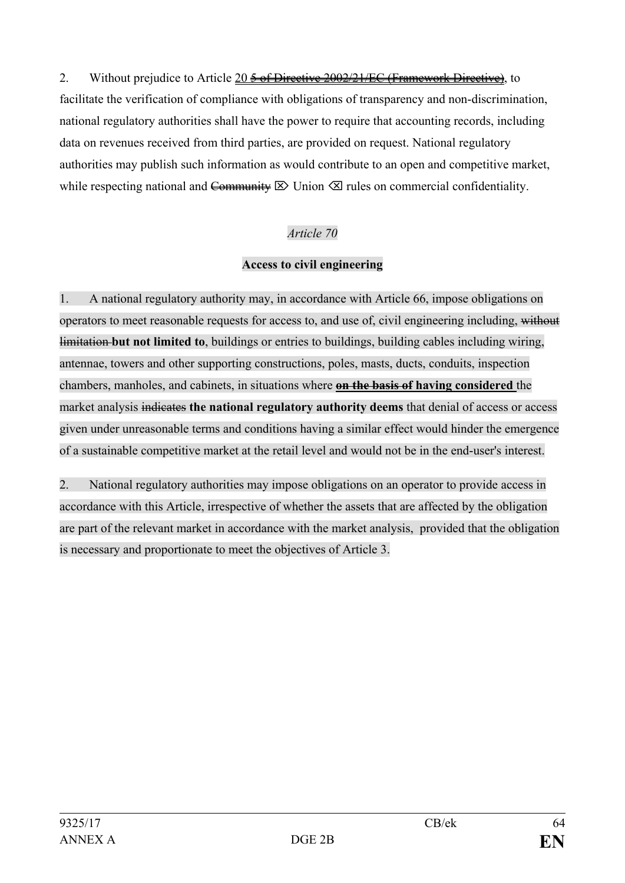2. Without prejudice to Article 20 ~~5 of Directive 2002/21/EC (Framework Directive)~~, to facilitate the verification of compliance with obligations of transparency and non-discrimination, national regulatory authorities shall have the power to require that accounting records, including data on revenues received from third parties, are provided on request. National regulatory authorities may publish such information as would contribute to an open and competitive market, while respecting national and ~~Community~~ ⌦ Union ⌫ rules on commercial confidentiality.

*Article 70*

**Access to civil engineering**

1. A national regulatory authority may, in accordance with Article 66, impose obligations on operators to meet reasonable requests for access to, and use of, civil engineering including, ~~without limitation~~ **but not limited to**, buildings or entries to buildings, building cables including wiring, antennae, towers and other supporting constructions, poles, masts, ducts, conduits, inspection chambers, manholes, and cabinets, in situations where ~~**on the basis of**~~ **having considered** the market analysis ~~indicates~~ **the national regulatory authority deems** that denial of access or access given under unreasonable terms and conditions having a similar effect would hinder the emergence of a sustainable competitive market at the retail level and would not be in the end-user's interest.

2. National regulatory authorities may impose obligations on an operator to provide access in accordance with this Article, irrespective of whether the assets that are affected by the obligation are part of the relevant market in accordance with the market analysis, provided that the obligation is necessary and proportionate to meet the objectives of Article 3.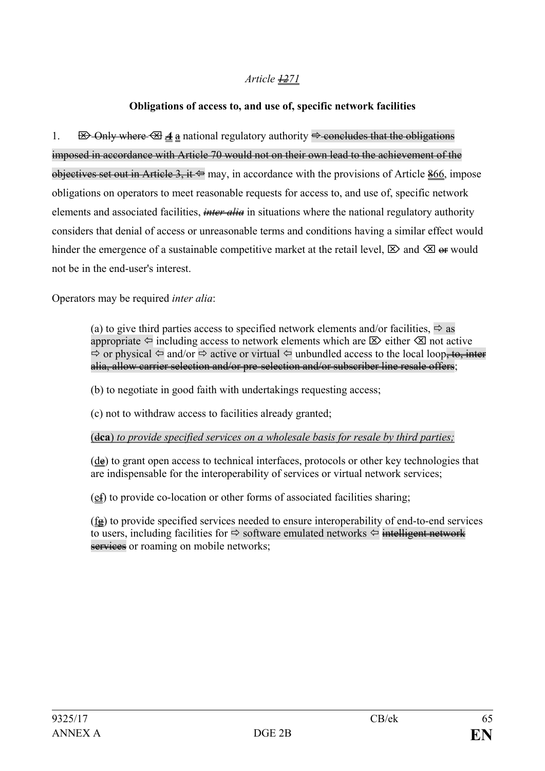*Article* ~~*12*~~*71*

**Obligations of access to, and use of, specific network facilities**

1. ⌦ ~~Only where~~ ⌫ ~~A~~ a national regulatory authority ⇨ ~~concludes that the obligations imposed in accordance with Article 70 would not on their own lead to the achievement of the objectives set out in Article 3, it~~ ⇦ may, in accordance with the provisions of Article ~~8~~66, impose obligations on operators to meet reasonable requests for access to, and use of, specific network elements and associated facilities, ~~*inter alia*~~ in situations where the national regulatory authority considers that denial of access or unreasonable terms and conditions having a similar effect would hinder the emergence of a sustainable competitive market at the retail level, ⌦ and ⌫ ~~or~~ would not be in the end-user's interest.

Operators may be required *inter alia*:

(a) to give third parties access to specified network elements and/or facilities, ⇨ as appropriate ⇦ including access to network elements which are ⌦ either ⌫ not active ⇨ or physical ⇦ and/or ⇨ active or virtual ⇦ unbundled access to the local loop~~, to, inter alia, allow carrier selection and/or pre-selection and/or subscriber line resale offers~~;

(b) to negotiate in good faith with undertakings requesting access;

(c) not to withdraw access to facilities already granted;

(~~d~~**ca**) *to provide specified services on a wholesale basis for resale by third parties;*

(d~~e~~) to grant open access to technical interfaces, protocols or other key technologies that are indispensable for the interoperability of services or virtual network services;

(e~~f~~) to provide co-location or other forms of associated facilities sharing;

(f~~g~~) to provide specified services needed to ensure interoperability of end-to-end services to users, including facilities for ⇨ software emulated networks ⇦ ~~intelligent network services~~ or roaming on mobile networks;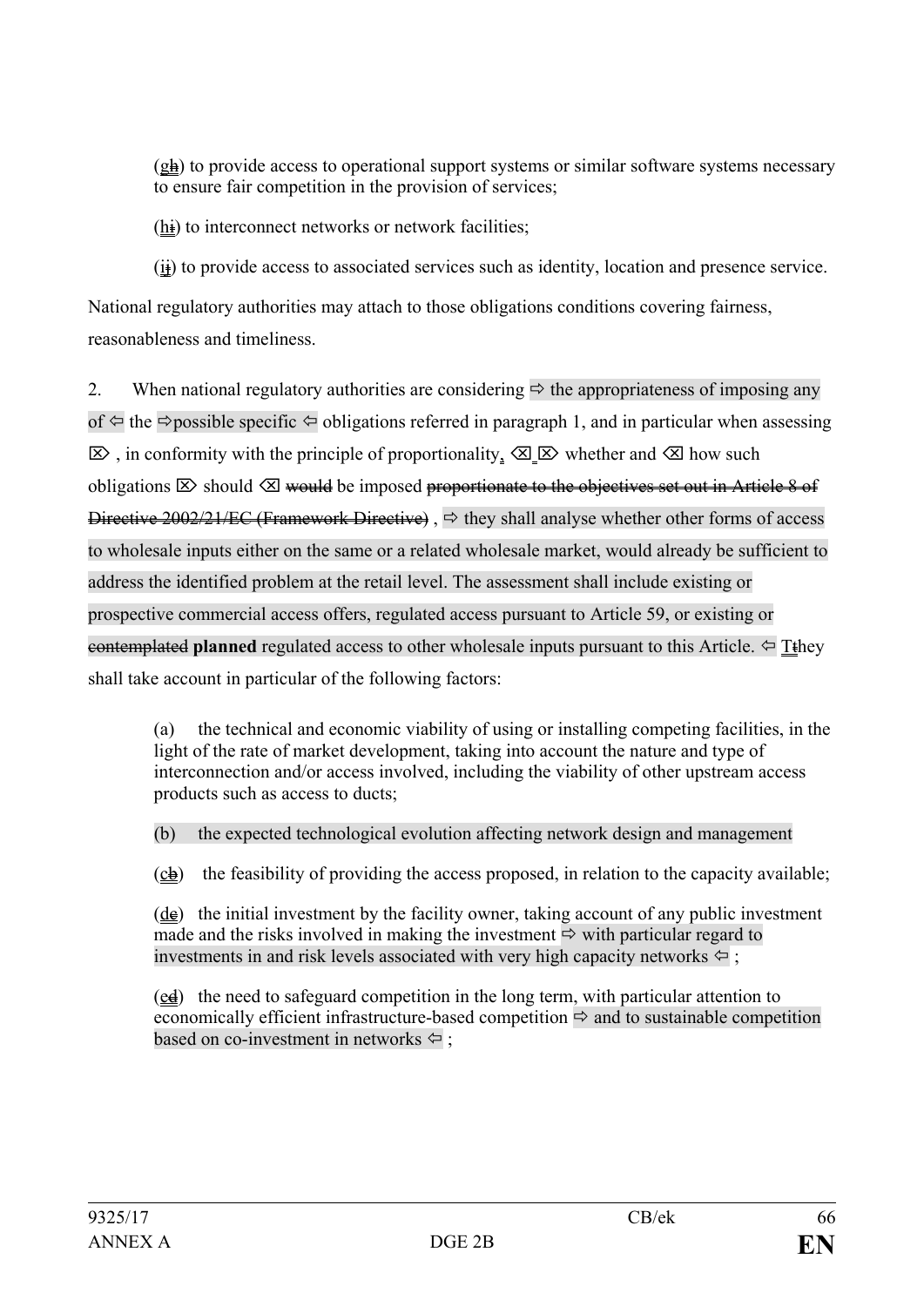(gh) to provide access to operational support systems or similar software systems necessary to ensure fair competition in the provision of services;

(hi) to interconnect networks or network facilities;

(ij) to provide access to associated services such as identity, location and presence service.

National regulatory authorities may attach to those obligations conditions covering fairness, reasonableness and timeliness.

2. When national regulatory authorities are considering ⇨ the appropriateness of imposing any of ⇦ the ⇨possible specific ⇦ obligations referred in paragraph 1, and in particular when assessing ⌦ , in conformity with the principle of proportionality, ⌫ ⌦ whether and ⌫ how such obligations ⌦ should ⌫ ~~would~~ be imposed ~~proportionate to the objectives set out in Article 8 of Directive 2002/21/EC (Framework Directive)~~ , ⇨ they shall analyse whether other forms of access to wholesale inputs either on the same or a related wholesale market, would already be sufficient to address the identified problem at the retail level. The assessment shall include existing or prospective commercial access offers, regulated access pursuant to Article 59, or existing or ~~contemplated~~ **planned** regulated access to other wholesale inputs pursuant to this Article. ⇦ Tthey shall take account in particular of the following factors:

(a) the technical and economic viability of using or installing competing facilities, in the light of the rate of market development, taking into account the nature and type of interconnection and/or access involved, including the viability of other upstream access products such as access to ducts;

(b) the expected technological evolution affecting network design and management

(cb) the feasibility of providing the access proposed, in relation to the capacity available;

(dc) the initial investment by the facility owner, taking account of any public investment made and the risks involved in making the investment ⇨ with particular regard to investments in and risk levels associated with very high capacity networks ⇦ ;

(ed) the need to safeguard competition in the long term, with particular attention to economically efficient infrastructure-based competition ⇨ and to sustainable competition based on co-investment in networks ⇦ ;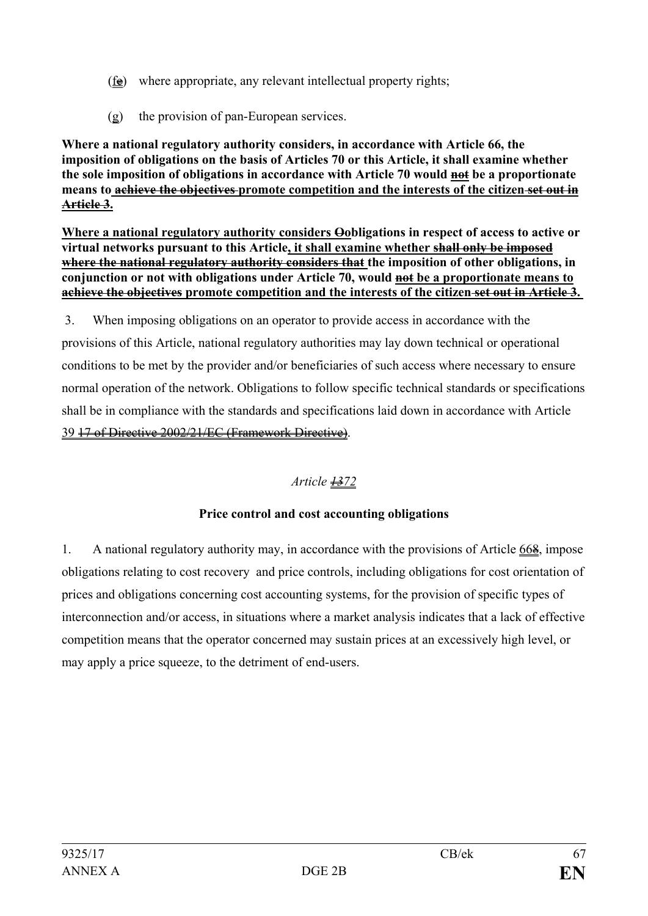(fe) where appropriate, any relevant intellectual property rights;

(g) the provision of pan-European services.

**Where a national regulatory authority considers, in accordance with Article 66, the imposition of obligations on the basis of Articles 70 or this Article, it shall examine whether the sole imposition of obligations in accordance with Article 70 would ~~not~~ be a proportionate means to ~~achieve the objectives~~ promote competition and the interests of the citizen ~~set out in Article 3~~.**

**Where a national regulatory authority considers ~~O~~obligations in respect of access to active or virtual networks pursuant to this Article, it shall examine whether ~~shall only be imposed where the national regulatory authority considers that~~ the imposition of other obligations, in conjunction or not with obligations under Article 70, would ~~not~~ be a proportionate means to ~~achieve the objectives~~ promote competition and the interests of the citizen ~~set out in Article 3~~.**

3. When imposing obligations on an operator to provide access in accordance with the provisions of this Article, national regulatory authorities may lay down technical or operational conditions to be met by the provider and/or beneficiaries of such access where necessary to ensure normal operation of the network. Obligations to follow specific technical standards or specifications shall be in compliance with the standards and specifications laid down in accordance with Article 39 ~~17 of Directive 2002/21/EC (Framework Directive)~~.

*Article ~~13~~72*

**Price control and cost accounting obligations**

1. A national regulatory authority may, in accordance with the provisions of Article 66~~8~~, impose obligations relating to cost recovery and price controls, including obligations for cost orientation of prices and obligations concerning cost accounting systems, for the provision of specific types of interconnection and/or access, in situations where a market analysis indicates that a lack of effective competition means that the operator concerned may sustain prices at an excessively high level, or may apply a price squeeze, to the detriment of end-users.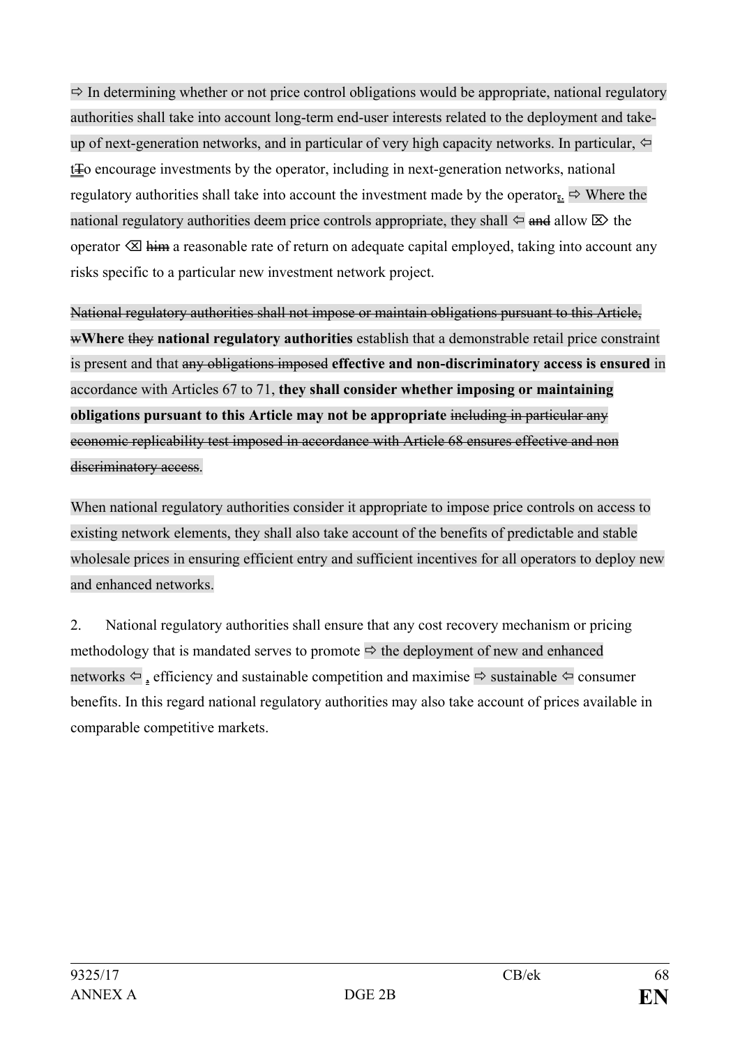⇨ In determining whether or not price control obligations would be appropriate, national regulatory authorities shall take into account long-term end-user interests related to the deployment and take-up of next-generation networks, and in particular of very high capacity networks. In particular, ⇦ t~~T~~o encourage investments by the operator, including in next-generation networks, national regulatory authorities shall take into account the investment made by the operator~~,~~. ⇨ Where the national regulatory authorities deem price controls appropriate, they shall ⇦ ~~and~~ allow ⌦ the operator ⌫ ~~him~~ a reasonable rate of return on adequate capital employed, taking into account any risks specific to a particular new investment network project.

~~National regulatory authorities shall not impose or maintain obligations pursuant to this Article, w~~**Where** ~~they~~ **national regulatory authorities** establish that a demonstrable retail price constraint is present and that ~~any obligations imposed~~ **effective and non-discriminatory access is ensured** in accordance with Articles 67 to 71, **they shall consider whether imposing or maintaining obligations pursuant to this Article may not be appropriate** ~~including in particular any economic replicability test imposed in accordance with Article 68 ensures effective and non discriminatory access~~.

When national regulatory authorities consider it appropriate to impose price controls on access to existing network elements, they shall also take account of the benefits of predictable and stable wholesale prices in ensuring efficient entry and sufficient incentives for all operators to deploy new and enhanced networks.

2. National regulatory authorities shall ensure that any cost recovery mechanism or pricing methodology that is mandated serves to promote ⇨ the deployment of new and enhanced networks ⇦ , efficiency and sustainable competition and maximise ⇨ sustainable ⇦ consumer benefits. In this regard national regulatory authorities may also take account of prices available in comparable competitive markets.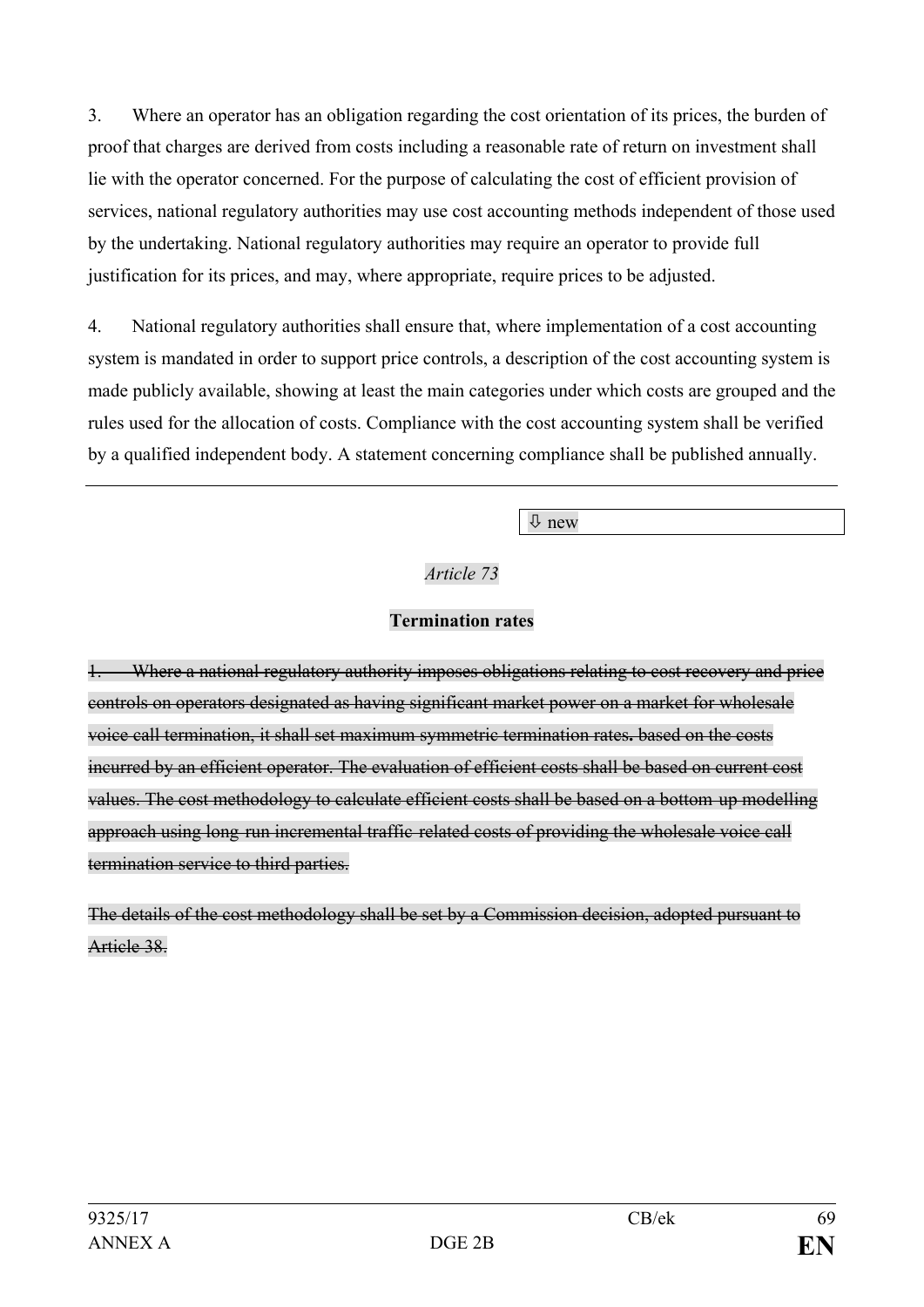3. Where an operator has an obligation regarding the cost orientation of its prices, the burden of proof that charges are derived from costs including a reasonable rate of return on investment shall lie with the operator concerned. For the purpose of calculating the cost of efficient provision of services, national regulatory authorities may use cost accounting methods independent of those used by the undertaking. National regulatory authorities may require an operator to provide full justification for its prices, and may, where appropriate, require prices to be adjusted.

4. National regulatory authorities shall ensure that, where implementation of a cost accounting system is mandated in order to support price controls, a description of the cost accounting system is made publicly available, showing at least the main categories under which costs are grouped and the rules used for the allocation of costs. Compliance with the cost accounting system shall be verified by a qualified independent body. A statement concerning compliance shall be published annually.

---

⇩ new

*Article 73*

**Termination rates**

~~1. Where a national regulatory authority imposes obligations relating to cost recovery and price controls on operators designated as having significant market power on a market for wholesale voice call termination, it shall set maximum symmetric termination rates. based on the costs incurred by an efficient operator. The evaluation of efficient costs shall be based on current cost values. The cost methodology to calculate efficient costs shall be based on a bottom-up modelling approach using long-run incremental traffic-related costs of providing the wholesale voice call termination service to third parties.~~

~~The details of the cost methodology shall be set by a Commission decision, adopted pursuant to Article 38.~~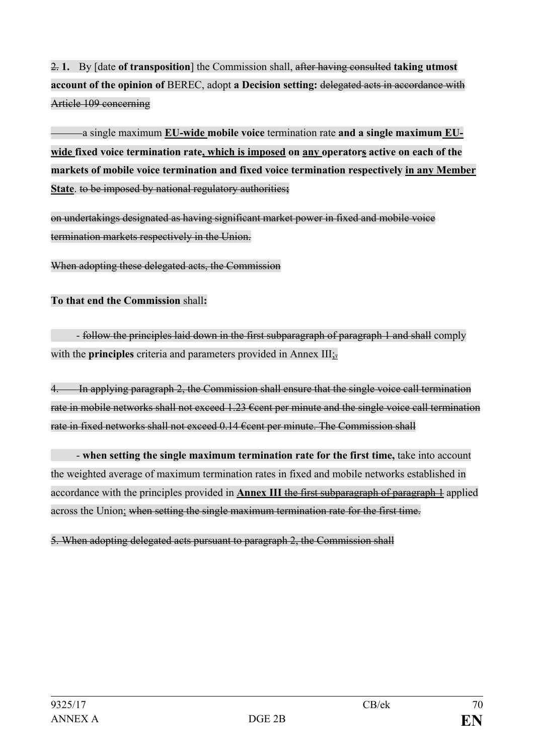~~2.~~ **1.** By [date **of transposition**] the Commission shall, ~~after having consulted~~ **taking utmost account of the opinion of** BEREC, adopt **a Decision setting:** ~~delegated acts in accordance with Article 109 concerning~~

~~———~~a single maximum **<u>EU-wide</u> mobile voice** termination rate **and a single maximum <u>EU-wide</u> fixed voice termination rate<u>, which is imposed</u> on <u>any</u> operator<u>s</u> active on each of the markets of mobile voice termination and fixed voice termination respectively <u>in any Member State</u>**. ~~to be imposed by national regulatory authorities~~**;**

~~on undertakings designated as having significant market power in fixed and mobile voice termination markets respectively in the Union.~~

~~When adopting these delegated acts, the Commission~~

**To that end the Commission** shall**:**

- ~~follow the principles laid down in the first subparagraph of paragraph 1 and shall~~ comply with the **principles** criteria and parameters provided in Annex III<u>;</u>~~.~~

~~4. In applying paragraph 2, the Commission shall ensure that the single voice call termination rate in mobile networks shall not exceed 1.23 €cent per minute and the single voice call termination rate in fixed networks shall not exceed 0.14 €cent per minute. The Commission shall~~

- **when setting the single maximum termination rate for the first time,** take into account the weighted average of maximum termination rates in fixed and mobile networks established in accordance with the principles provided in **<u>Annex III</u>** ~~the first subparagraph of paragraph 1~~ applied across the Union<u>;</u> ~~when setting the single maximum termination rate for the first time.~~

~~5. When adopting delegated acts pursuant to paragraph 2, the Commission shall~~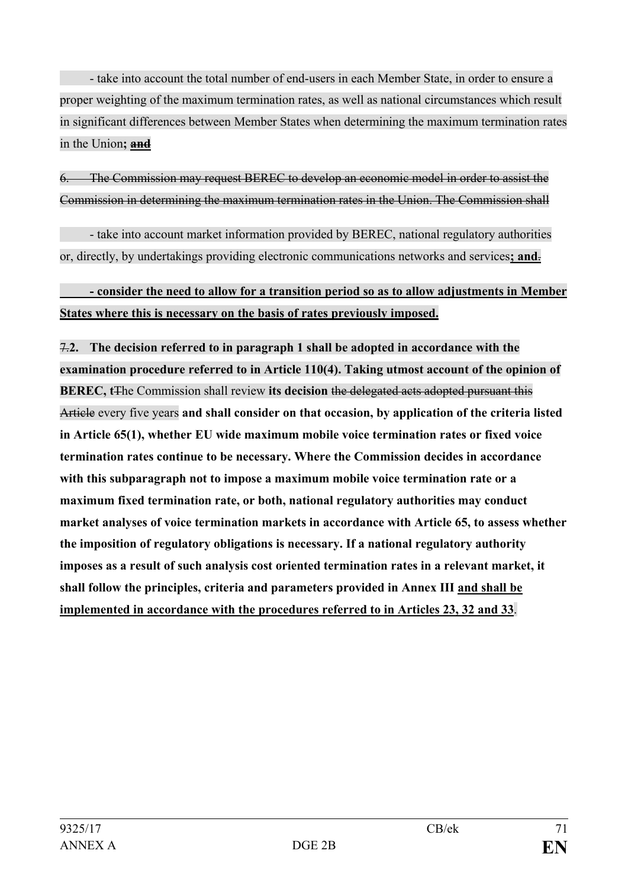- take into account the total number of end-users in each Member State, in order to ensure a proper weighting of the maximum termination rates, as well as national circumstances which result in significant differences between Member States when determining the maximum termination rates in the Union**;** ~~**and**~~

~~6. The Commission may request BEREC to develop an economic model in order to assist the Commission in determining the maximum termination rates in the Union. The Commission shall~~

- take into account market information provided by BEREC, national regulatory authorities or, directly, by undertakings providing electronic communications networks and services**; and**~~.~~

**- consider the need to allow for a transition period so as to allow adjustments in Member States where this is necessary on the basis of rates previously imposed.**

~~7.~~**2. The decision referred to in paragraph 1 shall be adopted in accordance with the examination procedure referred to in Article 110(4). Taking utmost account of the opinion of BEREC, t**~~T~~he Commission shall review **its decision** ~~the delegated acts adopted pursuant this Article~~ every five years **and shall consider on that occasion, by application of the criteria listed in Article 65(1), whether EU wide maximum mobile voice termination rates or fixed voice termination rates continue to be necessary. Where the Commission decides in accordance with this subparagraph not to impose a maximum mobile voice termination rate or a maximum fixed termination rate, or both, national regulatory authorities may conduct market analyses of voice termination markets in accordance with Article 65, to assess whether the imposition of regulatory obligations is necessary. If a national regulatory authority imposes as a result of such analysis cost oriented termination rates in a relevant market, it shall follow the principles, criteria and parameters provided in Annex III and shall be implemented in accordance with the procedures referred to in Articles 23, 32 and 33**.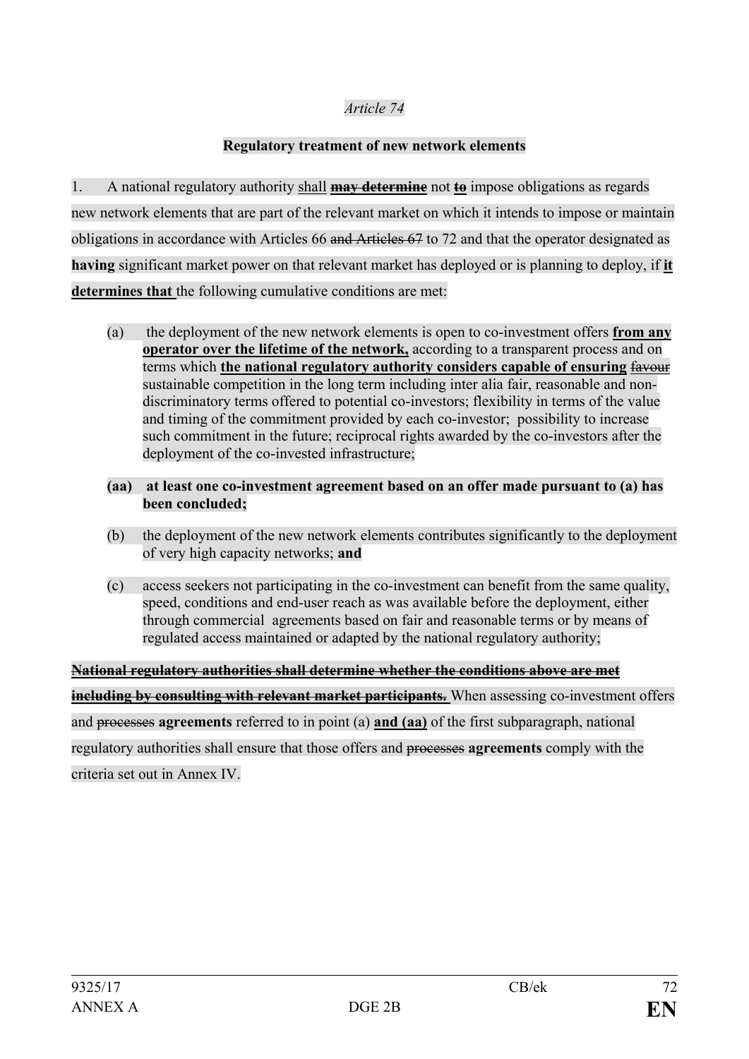*Article 74*

**Regulatory treatment of new network elements**

1. A national regulatory authority shall ~~**may determine**~~ not ~~**to**~~ impose obligations as regards new network elements that are part of the relevant market on which it intends to impose or maintain obligations in accordance with Articles 66 ~~and Articles 67~~ to 72 and that the operator designated as **having** significant market power on that relevant market has deployed or is planning to deploy, if **it determines that** the following cumulative conditions are met:

(a) the deployment of the new network elements is open to co-investment offers **from any operator over the lifetime of the network,** according to a transparent process and on terms which **the national regulatory authority considers capable of ensuring** ~~favour~~ sustainable competition in the long term including inter alia fair, reasonable and non-discriminatory terms offered to potential co-investors; flexibility in terms of the value and timing of the commitment provided by each co-investor; possibility to increase such commitment in the future; reciprocal rights awarded by the co-investors after the deployment of the co-invested infrastructure;

**(aa) at least one co-investment agreement based on an offer made pursuant to (a) has been concluded;**

(b) the deployment of the new network elements contributes significantly to the deployment of very high capacity networks; **and**

(c) access seekers not participating in the co-investment can benefit from the same quality, speed, conditions and end-user reach as was available before the deployment, either through commercial agreements based on fair and reasonable terms or by means of regulated access maintained or adapted by the national regulatory authority;

~~**National regulatory authorities shall determine whether the conditions above are met including by consulting with relevant market participants.**~~ When assessing co-investment offers and ~~processes~~ **agreements** referred to in point (a) **and (aa)** of the first subparagraph, national regulatory authorities shall ensure that those offers and ~~processes~~ **agreements** comply with the criteria set out in Annex IV.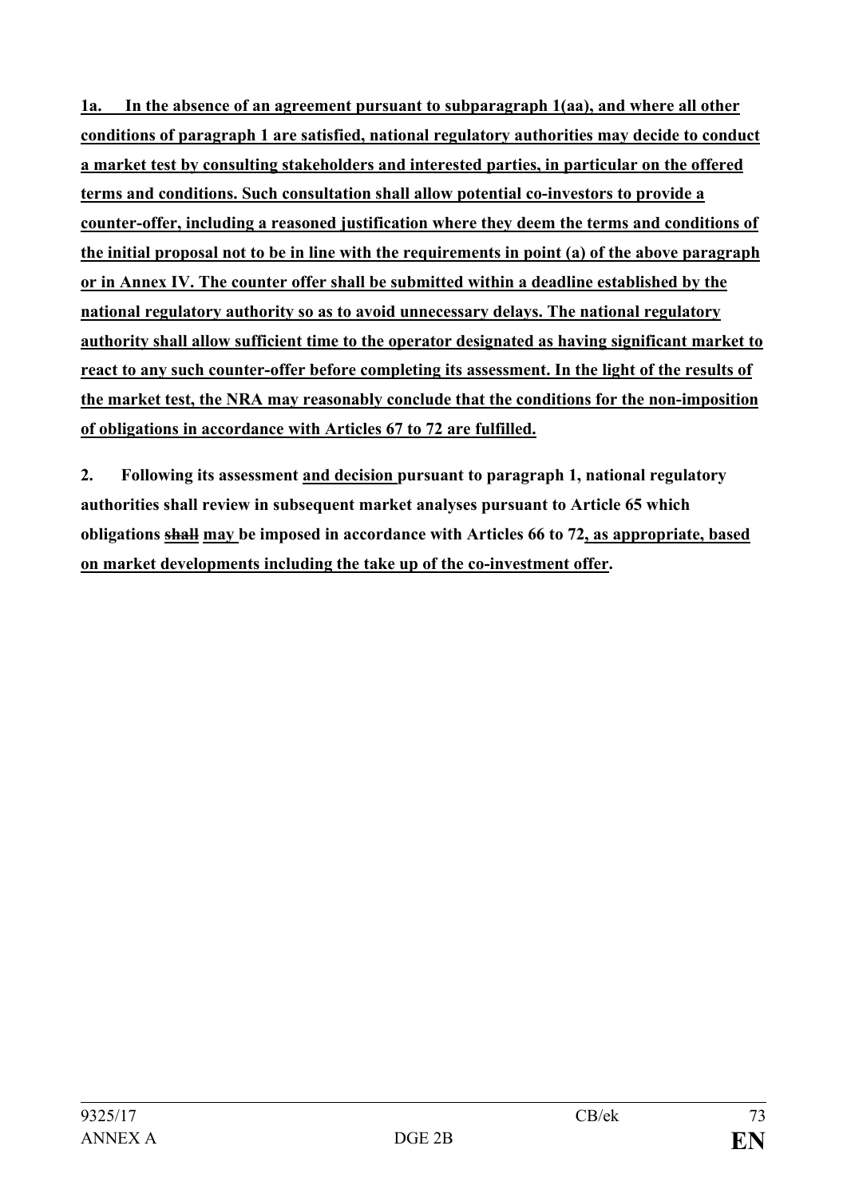**<u>1a. In the absence of an agreement pursuant to subparagraph 1(aa), and where all other conditions of paragraph 1 are satisfied, national regulatory authorities may decide to conduct a market test by consulting stakeholders and interested parties, in particular on the offered terms and conditions. Such consultation shall allow potential co-investors to provide a counter-offer, including a reasoned justification where they deem the terms and conditions of the initial proposal not to be in line with the requirements in point (a) of the above paragraph or in Annex IV. The counter offer shall be submitted within a deadline established by the national regulatory authority so as to avoid unnecessary delays. The national regulatory authority shall allow sufficient time to the operator designated as having significant market to react to any such counter-offer before completing its assessment. In the light of the results of the market test, the NRA may reasonably conclude that the conditions for the non-imposition of obligations in accordance with Articles 67 to 72 are fulfilled.</u>**

**2. Following its assessment <u>and decision</u> pursuant to paragraph 1, national regulatory authorities shall review in subsequent market analyses pursuant to Article 65 which obligations ~~shall~~ <u>may</u> be imposed in accordance with Articles 66 to 72<u>, as appropriate, based on market developments including the take up of the co-investment offer</u>.**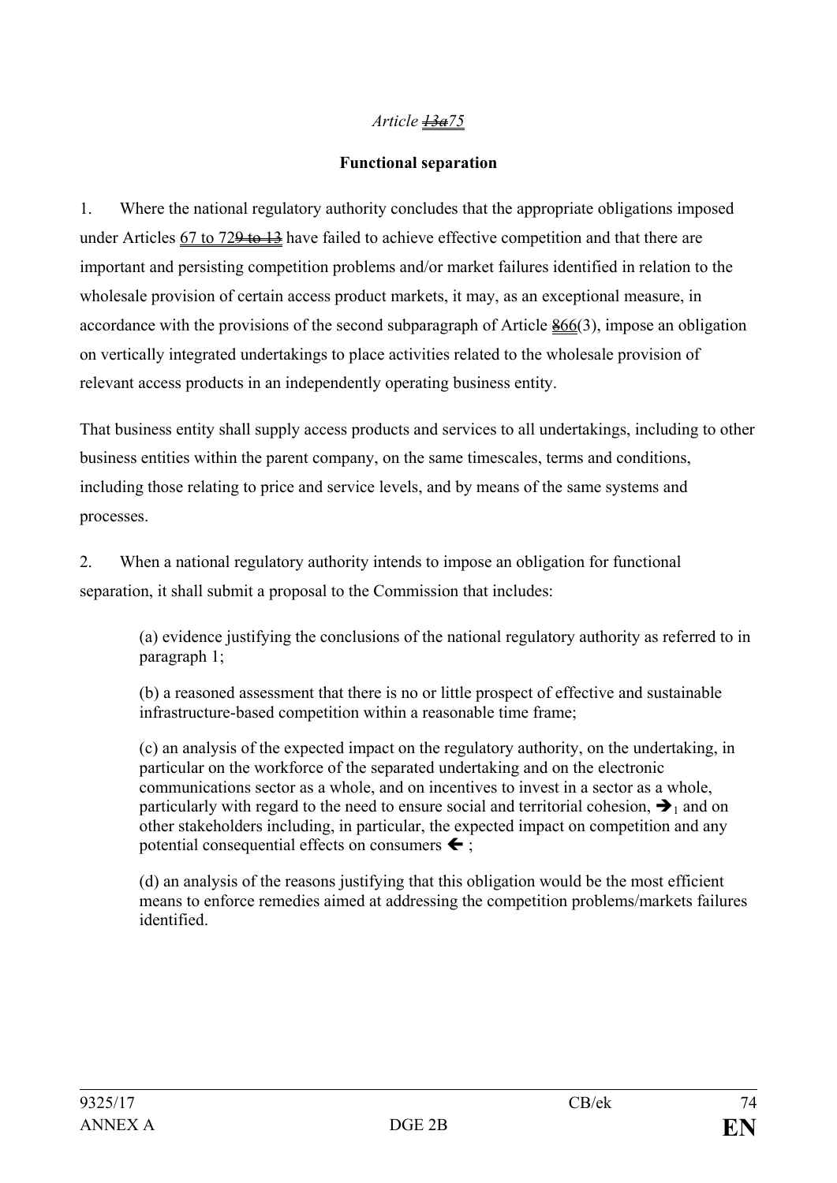*Article ~~13a~~75*

**Functional separation**

1. Where the national regulatory authority concludes that the appropriate obligations imposed under Articles 67 to 72~~9 to 13~~ have failed to achieve effective competition and that there are important and persisting competition problems and/or market failures identified in relation to the wholesale provision of certain access product markets, it may, as an exceptional measure, in accordance with the provisions of the second subparagraph of Article ~~8~~66(3), impose an obligation on vertically integrated undertakings to place activities related to the wholesale provision of relevant access products in an independently operating business entity.

That business entity shall supply access products and services to all undertakings, including to other business entities within the parent company, on the same timescales, terms and conditions, including those relating to price and service levels, and by means of the same systems and processes.

2. When a national regulatory authority intends to impose an obligation for functional separation, it shall submit a proposal to the Commission that includes:

(a) evidence justifying the conclusions of the national regulatory authority as referred to in paragraph 1;

(b) a reasoned assessment that there is no or little prospect of effective and sustainable infrastructure-based competition within a reasonable time frame;

(c) an analysis of the expected impact on the regulatory authority, on the undertaking, in particular on the workforce of the separated undertaking and on the electronic communications sector as a whole, and on incentives to invest in a sector as a whole, particularly with regard to the need to ensure social and territorial cohesion, ➔$_1$ and on other stakeholders including, in particular, the expected impact on competition and any potential consequential effects on consumers ➔ ;

(d) an analysis of the reasons justifying that this obligation would be the most efficient means to enforce remedies aimed at addressing the competition problems/markets failures identified.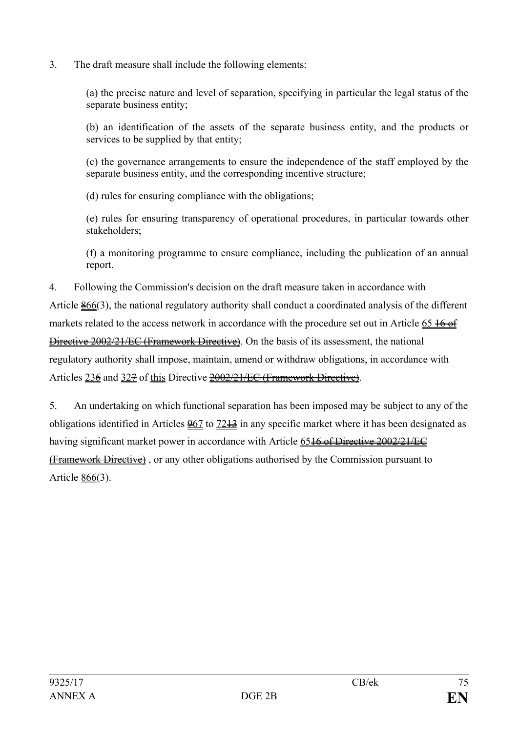3. The draft measure shall include the following elements:

(a) the precise nature and level of separation, specifying in particular the legal status of the separate business entity;

(b) an identification of the assets of the separate business entity, and the products or services to be supplied by that entity;

(c) the governance arrangements to ensure the independence of the staff employed by the separate business entity, and the corresponding incentive structure;

(d) rules for ensuring compliance with the obligations;

(e) rules for ensuring transparency of operational procedures, in particular towards other stakeholders;

(f) a monitoring programme to ensure compliance, including the publication of an annual report.

4. Following the Commission's decision on the draft measure taken in accordance with Article ~~8~~66(3), the national regulatory authority shall conduct a coordinated analysis of the different markets related to the access network in accordance with the procedure set out in Article 65 ~~16 of Directive 2002/21/EC (Framework Directive)~~. On the basis of its assessment, the national regulatory authority shall impose, maintain, amend or withdraw obligations, in accordance with Articles 23~~6~~ and 32~~7~~ of this Directive ~~2002/21/EC (Framework Directive)~~.

5. An undertaking on which functional separation has been imposed may be subject to any of the obligations identified in Articles ~~9~~67 to 72~~13~~ in any specific market where it has been designated as having significant market power in accordance with Article 65~~16 of Directive 2002/21/EC (Framework Directive)~~ , or any other obligations authorised by the Commission pursuant to Article ~~8~~66(3).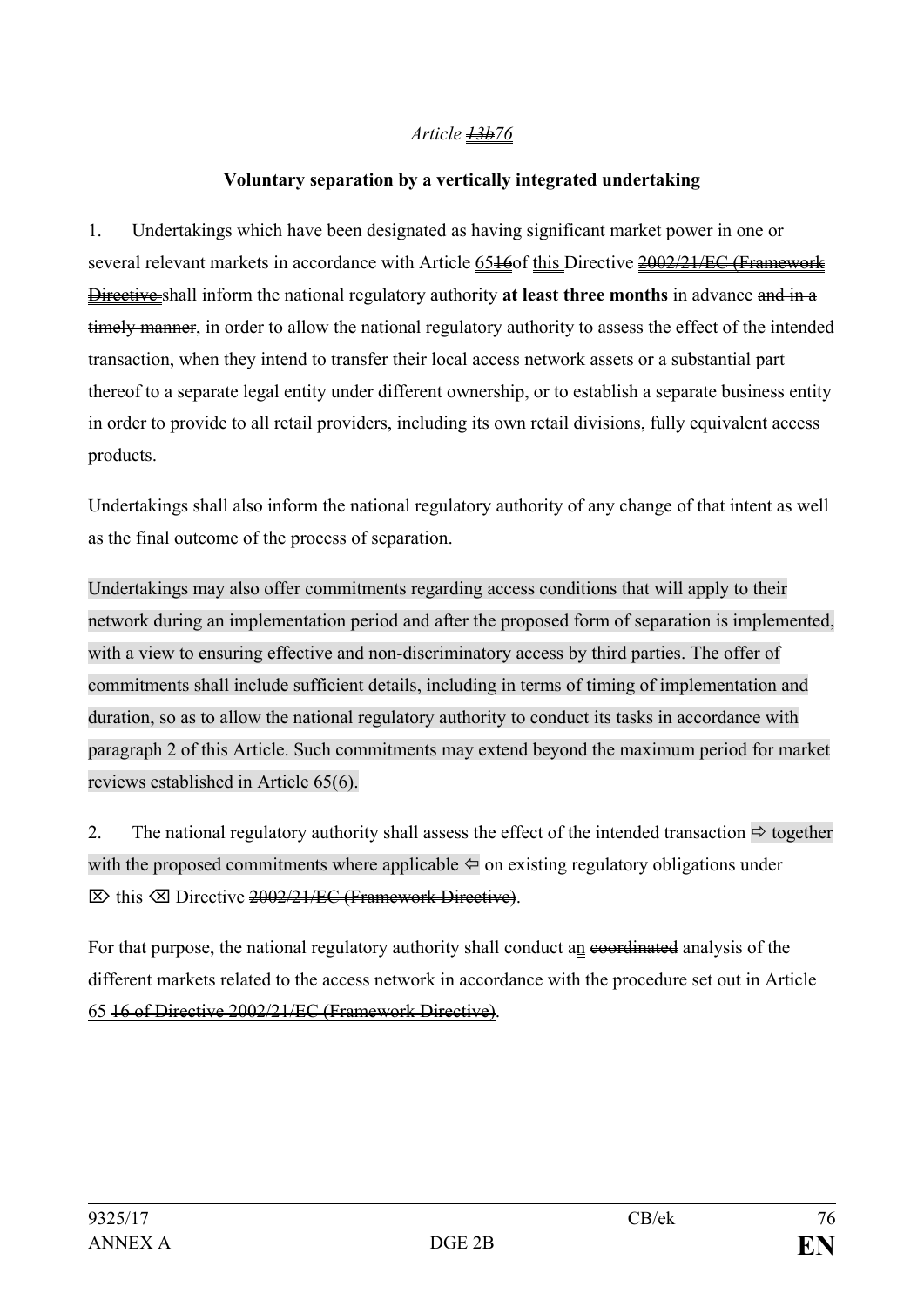*Article ~~13b~~76*

**Voluntary separation by a vertically integrated undertaking**

1. Undertakings which have been designated as having significant market power in one or several relevant markets in accordance with Article 65~~16~~of this Directive ~~2002/21/EC (Framework Directive~~ shall inform the national regulatory authority **at least three months** in advance ~~and in a timely manner~~, in order to allow the national regulatory authority to assess the effect of the intended transaction, when they intend to transfer their local access network assets or a substantial part thereof to a separate legal entity under different ownership, or to establish a separate business entity in order to provide to all retail providers, including its own retail divisions, fully equivalent access products.

Undertakings shall also inform the national regulatory authority of any change of that intent as well as the final outcome of the process of separation.

Undertakings may also offer commitments regarding access conditions that will apply to their network during an implementation period and after the proposed form of separation is implemented, with a view to ensuring effective and non-discriminatory access by third parties. The offer of commitments shall include sufficient details, including in terms of timing of implementation and duration, so as to allow the national regulatory authority to conduct its tasks in accordance with paragraph 2 of this Article. Such commitments may extend beyond the maximum period for market reviews established in Article 65(6).

2. The national regulatory authority shall assess the effect of the intended transaction ⇨ together with the proposed commitments where applicable ⇦ on existing regulatory obligations under ⌦ this ⌫ Directive ~~2002/21/EC (Framework Directive)~~.

For that purpose, the national regulatory authority shall conduct an ~~coordinated~~ analysis of the different markets related to the access network in accordance with the procedure set out in Article 65 ~~16 of Directive 2002/21/EC (Framework Directive)~~.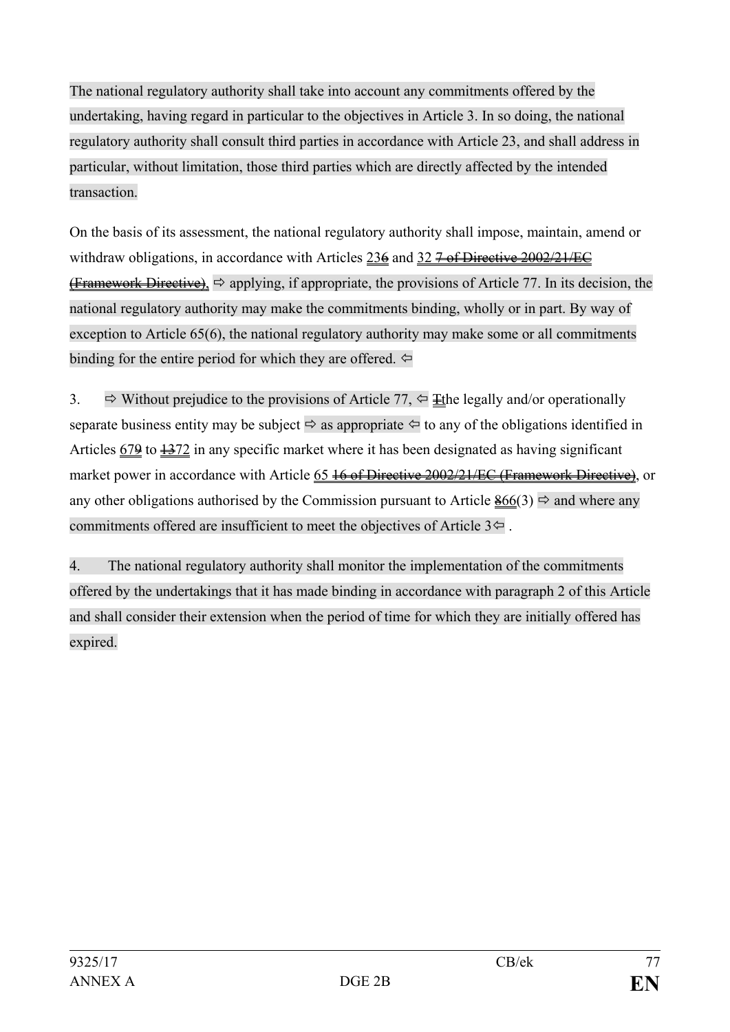The national regulatory authority shall take into account any commitments offered by the undertaking, having regard in particular to the objectives in Article 3. In so doing, the national regulatory authority shall consult third parties in accordance with Article 23, and shall address in particular, without limitation, those third parties which are directly affected by the intended transaction.

On the basis of its assessment, the national regulatory authority shall impose, maintain, amend or withdraw obligations, in accordance with Articles ~~6~~ 23 and 32 ~~7 of Directive 2002/21/EC (Framework Directive),~~ ⇨ applying, if appropriate, the provisions of Article 77. In its decision, the national regulatory authority may make the commitments binding, wholly or in part. By way of exception to Article 65(6), the national regulatory authority may make some or all commitments binding for the entire period for which they are offered. ⇦

3. ⇨ Without prejudice to the provisions of Article 77, ⇦ ~~T~~the legally and/or operationally separate business entity may be subject ⇨ as appropriate ⇦ to any of the obligations identified in Articles ~~9~~ 67 to ~~13~~ 72 in any specific market where it has been designated as having significant market power in accordance with Article 65 ~~16 of Directive 2002/21/EC (Framework Directive)~~, or any other obligations authorised by the Commission pursuant to Article ~~8~~ 66(3) ⇨ and where any commitments offered are insufficient to meet the objectives of Article 3⇦ .

4. The national regulatory authority shall monitor the implementation of the commitments offered by the undertakings that it has made binding in accordance with paragraph 2 of this Article and shall consider their extension when the period of time for which they are initially offered has expired.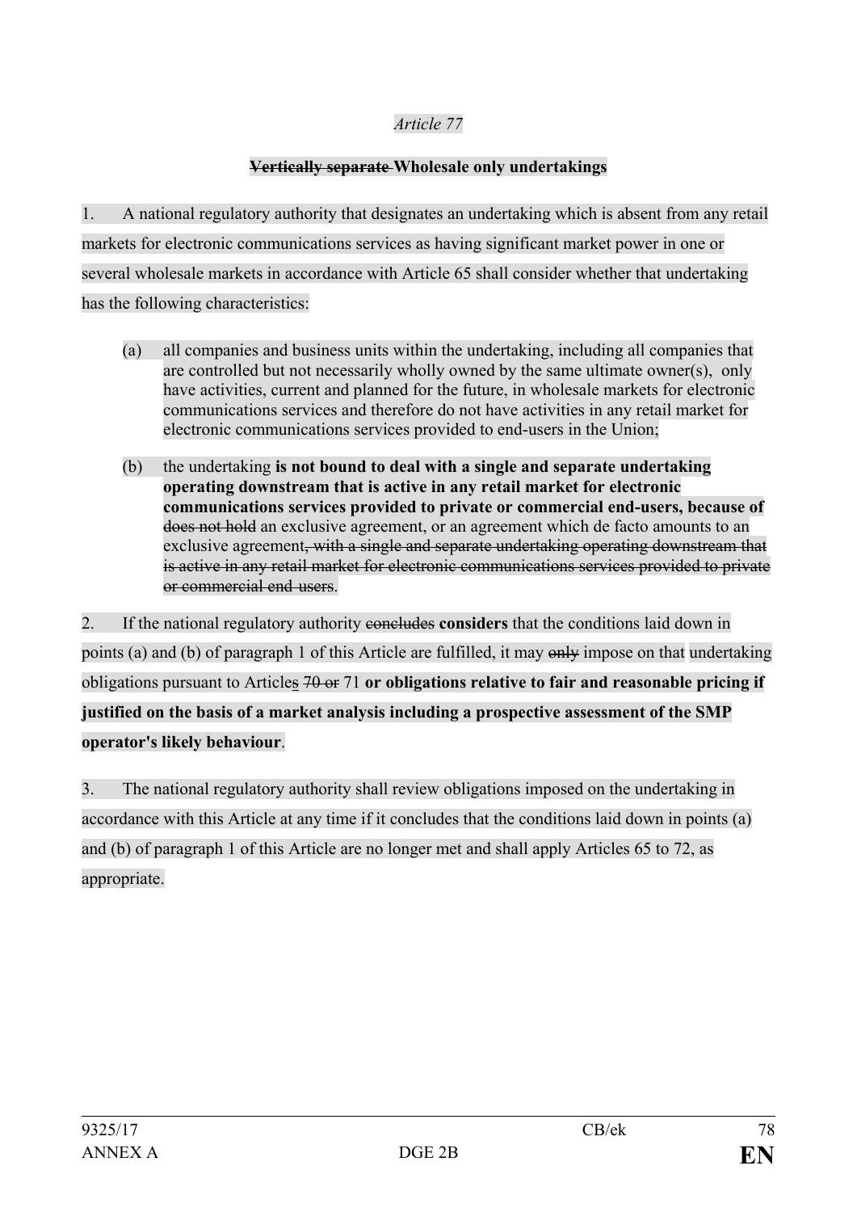*Article 77*

**~~Vertically separate~~ Wholesale only undertakings**

1. A national regulatory authority that designates an undertaking which is absent from any retail markets for electronic communications services as having significant market power in one or several wholesale markets in accordance with Article 65 shall consider whether that undertaking has the following characteristics:

(a) all companies and business units within the undertaking, including all companies that are controlled but not necessarily wholly owned by the same ultimate owner(s), only have activities, current and planned for the future, in wholesale markets for electronic communications services and therefore do not have activities in any retail market for electronic communications services provided to end-users in the Union;

(b) the undertaking **is not bound to deal with a single and separate undertaking operating downstream that is active in any retail market for electronic communications services provided to private or commercial end-users, because of** ~~does not hold~~ an exclusive agreement, or an agreement which de facto amounts to an exclusive agreement~~, with a single and separate undertaking operating downstream that is active in any retail market for electronic communications services provided to private or commercial end-users~~.

2. If the national regulatory authority ~~concludes~~ **considers** that the conditions laid down in points (a) and (b) of paragraph 1 of this Article are fulfilled, it may ~~only~~ impose on that undertaking obligations pursuant to Article~~s~~ ~~70 or~~ 71 **or obligations relative to fair and reasonable pricing if justified on the basis of a market analysis including a prospective assessment of the SMP operator's likely behaviour**.

3. The national regulatory authority shall review obligations imposed on the undertaking in accordance with this Article at any time if it concludes that the conditions laid down in points (a) and (b) of paragraph 1 of this Article are no longer met and shall apply Articles 65 to 72, as appropriate.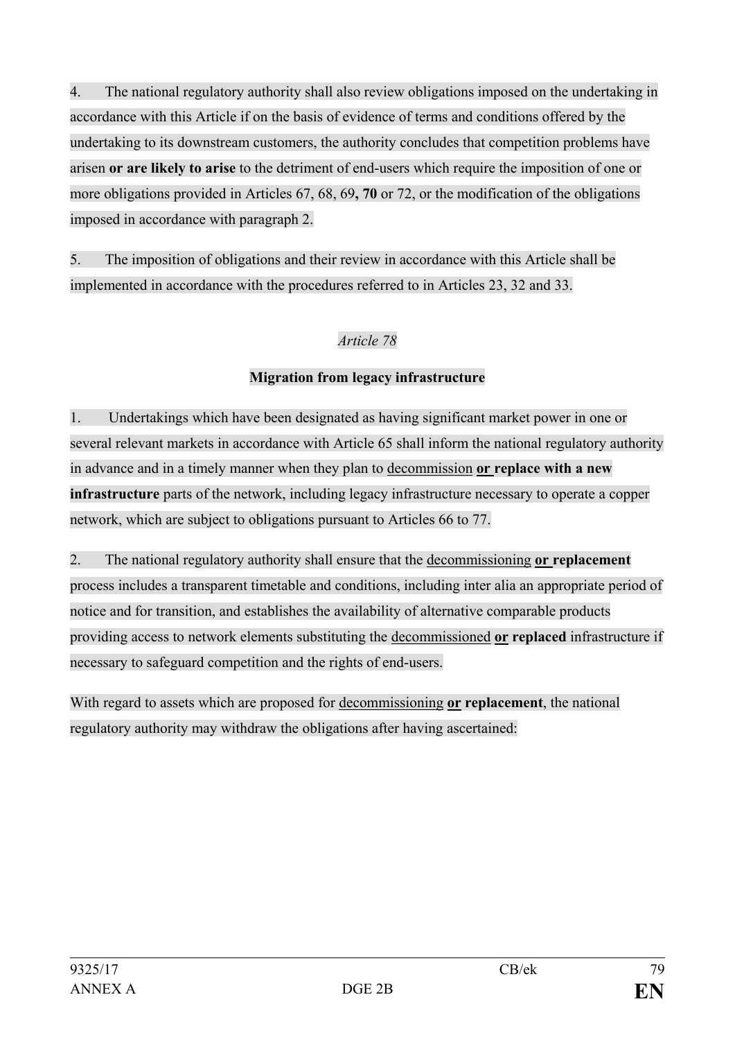4. The national regulatory authority shall also review obligations imposed on the undertaking in accordance with this Article if on the basis of evidence of terms and conditions offered by the undertaking to its downstream customers, the authority concludes that competition problems have arisen **or are likely to arise** to the detriment of end-users which require the imposition of one or more obligations provided in Articles 67, 68, 69**, 70** or 72, or the modification of the obligations imposed in accordance with paragraph 2.

5. The imposition of obligations and their review in accordance with this Article shall be implemented in accordance with the procedures referred to in Articles 23, 32 and 33.

*Article 78*

**Migration from legacy infrastructure**

1. Undertakings which have been designated as having significant market power in one or several relevant markets in accordance with Article 65 shall inform the national regulatory authority in advance and in a timely manner when they plan to decommission **or replace with a new infrastructure** parts of the network, including legacy infrastructure necessary to operate a copper network, which are subject to obligations pursuant to Articles 66 to 77.

2. The national regulatory authority shall ensure that the decommissioning **or replacement** process includes a transparent timetable and conditions, including inter alia an appropriate period of notice and for transition, and establishes the availability of alternative comparable products providing access to network elements substituting the decommissioned **or replaced** infrastructure if necessary to safeguard competition and the rights of end-users.

With regard to assets which are proposed for decommissioning **or replacement**, the national regulatory authority may withdraw the obligations after having ascertained: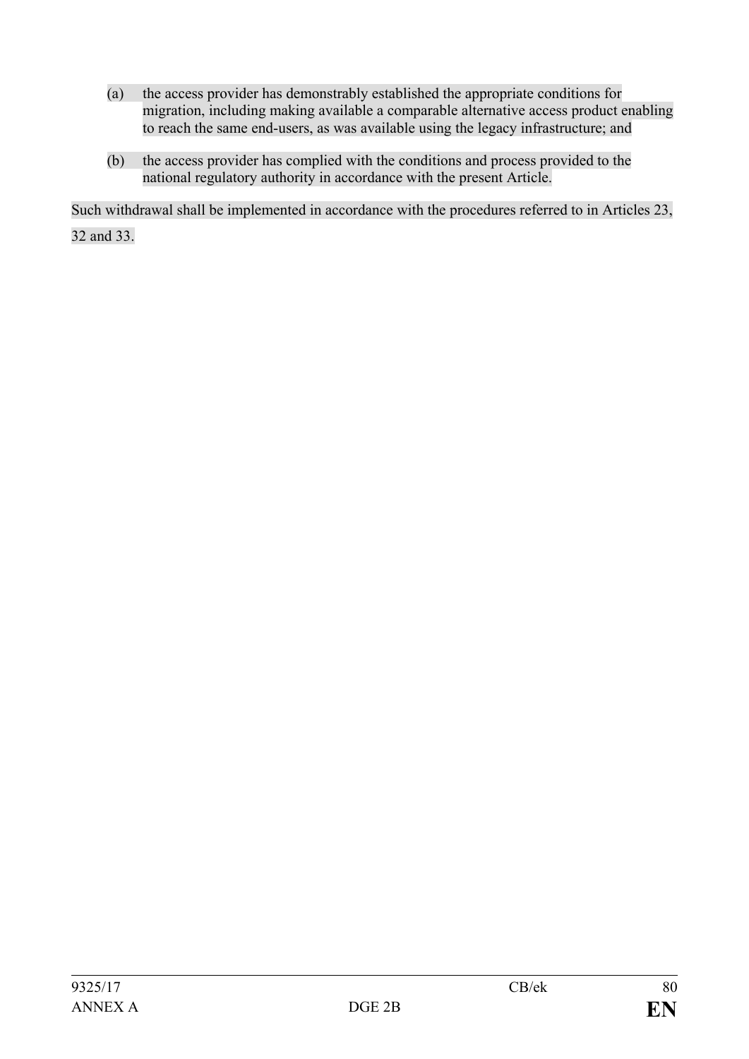(a) the access provider has demonstrably established the appropriate conditions for migration, including making available a comparable alternative access product enabling to reach the same end-users, as was available using the legacy infrastructure; and

(b) the access provider has complied with the conditions and process provided to the national regulatory authority in accordance with the present Article.

Such withdrawal shall be implemented in accordance with the procedures referred to in Articles 23, 32 and 33.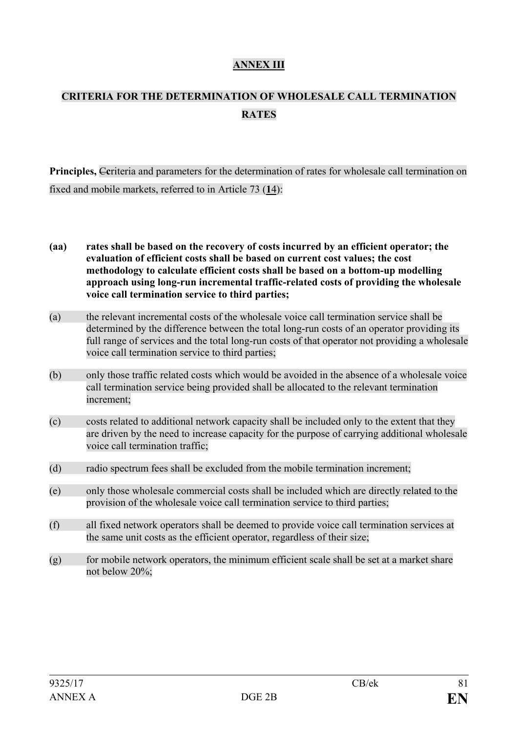**ANNEX III**

**CRITERIA FOR THE DETERMINATION OF WHOLESALE CALL TERMINATION RATES**

**Principles,** ~~C~~**c**riteria and parameters for the determination of rates for wholesale call termination on fixed and mobile markets, referred to in Article 73 (**1**4):

**(aa)** **rates shall be based on the recovery of costs incurred by an efficient operator; the evaluation of efficient costs shall be based on current cost values; the cost methodology to calculate efficient costs shall be based on a bottom-up modelling approach using long-run incremental traffic-related costs of providing the wholesale voice call termination service to third parties;**

(a) the relevant incremental costs of the wholesale voice call termination service shall be determined by the difference between the total long-run costs of an operator providing its full range of services and the total long-run costs of that operator not providing a wholesale voice call termination service to third parties;

(b) only those traffic related costs which would be avoided in the absence of a wholesale voice call termination service being provided shall be allocated to the relevant termination increment;

(c) costs related to additional network capacity shall be included only to the extent that they are driven by the need to increase capacity for the purpose of carrying additional wholesale voice call termination traffic;

(d) radio spectrum fees shall be excluded from the mobile termination increment;

(e) only those wholesale commercial costs shall be included which are directly related to the provision of the wholesale voice call termination service to third parties;

(f) all fixed network operators shall be deemed to provide voice call termination services at the same unit costs as the efficient operator, regardless of their size;

(g) for mobile network operators, the minimum efficient scale shall be set at a market share not below 20%;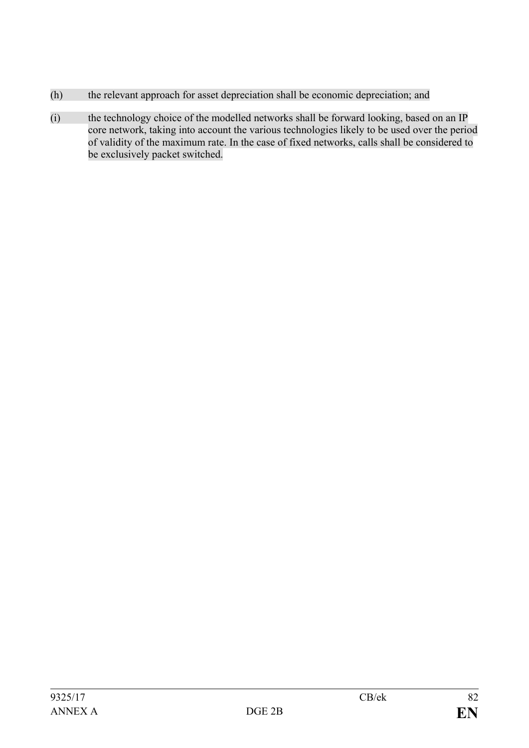(h) the relevant approach for asset depreciation shall be economic depreciation; and

(i) the technology choice of the modelled networks shall be forward looking, based on an IP core network, taking into account the various technologies likely to be used over the period of validity of the maximum rate. In the case of fixed networks, calls shall be considered to be exclusively packet switched.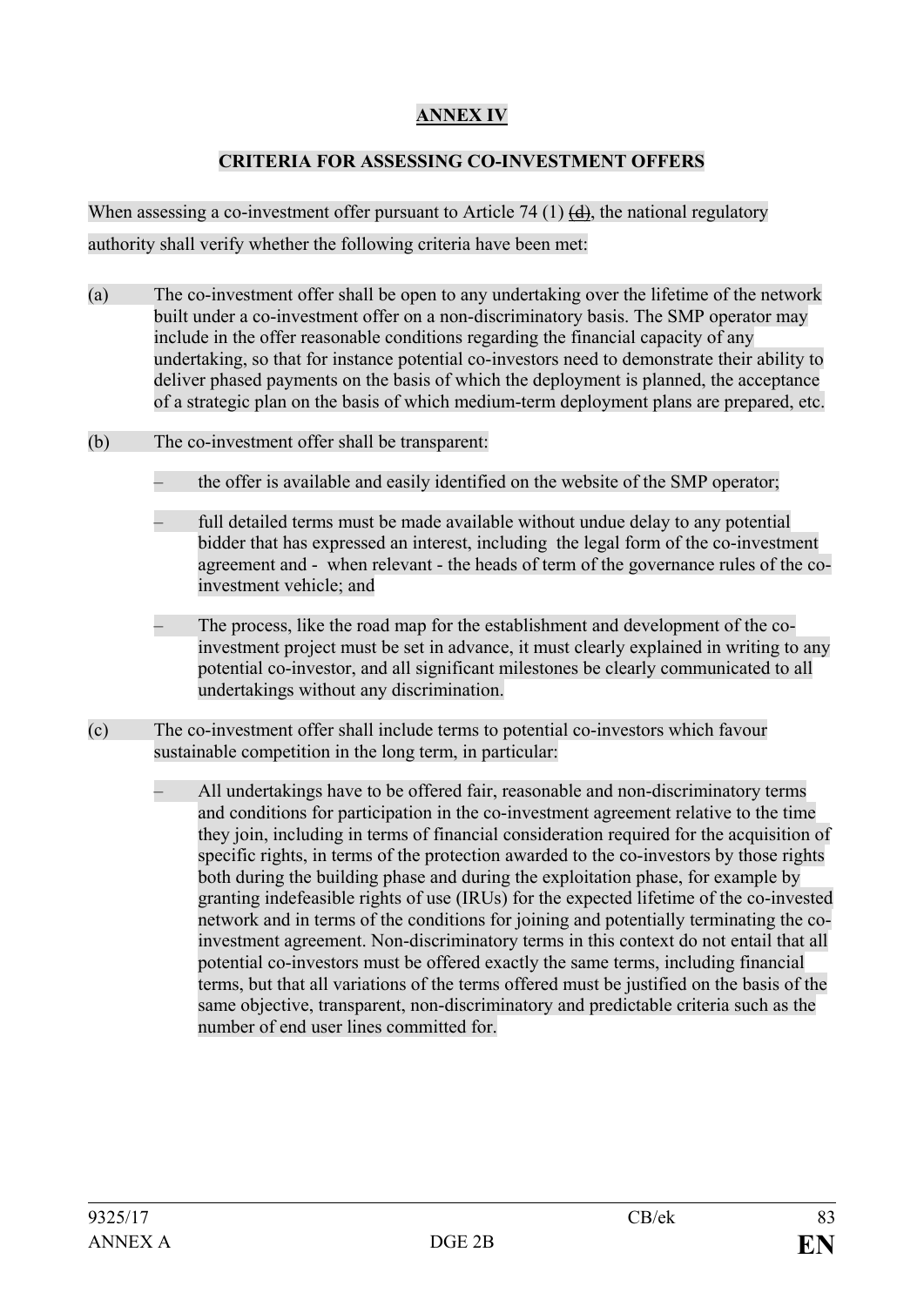## ANNEX IV

### CRITERIA FOR ASSESSING CO-INVESTMENT OFFERS

When assessing a co-investment offer pursuant to Article 74 (1) ~~(d)~~, the national regulatory authority shall verify whether the following criteria have been met:

(a) The co-investment offer shall be open to any undertaking over the lifetime of the network built under a co-investment offer on a non-discriminatory basis. The SMP operator may include in the offer reasonable conditions regarding the financial capacity of any undertaking, so that for instance potential co-investors need to demonstrate their ability to deliver phased payments on the basis of which the deployment is planned, the acceptance of a strategic plan on the basis of which medium-term deployment plans are prepared, etc.

(b) The co-investment offer shall be transparent:

- the offer is available and easily identified on the website of the SMP operator;
- full detailed terms must be made available without undue delay to any potential bidder that has expressed an interest, including the legal form of the co-investment agreement and - when relevant - the heads of term of the governance rules of the co-investment vehicle; and
- The process, like the road map for the establishment and development of the co-investment project must be set in advance, it must clearly explained in writing to any potential co-investor, and all significant milestones be clearly communicated to all undertakings without any discrimination.

(c) The co-investment offer shall include terms to potential co-investors which favour sustainable competition in the long term, in particular:

- All undertakings have to be offered fair, reasonable and non-discriminatory terms and conditions for participation in the co-investment agreement relative to the time they join, including in terms of financial consideration required for the acquisition of specific rights, in terms of the protection awarded to the co-investors by those rights both during the building phase and during the exploitation phase, for example by granting indefeasible rights of use (IRUs) for the expected lifetime of the co-invested network and in terms of the conditions for joining and potentially terminating the co-investment agreement. Non-discriminatory terms in this context do not entail that all potential co-investors must be offered exactly the same terms, including financial terms, but that all variations of the terms offered must be justified on the basis of the same objective, transparent, non-discriminatory and predictable criteria such as the number of end user lines committed for.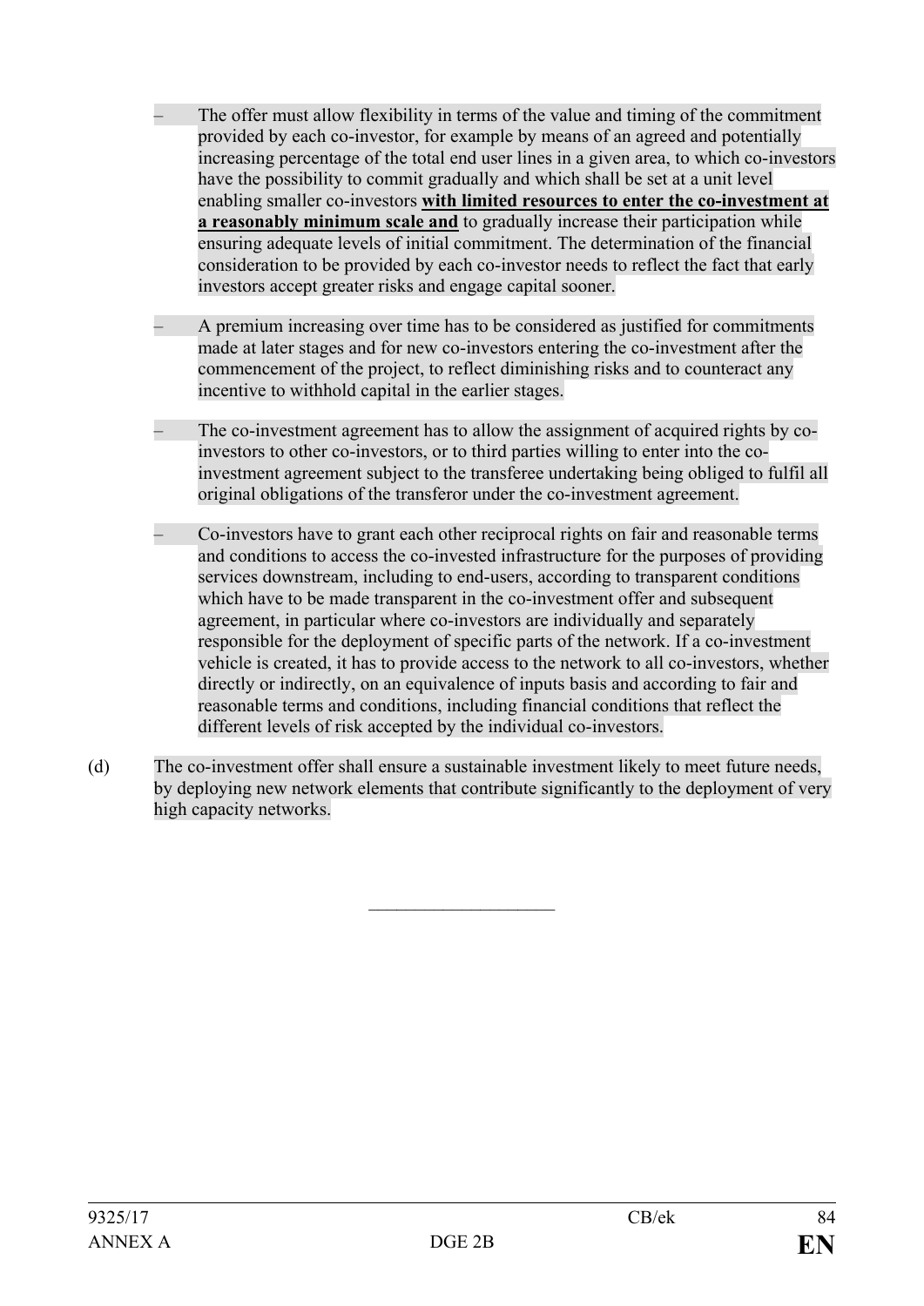- The offer must allow flexibility in terms of the value and timing of the commitment provided by each co-investor, for example by means of an agreed and potentially increasing percentage of the total end user lines in a given area, to which co-investors have the possibility to commit gradually and which shall be set at a unit level enabling smaller co-investors **with limited resources to enter the co-investment at a reasonably minimum scale and** to gradually increase their participation while ensuring adequate levels of initial commitment. The determination of the financial consideration to be provided by each co-investor needs to reflect the fact that early investors accept greater risks and engage capital sooner.

- A premium increasing over time has to be considered as justified for commitments made at later stages and for new co-investors entering the co-investment after the commencement of the project, to reflect diminishing risks and to counteract any incentive to withhold capital in the earlier stages.

- The co-investment agreement has to allow the assignment of acquired rights by co-investors to other co-investors, or to third parties willing to enter into the co-investment agreement subject to the transferee undertaking being obliged to fulfil all original obligations of the transferor under the co-investment agreement.

- Co-investors have to grant each other reciprocal rights on fair and reasonable terms and conditions to access the co-invested infrastructure for the purposes of providing services downstream, including to end-users, according to transparent conditions which have to be made transparent in the co-investment offer and subsequent agreement, in particular where co-investors are individually and separately responsible for the deployment of specific parts of the network. If a co-investment vehicle is created, it has to provide access to the network to all co-investors, whether directly or indirectly, on an equivalence of inputs basis and according to fair and reasonable terms and conditions, including financial conditions that reflect the different levels of risk accepted by the individual co-investors.

(d) The co-investment offer shall ensure a sustainable investment likely to meet future needs, by deploying new network elements that contribute significantly to the deployment of very high capacity networks.